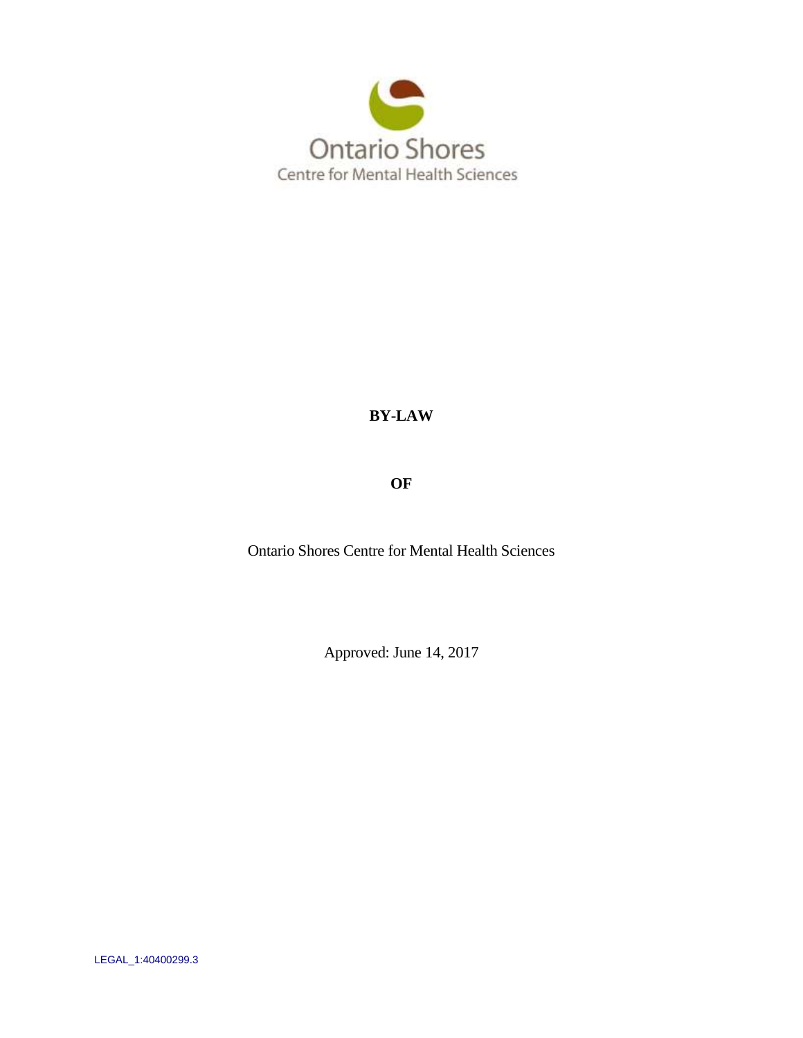Ontario Shores

Centre for Mental Health Sciences

# BY-LAW

# OF

Ontario Shores Centre for Mental Health Sciences

Approved: June 14, 2017

LEGAL_1:40400299.3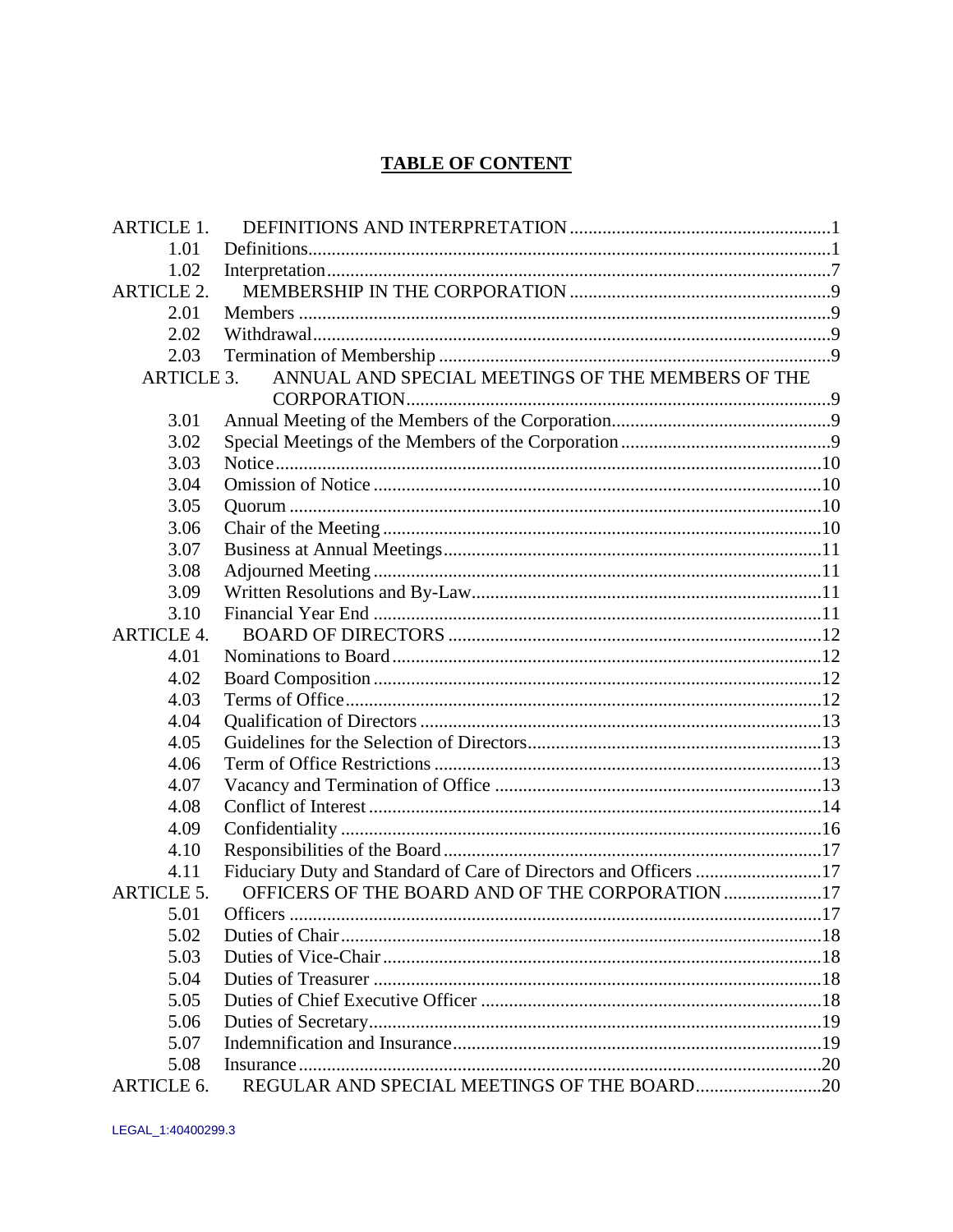# TABLE OF CONTENT

| | | |
|---|---|---|
| ARTICLE 1. | DEFINITIONS AND INTERPRETATION | 1 |
| 1.01 | Definitions | 1 |
| 1.02 | Interpretation | 7 |
| ARTICLE 2. | MEMBERSHIP IN THE CORPORATION | 9 |
| 2.01 | Members | 9 |
| 2.02 | Withdrawal | 9 |
| 2.03 | Termination of Membership | 9 |
| ARTICLE 3. | ANNUAL AND SPECIAL MEETINGS OF THE MEMBERS OF THE CORPORATION | 9 |
| 3.01 | Annual Meeting of the Members of the Corporation | 9 |
| 3.02 | Special Meetings of the Members of the Corporation | 9 |
| 3.03 | Notice | 10 |
| 3.04 | Omission of Notice | 10 |
| 3.05 | Quorum | 10 |
| 3.06 | Chair of the Meeting | 10 |
| 3.07 | Business at Annual Meetings | 11 |
| 3.08 | Adjourned Meeting | 11 |
| 3.09 | Written Resolutions and By-Law | 11 |
| 3.10 | Financial Year End | 11 |
| ARTICLE 4. | BOARD OF DIRECTORS | 12 |
| 4.01 | Nominations to Board | 12 |
| 4.02 | Board Composition | 12 |
| 4.03 | Terms of Office | 12 |
| 4.04 | Qualification of Directors | 13 |
| 4.05 | Guidelines for the Selection of Directors | 13 |
| 4.06 | Term of Office Restrictions | 13 |
| 4.07 | Vacancy and Termination of Office | 13 |
| 4.08 | Conflict of Interest | 14 |
| 4.09 | Confidentiality | 16 |
| 4.10 | Responsibilities of the Board | 17 |
| 4.11 | Fiduciary Duty and Standard of Care of Directors and Officers | 17 |
| ARTICLE 5. | OFFICERS OF THE BOARD AND OF THE CORPORATION | 17 |
| 5.01 | Officers | 17 |
| 5.02 | Duties of Chair | 18 |
| 5.03 | Duties of Vice-Chair | 18 |
| 5.04 | Duties of Treasurer | 18 |
| 5.05 | Duties of Chief Executive Officer | 18 |
| 5.06 | Duties of Secretary | 19 |
| 5.07 | Indemnification and Insurance | 19 |
| 5.08 | Insurance | 20 |
| ARTICLE 6. | REGULAR AND SPECIAL MEETINGS OF THE BOARD | 20 |

LEGAL_1:40400299.3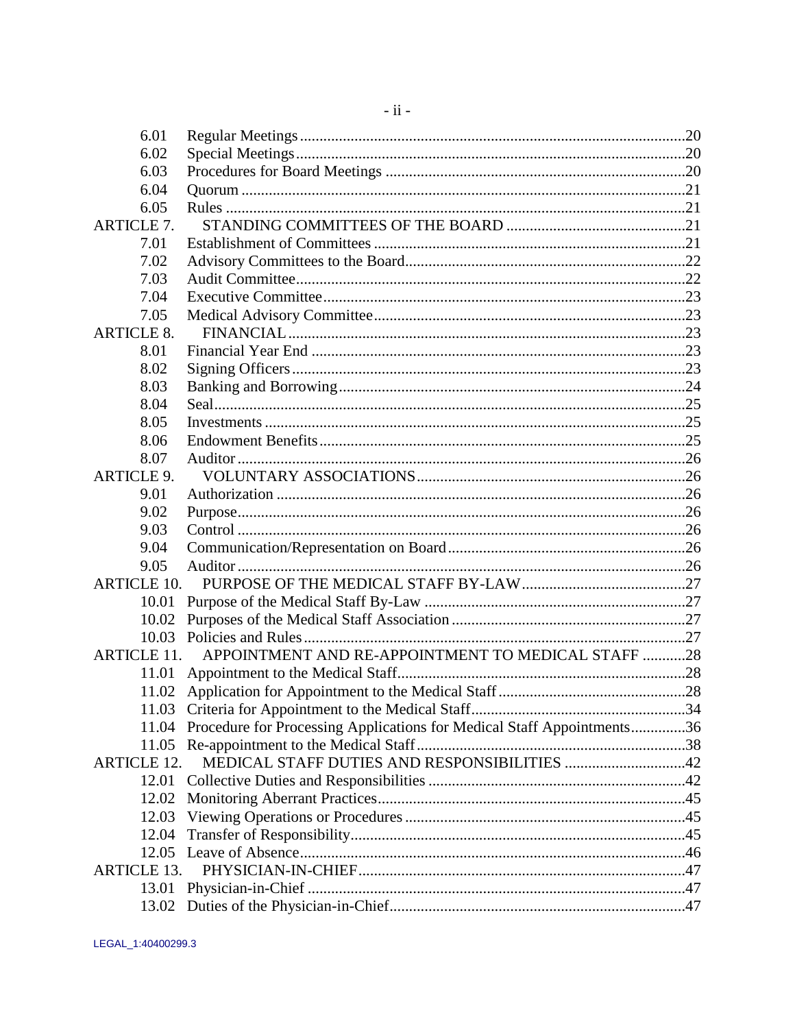| | | |
|---|---|---|
| 6.01 | Regular Meetings | 20 |
| 6.02 | Special Meetings | 20 |
| 6.03 | Procedures for Board Meetings | 20 |
| 6.04 | Quorum | 21 |
| 6.05 | Rules | 21 |
| ARTICLE 7. | STANDING COMMITTEES OF THE BOARD | 21 |
| 7.01 | Establishment of Committees | 21 |
| 7.02 | Advisory Committees to the Board | 22 |
| 7.03 | Audit Committee | 22 |
| 7.04 | Executive Committee | 23 |
| 7.05 | Medical Advisory Committee | 23 |
| ARTICLE 8. | FINANCIAL | 23 |
| 8.01 | Financial Year End | 23 |
| 8.02 | Signing Officers | 23 |
| 8.03 | Banking and Borrowing | 24 |
| 8.04 | Seal | 25 |
| 8.05 | Investments | 25 |
| 8.06 | Endowment Benefits | 25 |
| 8.07 | Auditor | 26 |
| ARTICLE 9. | VOLUNTARY ASSOCIATIONS | 26 |
| 9.01 | Authorization | 26 |
| 9.02 | Purpose | 26 |
| 9.03 | Control | 26 |
| 9.04 | Communication/Representation on Board | 26 |
| 9.05 | Auditor | 26 |
| ARTICLE 10. | PURPOSE OF THE MEDICAL STAFF BY-LAW | 27 |
| 10.01 | Purpose of the Medical Staff By-Law | 27 |
| 10.02 | Purposes of the Medical Staff Association | 27 |
| 10.03 | Policies and Rules | 27 |
| ARTICLE 11. | APPOINTMENT AND RE-APPOINTMENT TO MEDICAL STAFF | 28 |
| 11.01 | Appointment to the Medical Staff | 28 |
| 11.02 | Application for Appointment to the Medical Staff | 28 |
| 11.03 | Criteria for Appointment to the Medical Staff | 34 |
| 11.04 | Procedure for Processing Applications for Medical Staff Appointments | 36 |
| 11.05 | Re-appointment to the Medical Staff | 38 |
| ARTICLE 12. | MEDICAL STAFF DUTIES AND RESPONSIBILITIES | 42 |
| 12.01 | Collective Duties and Responsibilities | 42 |
| 12.02 | Monitoring Aberrant Practices | 45 |
| 12.03 | Viewing Operations or Procedures | 45 |
| 12.04 | Transfer of Responsibility | 45 |
| 12.05 | Leave of Absence | 46 |
| ARTICLE 13. | PHYSICIAN-IN-CHIEF | 47 |
| 13.01 | Physician-in-Chief | 47 |
| 13.02 | Duties of the Physician-in-Chief | 47 |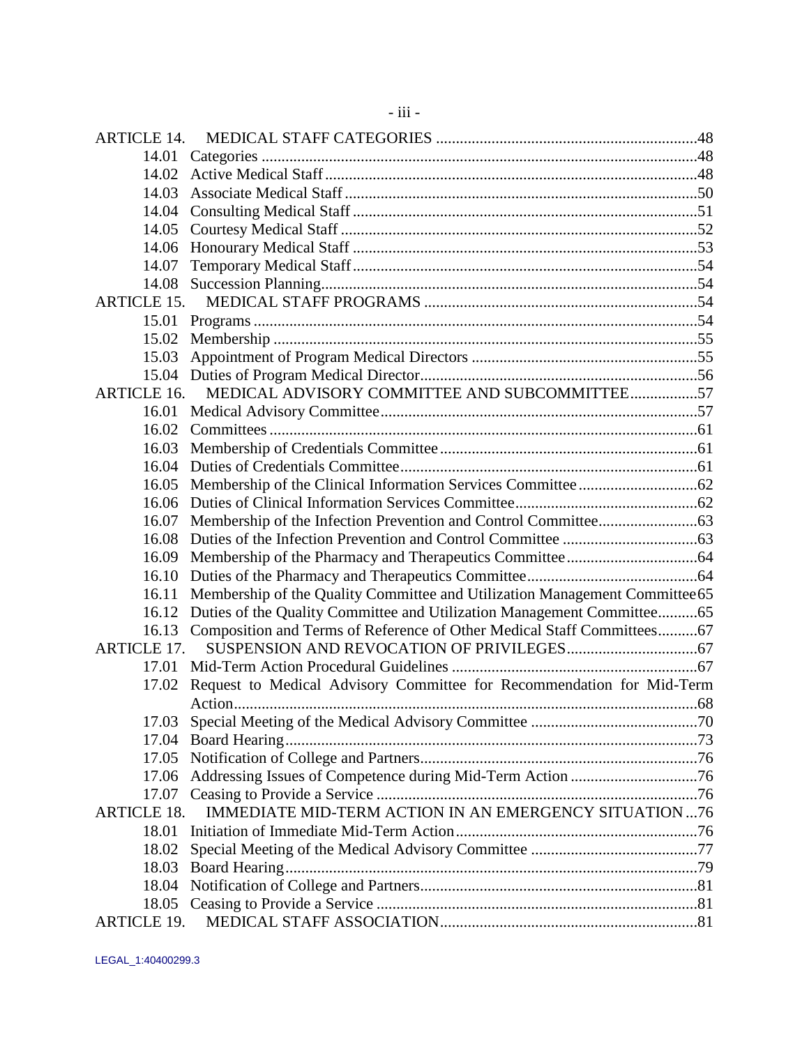| | | |
|---|---|---|
| ARTICLE 14. | MEDICAL STAFF CATEGORIES | 48 |
| 14.01 | Categories | 48 |
| 14.02 | Active Medical Staff | 48 |
| 14.03 | Associate Medical Staff | 50 |
| 14.04 | Consulting Medical Staff | 51 |
| 14.05 | Courtesy Medical Staff | 52 |
| 14.06 | Honourary Medical Staff | 53 |
| 14.07 | Temporary Medical Staff | 54 |
| 14.08 | Succession Planning | 54 |
| ARTICLE 15. | MEDICAL STAFF PROGRAMS | 54 |
| 15.01 | Programs | 54 |
| 15.02 | Membership | 55 |
| 15.03 | Appointment of Program Medical Directors | 55 |
| 15.04 | Duties of Program Medical Director | 56 |
| ARTICLE 16. | MEDICAL ADVISORY COMMITTEE AND SUBCOMMITTEE | 57 |
| 16.01 | Medical Advisory Committee | 57 |
| 16.02 | Committees | 61 |
| 16.03 | Membership of Credentials Committee | 61 |
| 16.04 | Duties of Credentials Committee | 61 |
| 16.05 | Membership of the Clinical Information Services Committee | 62 |
| 16.06 | Duties of Clinical Information Services Committee | 62 |
| 16.07 | Membership of the Infection Prevention and Control Committee | 63 |
| 16.08 | Duties of the Infection Prevention and Control Committee | 63 |
| 16.09 | Membership of the Pharmacy and Therapeutics Committee | 64 |
| 16.10 | Duties of the Pharmacy and Therapeutics Committee | 64 |
| 16.11 | Membership of the Quality Committee and Utilization Management Committee | 65 |
| 16.12 | Duties of the Quality Committee and Utilization Management Committee | 65 |
| 16.13 | Composition and Terms of Reference of Other Medical Staff Committees | 67 |
| ARTICLE 17. | SUSPENSION AND REVOCATION OF PRIVILEGES | 67 |
| 17.01 | Mid-Term Action Procedural Guidelines | 67 |
| 17.02 | Request to Medical Advisory Committee for Recommendation for Mid-Term Action | 68 |
| 17.03 | Special Meeting of the Medical Advisory Committee | 70 |
| 17.04 | Board Hearing | 73 |
| 17.05 | Notification of College and Partners | 76 |
| 17.06 | Addressing Issues of Competence during Mid-Term Action | 76 |
| 17.07 | Ceasing to Provide a Service | 76 |
| ARTICLE 18. | IMMEDIATE MID-TERM ACTION IN AN EMERGENCY SITUATION | 76 |
| 18.01 | Initiation of Immediate Mid-Term Action | 76 |
| 18.02 | Special Meeting of the Medical Advisory Committee | 77 |
| 18.03 | Board Hearing | 79 |
| 18.04 | Notification of College and Partners | 81 |
| 18.05 | Ceasing to Provide a Service | 81 |
| ARTICLE 19. | MEDICAL STAFF ASSOCIATION | 81 |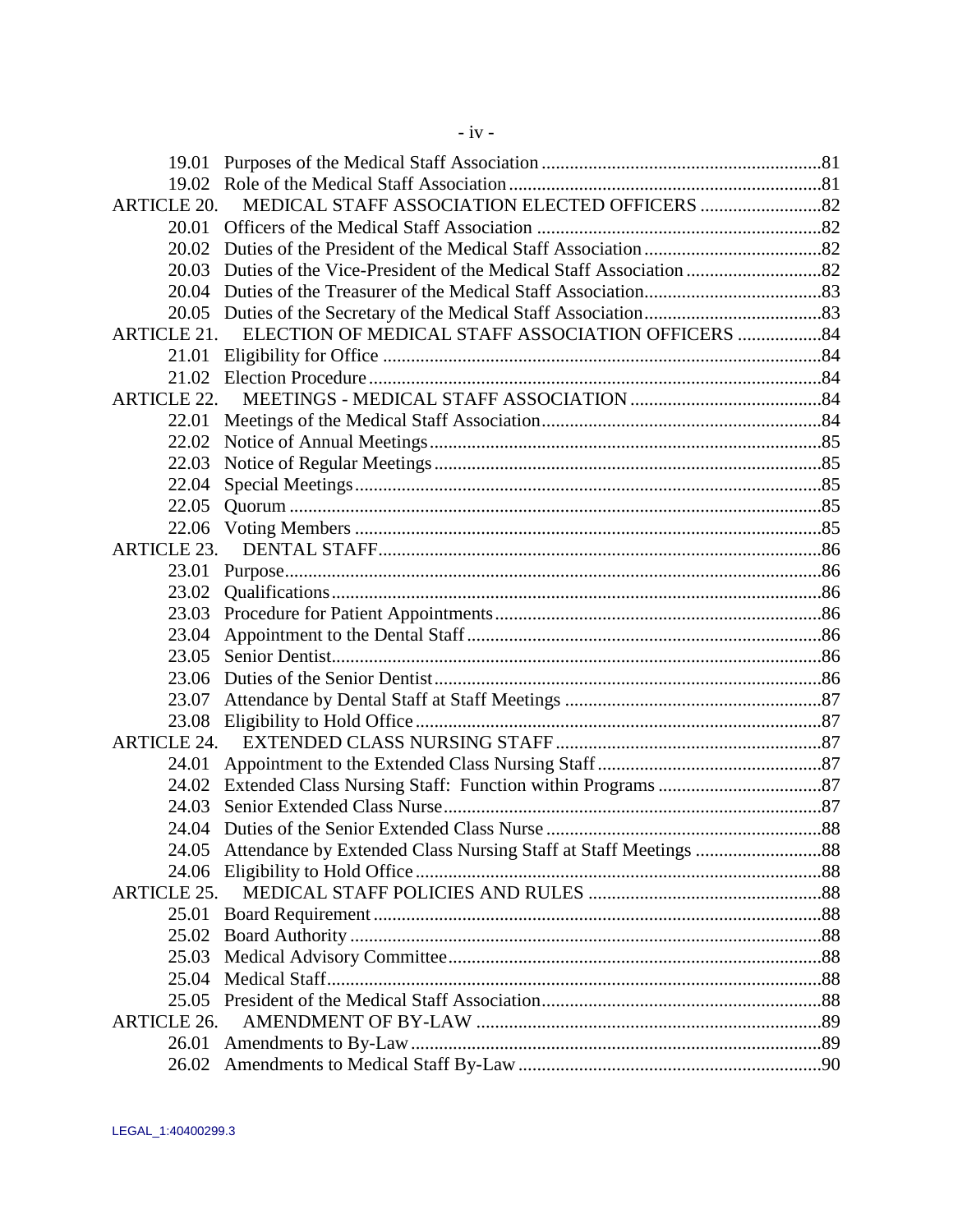| | | |
|---|---|---|
| 19.01 | Purposes of the Medical Staff Association | 81 |
| 19.02 | Role of the Medical Staff Association | 81 |
| ARTICLE 20. | MEDICAL STAFF ASSOCIATION ELECTED OFFICERS | 82 |
| 20.01 | Officers of the Medical Staff Association | 82 |
| 20.02 | Duties of the President of the Medical Staff Association | 82 |
| 20.03 | Duties of the Vice-President of the Medical Staff Association | 82 |
| 20.04 | Duties of the Treasurer of the Medical Staff Association | 83 |
| 20.05 | Duties of the Secretary of the Medical Staff Association | 83 |
| ARTICLE 21. | ELECTION OF MEDICAL STAFF ASSOCIATION OFFICERS | 84 |
| 21.01 | Eligibility for Office | 84 |
| 21.02 | Election Procedure | 84 |
| ARTICLE 22. | MEETINGS - MEDICAL STAFF ASSOCIATION | 84 |
| 22.01 | Meetings of the Medical Staff Association | 84 |
| 22.02 | Notice of Annual Meetings | 85 |
| 22.03 | Notice of Regular Meetings | 85 |
| 22.04 | Special Meetings | 85 |
| 22.05 | Quorum | 85 |
| 22.06 | Voting Members | 85 |
| ARTICLE 23. | DENTAL STAFF | 86 |
| 23.01 | Purpose | 86 |
| 23.02 | Qualifications | 86 |
| 23.03 | Procedure for Patient Appointments | 86 |
| 23.04 | Appointment to the Dental Staff | 86 |
| 23.05 | Senior Dentist | 86 |
| 23.06 | Duties of the Senior Dentist | 86 |
| 23.07 | Attendance by Dental Staff at Staff Meetings | 87 |
| 23.08 | Eligibility to Hold Office | 87 |
| ARTICLE 24. | EXTENDED CLASS NURSING STAFF | 87 |
| 24.01 | Appointment to the Extended Class Nursing Staff | 87 |
| 24.02 | Extended Class Nursing Staff: Function within Programs | 87 |
| 24.03 | Senior Extended Class Nurse | 87 |
| 24.04 | Duties of the Senior Extended Class Nurse | 88 |
| 24.05 | Attendance by Extended Class Nursing Staff at Staff Meetings | 88 |
| 24.06 | Eligibility to Hold Office | 88 |
| ARTICLE 25. | MEDICAL STAFF POLICIES AND RULES | 88 |
| 25.01 | Board Requirement | 88 |
| 25.02 | Board Authority | 88 |
| 25.03 | Medical Advisory Committee | 88 |
| 25.04 | Medical Staff | 88 |
| 25.05 | President of the Medical Staff Association | 88 |
| ARTICLE 26. | AMENDMENT OF BY-LAW | 89 |
| 26.01 | Amendments to By-Law | 89 |
| 26.02 | Amendments to Medical Staff By-Law | 90 |

LEGAL_1:40400299.3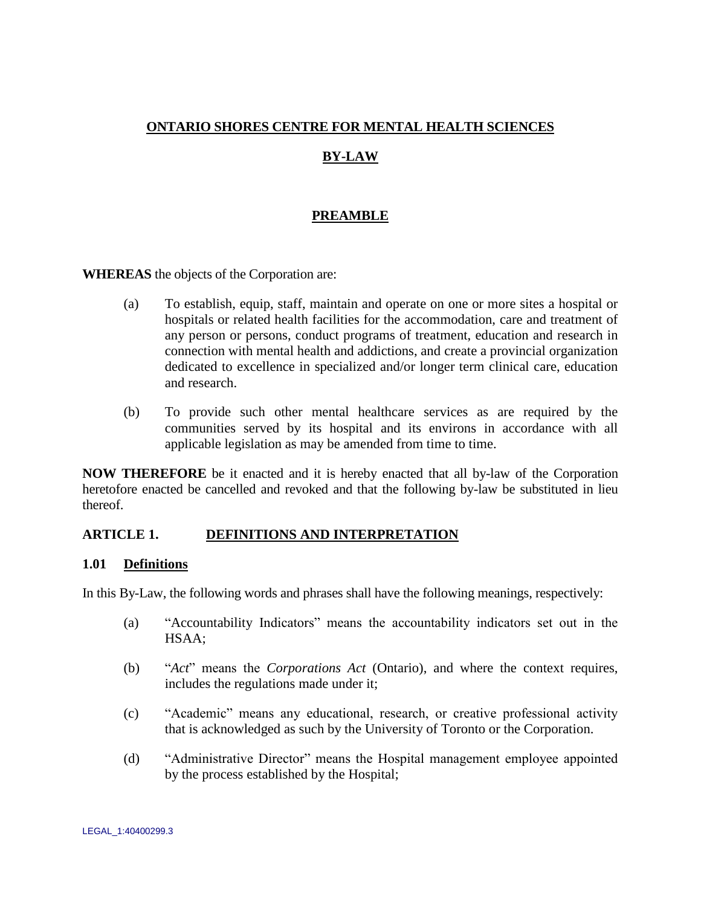# ONTARIO SHORES CENTRE FOR MENTAL HEALTH SCIENCES

# BY-LAW

## PREAMBLE

**WHEREAS** the objects of the Corporation are:

(a) To establish, equip, staff, maintain and operate on one or more sites a hospital or hospitals or related health facilities for the accommodation, care and treatment of any person or persons, conduct programs of treatment, education and research in connection with mental health and addictions, and create a provincial organization dedicated to excellence in specialized and/or longer term clinical care, education and research.

(b) To provide such other mental healthcare services as are required by the communities served by its hospital and its environs in accordance with all applicable legislation as may be amended from time to time.

**NOW THEREFORE** be it enacted and it is hereby enacted that all by-law of the Corporation heretofore enacted be cancelled and revoked and that the following by-law be substituted in lieu thereof.

## ARTICLE 1. DEFINITIONS AND INTERPRETATION

### 1.01 Definitions

In this By-Law, the following words and phrases shall have the following meanings, respectively:

(a) "Accountability Indicators" means the accountability indicators set out in the HSAA;

(b) "*Act*" means the *Corporations Act* (Ontario), and where the context requires, includes the regulations made under it;

(c) "Academic" means any educational, research, or creative professional activity that is acknowledged as such by the University of Toronto or the Corporation.

(d) "Administrative Director" means the Hospital management employee appointed by the process established by the Hospital;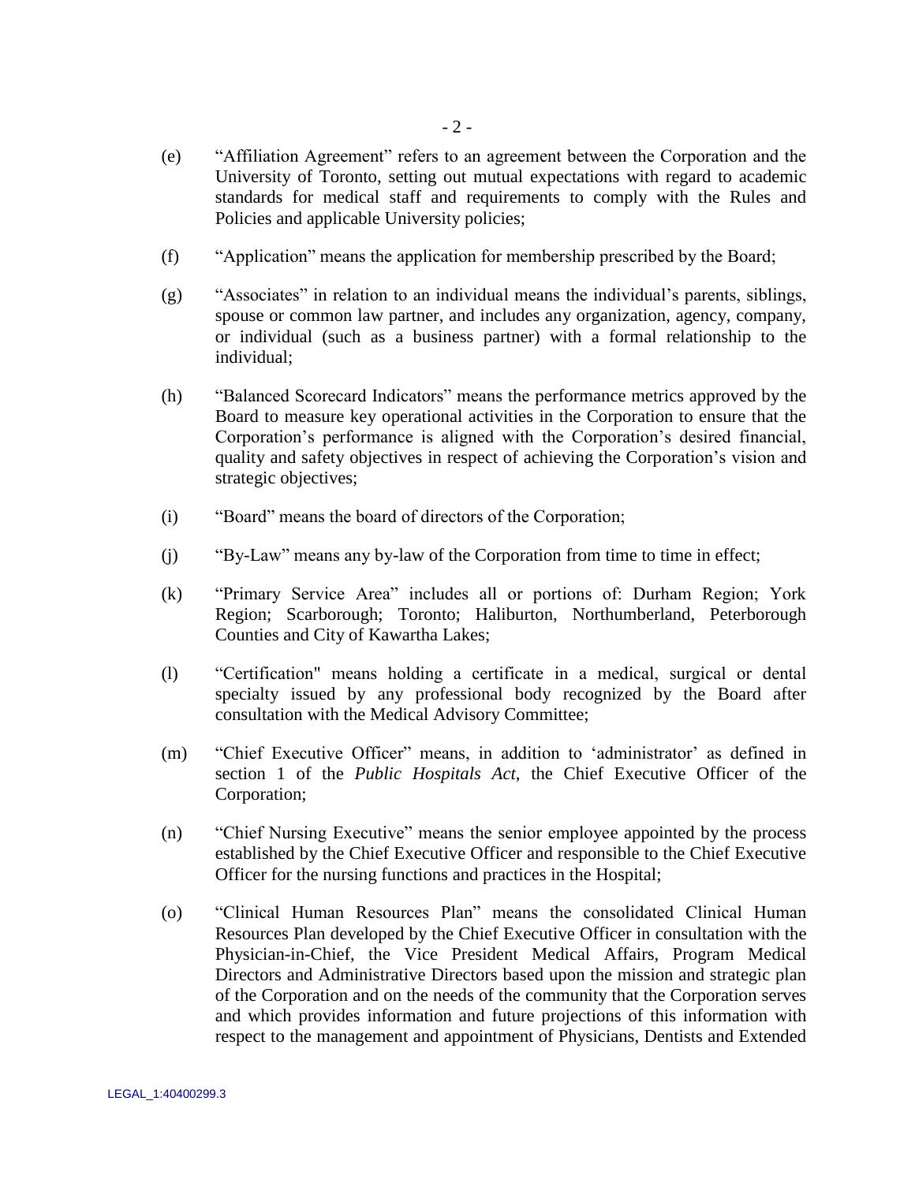(e) "Affiliation Agreement" refers to an agreement between the Corporation and the University of Toronto, setting out mutual expectations with regard to academic standards for medical staff and requirements to comply with the Rules and Policies and applicable University policies;

(f) "Application" means the application for membership prescribed by the Board;

(g) "Associates" in relation to an individual means the individual's parents, siblings, spouse or common law partner, and includes any organization, agency, company, or individual (such as a business partner) with a formal relationship to the individual;

(h) "Balanced Scorecard Indicators" means the performance metrics approved by the Board to measure key operational activities in the Corporation to ensure that the Corporation's performance is aligned with the Corporation's desired financial, quality and safety objectives in respect of achieving the Corporation's vision and strategic objectives;

(i) "Board" means the board of directors of the Corporation;

(j) "By-Law" means any by-law of the Corporation from time to time in effect;

(k) "Primary Service Area" includes all or portions of: Durham Region; York Region; Scarborough; Toronto; Haliburton, Northumberland, Peterborough Counties and City of Kawartha Lakes;

(l) "Certification" means holding a certificate in a medical, surgical or dental specialty issued by any professional body recognized by the Board after consultation with the Medical Advisory Committee;

(m) "Chief Executive Officer" means, in addition to 'administrator' as defined in section 1 of the *Public Hospitals Act*, the Chief Executive Officer of the Corporation;

(n) "Chief Nursing Executive" means the senior employee appointed by the process established by the Chief Executive Officer and responsible to the Chief Executive Officer for the nursing functions and practices in the Hospital;

(o) "Clinical Human Resources Plan" means the consolidated Clinical Human Resources Plan developed by the Chief Executive Officer in consultation with the Physician-in-Chief, the Vice President Medical Affairs, Program Medical Directors and Administrative Directors based upon the mission and strategic plan of the Corporation and on the needs of the community that the Corporation serves and which provides information and future projections of this information with respect to the management and appointment of Physicians, Dentists and Extended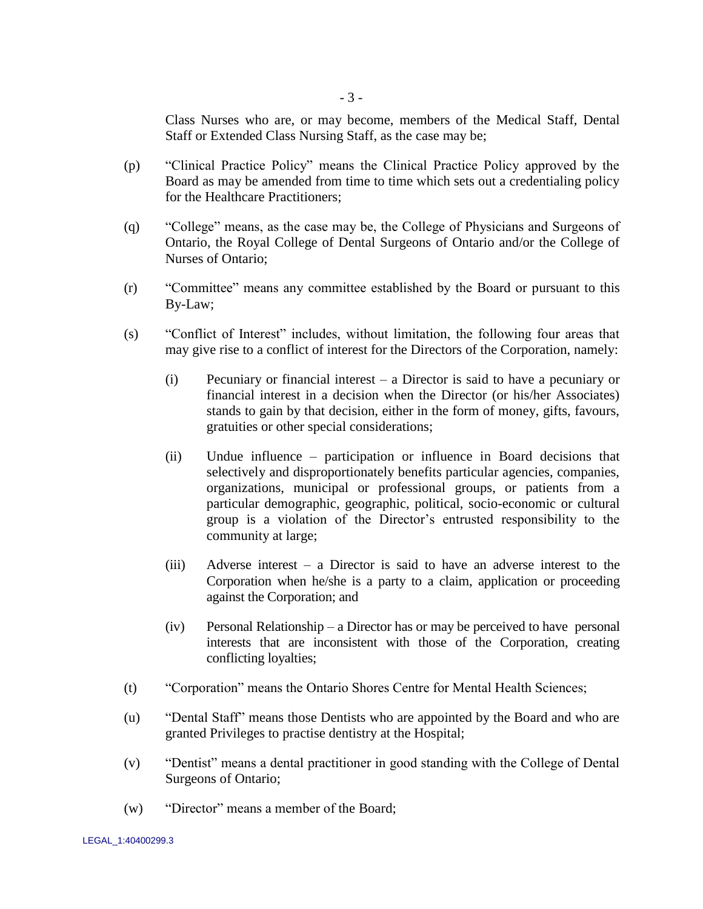Class Nurses who are, or may become, members of the Medical Staff, Dental Staff or Extended Class Nursing Staff, as the case may be;

(p) "Clinical Practice Policy" means the Clinical Practice Policy approved by the Board as may be amended from time to time which sets out a credentialing policy for the Healthcare Practitioners;

(q) "College" means, as the case may be, the College of Physicians and Surgeons of Ontario, the Royal College of Dental Surgeons of Ontario and/or the College of Nurses of Ontario;

(r) "Committee" means any committee established by the Board or pursuant to this By-Law;

(s) "Conflict of Interest" includes, without limitation, the following four areas that may give rise to a conflict of interest for the Directors of the Corporation, namely:

   (i) Pecuniary or financial interest – a Director is said to have a pecuniary or financial interest in a decision when the Director (or his/her Associates) stands to gain by that decision, either in the form of money, gifts, favours, gratuities or other special considerations;

   (ii) Undue influence – participation or influence in Board decisions that selectively and disproportionately benefits particular agencies, companies, organizations, municipal or professional groups, or patients from a particular demographic, geographic, political, socio-economic or cultural group is a violation of the Director's entrusted responsibility to the community at large;

   (iii) Adverse interest – a Director is said to have an adverse interest to the Corporation when he/she is a party to a claim, application or proceeding against the Corporation; and

   (iv) Personal Relationship – a Director has or may be perceived to have personal interests that are inconsistent with those of the Corporation, creating conflicting loyalties;

(t) "Corporation" means the Ontario Shores Centre for Mental Health Sciences;

(u) "Dental Staff" means those Dentists who are appointed by the Board and who are granted Privileges to practise dentistry at the Hospital;

(v) "Dentist" means a dental practitioner in good standing with the College of Dental Surgeons of Ontario;

(w) "Director" means a member of the Board;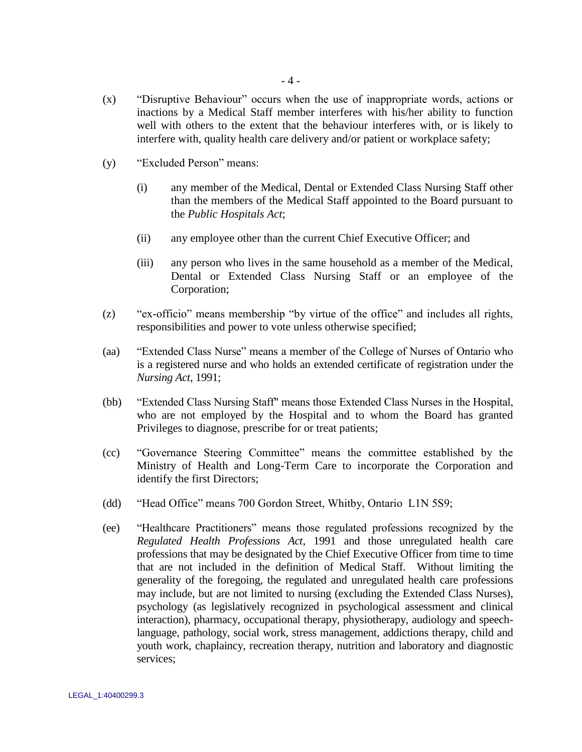(x) "Disruptive Behaviour" occurs when the use of inappropriate words, actions or inactions by a Medical Staff member interferes with his/her ability to function well with others to the extent that the behaviour interferes with, or is likely to interfere with, quality health care delivery and/or patient or workplace safety;

(y) "Excluded Person" means:

  (i) any member of the Medical, Dental or Extended Class Nursing Staff other than the members of the Medical Staff appointed to the Board pursuant to the *Public Hospitals Act*;

  (ii) any employee other than the current Chief Executive Officer; and

  (iii) any person who lives in the same household as a member of the Medical, Dental or Extended Class Nursing Staff or an employee of the Corporation;

(z) "ex-officio" means membership "by virtue of the office" and includes all rights, responsibilities and power to vote unless otherwise specified;

(aa) "Extended Class Nurse" means a member of the College of Nurses of Ontario who is a registered nurse and who holds an extended certificate of registration under the *Nursing Act*, 1991;

(bb) "Extended Class Nursing Staff" means those Extended Class Nurses in the Hospital, who are not employed by the Hospital and to whom the Board has granted Privileges to diagnose, prescribe for or treat patients;

(cc) "Governance Steering Committee" means the committee established by the Ministry of Health and Long-Term Care to incorporate the Corporation and identify the first Directors;

(dd) "Head Office" means 700 Gordon Street, Whitby, Ontario L1N 5S9;

(ee) "Healthcare Practitioners" means those regulated professions recognized by the *Regulated Health Professions Act*, 1991 and those unregulated health care professions that may be designated by the Chief Executive Officer from time to time that are not included in the definition of Medical Staff. Without limiting the generality of the foregoing, the regulated and unregulated health care professions may include, but are not limited to nursing (excluding the Extended Class Nurses), psychology (as legislatively recognized in psychological assessment and clinical interaction), pharmacy, occupational therapy, physiotherapy, audiology and speech-language, pathology, social work, stress management, addictions therapy, child and youth work, chaplaincy, recreation therapy, nutrition and laboratory and diagnostic services;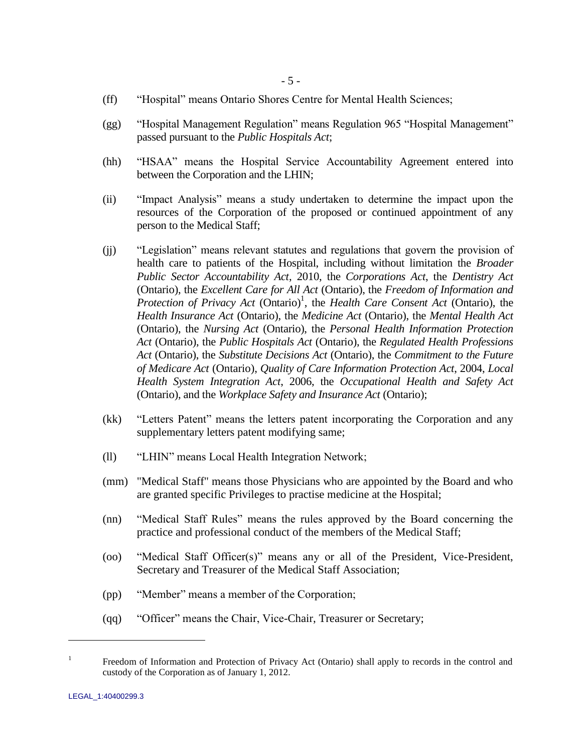(ff) “Hospital” means Ontario Shores Centre for Mental Health Sciences;

(gg) “Hospital Management Regulation” means Regulation 965 “Hospital Management” passed pursuant to the *Public Hospitals Act*;

(hh) “HSAA” means the Hospital Service Accountability Agreement entered into between the Corporation and the LHIN;

(ii) “Impact Analysis” means a study undertaken to determine the impact upon the resources of the Corporation of the proposed or continued appointment of any person to the Medical Staff;

(jj) “Legislation” means relevant statutes and regulations that govern the provision of health care to patients of the Hospital, including without limitation the *Broader Public Sector Accountability Act*, 2010, the *Corporations Act*, the *Dentistry Act* (Ontario), the *Excellent Care for All Act* (Ontario), the *Freedom of Information and Protection of Privacy Act* (Ontario)[1], the *Health Care Consent Act* (Ontario), the *Health Insurance Act* (Ontario), the *Medicine Act* (Ontario), the *Mental Health Act* (Ontario), the *Nursing Act* (Ontario), the *Personal Health Information Protection Act* (Ontario), the *Public Hospitals Act* (Ontario), the *Regulated Health Professions Act* (Ontario), the *Substitute Decisions Act* (Ontario), the *Commitment to the Future of Medicare Act* (Ontario), *Quality of Care Information Protection Act*, 2004, *Local Health System Integration Act*, 2006, the *Occupational Health and Safety Act* (Ontario), and the *Workplace Safety and Insurance Act* (Ontario);

(kk) “Letters Patent” means the letters patent incorporating the Corporation and any supplementary letters patent modifying same;

(ll) “LHIN” means Local Health Integration Network;

(mm) "Medical Staff" means those Physicians who are appointed by the Board and who are granted specific Privileges to practise medicine at the Hospital;

(nn) “Medical Staff Rules” means the rules approved by the Board concerning the practice and professional conduct of the members of the Medical Staff;

(oo) “Medical Staff Officer(s)” means any or all of the President, Vice-President, Secretary and Treasurer of the Medical Staff Association;

(pp) “Member” means a member of the Corporation;

(qq) “Officer” means the Chair, Vice-Chair, Treasurer or Secretary;

---

[1] Freedom of Information and Protection of Privacy Act (Ontario) shall apply to records in the control and custody of the Corporation as of January 1, 2012.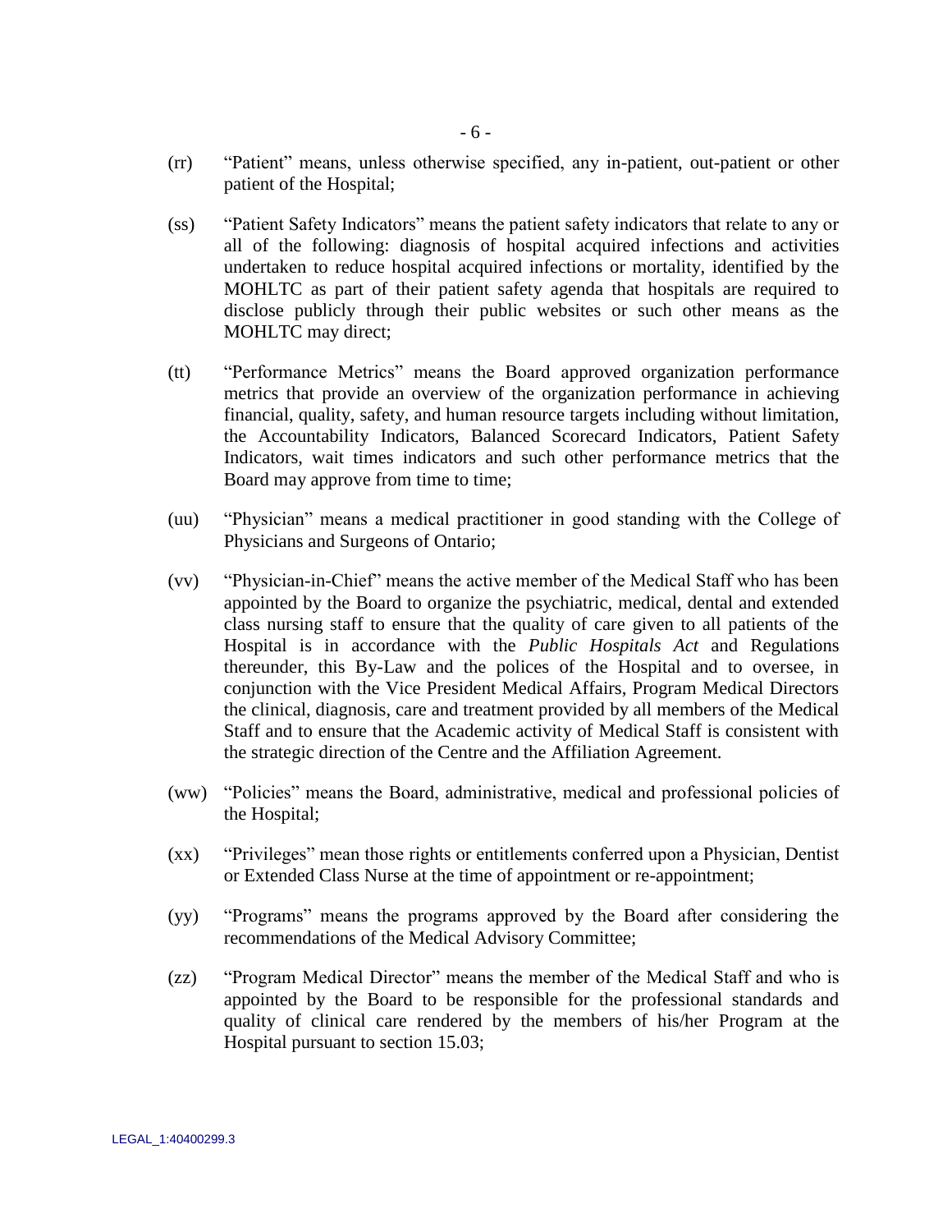(rr) "Patient" means, unless otherwise specified, any in-patient, out-patient or other patient of the Hospital;

(ss) "Patient Safety Indicators" means the patient safety indicators that relate to any or all of the following: diagnosis of hospital acquired infections and activities undertaken to reduce hospital acquired infections or mortality, identified by the MOHLTC as part of their patient safety agenda that hospitals are required to disclose publicly through their public websites or such other means as the MOHLTC may direct;

(tt) "Performance Metrics" means the Board approved organization performance metrics that provide an overview of the organization performance in achieving financial, quality, safety, and human resource targets including without limitation, the Accountability Indicators, Balanced Scorecard Indicators, Patient Safety Indicators, wait times indicators and such other performance metrics that the Board may approve from time to time;

(uu) "Physician" means a medical practitioner in good standing with the College of Physicians and Surgeons of Ontario;

(vv) "Physician-in-Chief" means the active member of the Medical Staff who has been appointed by the Board to organize the psychiatric, medical, dental and extended class nursing staff to ensure that the quality of care given to all patients of the Hospital is in accordance with the *Public Hospitals Act* and Regulations thereunder, this By-Law and the polices of the Hospital and to oversee, in conjunction with the Vice President Medical Affairs, Program Medical Directors the clinical, diagnosis, care and treatment provided by all members of the Medical Staff and to ensure that the Academic activity of Medical Staff is consistent with the strategic direction of the Centre and the Affiliation Agreement.

(ww) "Policies" means the Board, administrative, medical and professional policies of the Hospital;

(xx) "Privileges" mean those rights or entitlements conferred upon a Physician, Dentist or Extended Class Nurse at the time of appointment or re-appointment;

(yy) "Programs" means the programs approved by the Board after considering the recommendations of the Medical Advisory Committee;

(zz) "Program Medical Director" means the member of the Medical Staff and who is appointed by the Board to be responsible for the professional standards and quality of clinical care rendered by the members of his/her Program at the Hospital pursuant to section 15.03;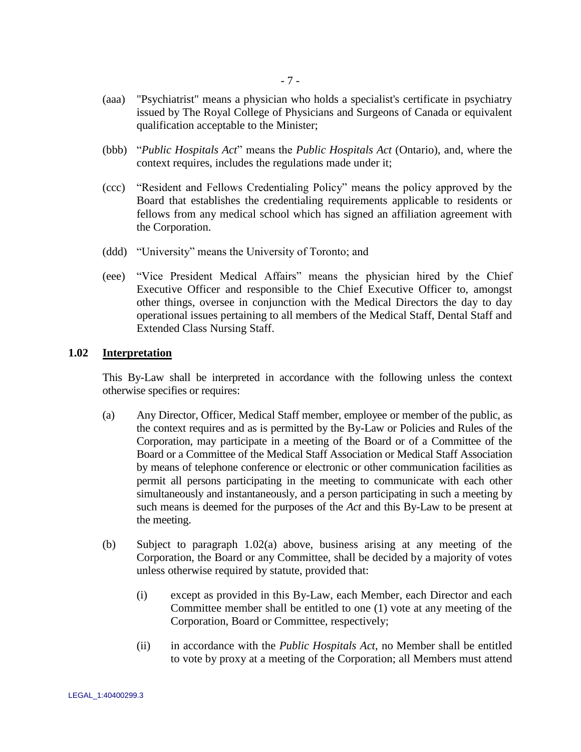(aaa) "Psychiatrist" means a physician who holds a specialist's certificate in psychiatry issued by The Royal College of Physicians and Surgeons of Canada or equivalent qualification acceptable to the Minister;

(bbb) "*Public Hospitals Act*" means the *Public Hospitals Act* (Ontario), and, where the context requires, includes the regulations made under it;

(ccc) "Resident and Fellows Credentialing Policy" means the policy approved by the Board that establishes the credentialing requirements applicable to residents or fellows from any medical school which has signed an affiliation agreement with the Corporation.

(ddd) "University" means the University of Toronto; and

(eee) "Vice President Medical Affairs" means the physician hired by the Chief Executive Officer and responsible to the Chief Executive Officer to, amongst other things, oversee in conjunction with the Medical Directors the day to day operational issues pertaining to all members of the Medical Staff, Dental Staff and Extended Class Nursing Staff.

## 1.02 Interpretation

This By-Law shall be interpreted in accordance with the following unless the context otherwise specifies or requires:

(a) Any Director, Officer, Medical Staff member, employee or member of the public, as the context requires and as is permitted by the By-Law or Policies and Rules of the Corporation, may participate in a meeting of the Board or of a Committee of the Board or a Committee of the Medical Staff Association or Medical Staff Association by means of telephone conference or electronic or other communication facilities as permit all persons participating in the meeting to communicate with each other simultaneously and instantaneously, and a person participating in such a meeting by such means is deemed for the purposes of the *Act* and this By-Law to be present at the meeting.

(b) Subject to paragraph 1.02(a) above, business arising at any meeting of the Corporation, the Board or any Committee, shall be decided by a majority of votes unless otherwise required by statute, provided that:

   (i) except as provided in this By-Law, each Member, each Director and each Committee member shall be entitled to one (1) vote at any meeting of the Corporation, Board or Committee, respectively;

   (ii) in accordance with the *Public Hospitals Act*, no Member shall be entitled to vote by proxy at a meeting of the Corporation; all Members must attend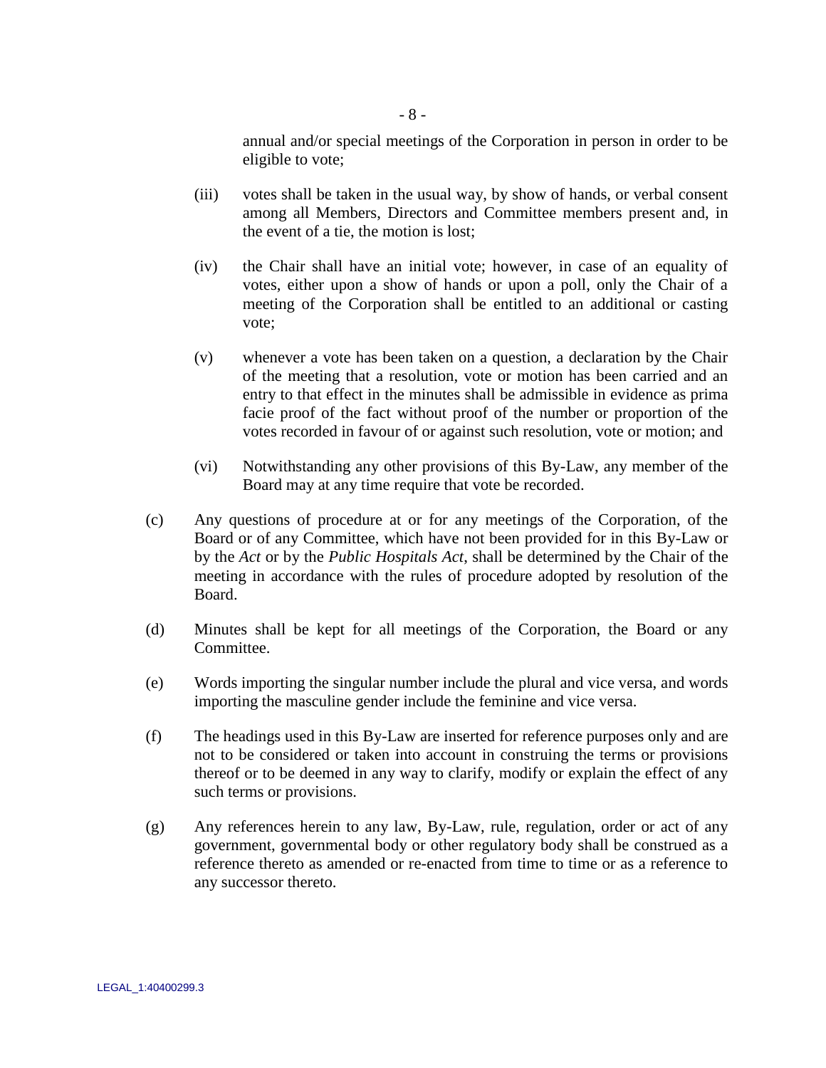annual and/or special meetings of the Corporation in person in order to be eligible to vote;

(iii) votes shall be taken in the usual way, by show of hands, or verbal consent among all Members, Directors and Committee members present and, in the event of a tie, the motion is lost;

(iv) the Chair shall have an initial vote; however, in case of an equality of votes, either upon a show of hands or upon a poll, only the Chair of a meeting of the Corporation shall be entitled to an additional or casting vote;

(v) whenever a vote has been taken on a question, a declaration by the Chair of the meeting that a resolution, vote or motion has been carried and an entry to that effect in the minutes shall be admissible in evidence as prima facie proof of the fact without proof of the number or proportion of the votes recorded in favour of or against such resolution, vote or motion; and

(vi) Notwithstanding any other provisions of this By-Law, any member of the Board may at any time require that vote be recorded.

(c) Any questions of procedure at or for any meetings of the Corporation, of the Board or of any Committee, which have not been provided for in this By-Law or by the *Act* or by the *Public Hospitals Act*, shall be determined by the Chair of the meeting in accordance with the rules of procedure adopted by resolution of the Board.

(d) Minutes shall be kept for all meetings of the Corporation, the Board or any Committee.

(e) Words importing the singular number include the plural and vice versa, and words importing the masculine gender include the feminine and vice versa.

(f) The headings used in this By-Law are inserted for reference purposes only and are not to be considered or taken into account in construing the terms or provisions thereof or to be deemed in any way to clarify, modify or explain the effect of any such terms or provisions.

(g) Any references herein to any law, By-Law, rule, regulation, order or act of any government, governmental body or other regulatory body shall be construed as a reference thereto as amended or re-enacted from time to time or as a reference to any successor thereto.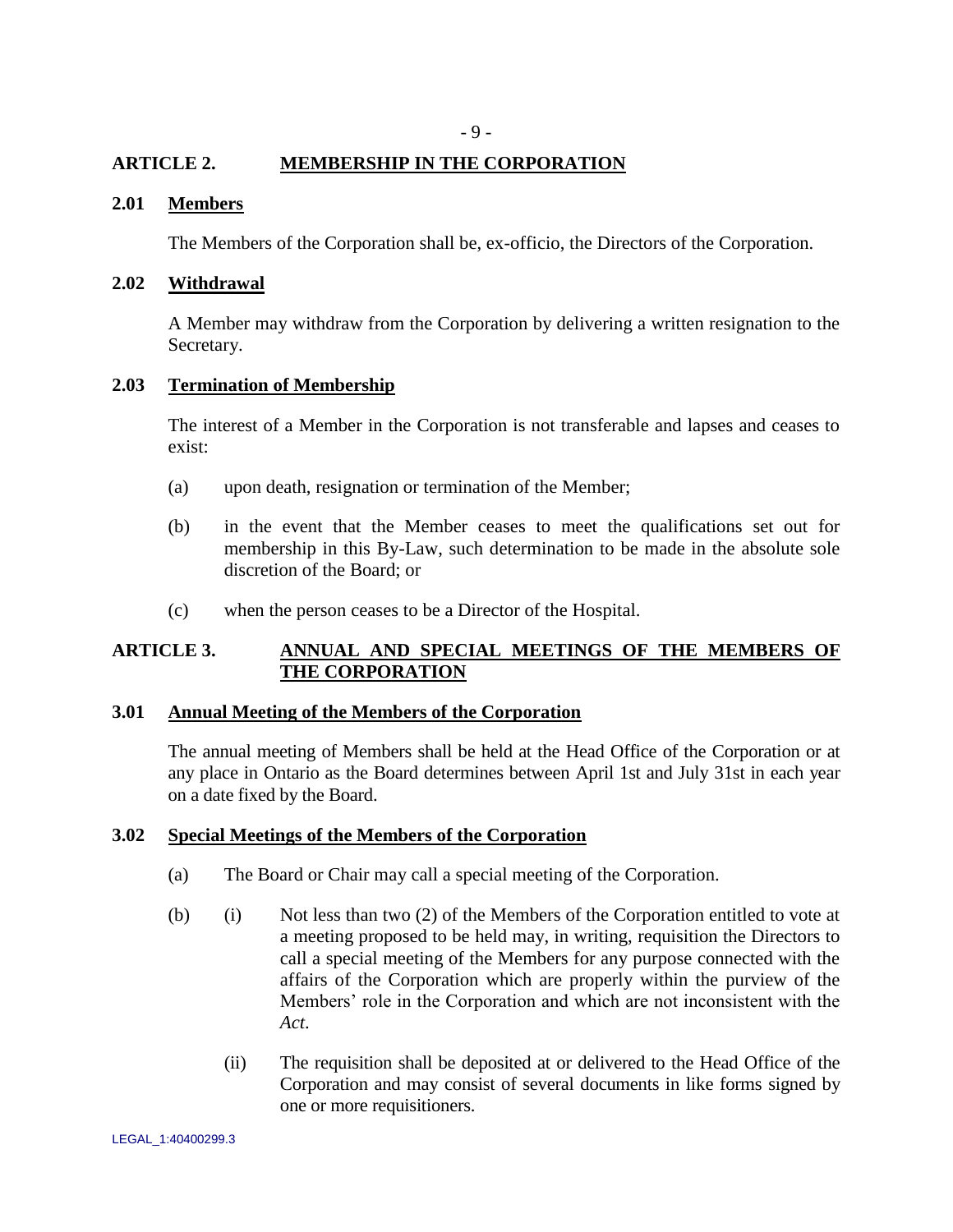## ARTICLE 2. MEMBERSHIP IN THE CORPORATION

### 2.01 Members

The Members of the Corporation shall be, ex-officio, the Directors of the Corporation.

### 2.02 Withdrawal

A Member may withdraw from the Corporation by delivering a written resignation to the Secretary.

### 2.03 Termination of Membership

The interest of a Member in the Corporation is not transferable and lapses and ceases to exist:

(a) upon death, resignation or termination of the Member;

(b) in the event that the Member ceases to meet the qualifications set out for membership in this By-Law, such determination to be made in the absolute sole discretion of the Board; or

(c) when the person ceases to be a Director of the Hospital.

## ARTICLE 3. ANNUAL AND SPECIAL MEETINGS OF THE MEMBERS OF THE CORPORATION

### 3.01 Annual Meeting of the Members of the Corporation

The annual meeting of Members shall be held at the Head Office of the Corporation or at any place in Ontario as the Board determines between April 1st and July 31st in each year on a date fixed by the Board.

### 3.02 Special Meetings of the Members of the Corporation

(a) The Board or Chair may call a special meeting of the Corporation.

(b) (i) Not less than two (2) of the Members of the Corporation entitled to vote at a meeting proposed to be held may, in writing, requisition the Directors to call a special meeting of the Members for any purpose connected with the affairs of the Corporation which are properly within the purview of the Members' role in the Corporation and which are not inconsistent with the *Act*.

(ii) The requisition shall be deposited at or delivered to the Head Office of the Corporation and may consist of several documents in like forms signed by one or more requisitioners.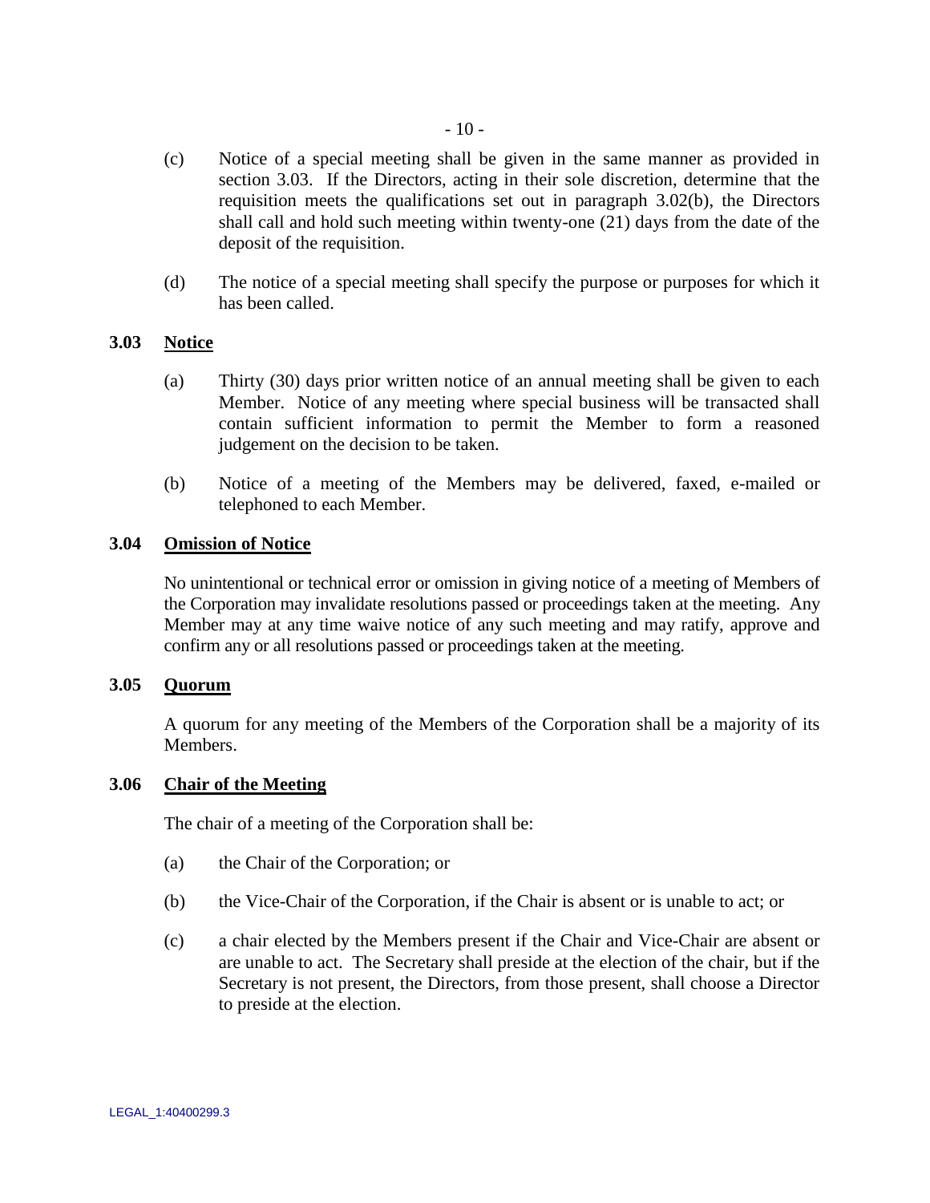(c) Notice of a special meeting shall be given in the same manner as provided in section 3.03. If the Directors, acting in their sole discretion, determine that the requisition meets the qualifications set out in paragraph 3.02(b), the Directors shall call and hold such meeting within twenty-one (21) days from the date of the deposit of the requisition.

(d) The notice of a special meeting shall specify the purpose or purposes for which it has been called.

### 3.03 Notice

(a) Thirty (30) days prior written notice of an annual meeting shall be given to each Member. Notice of any meeting where special business will be transacted shall contain sufficient information to permit the Member to form a reasoned judgement on the decision to be taken.

(b) Notice of a meeting of the Members may be delivered, faxed, e-mailed or telephoned to each Member.

### 3.04 Omission of Notice

No unintentional or technical error or omission in giving notice of a meeting of Members of the Corporation may invalidate resolutions passed or proceedings taken at the meeting. Any Member may at any time waive notice of any such meeting and may ratify, approve and confirm any or all resolutions passed or proceedings taken at the meeting.

### 3.05 Quorum

A quorum for any meeting of the Members of the Corporation shall be a majority of its Members.

### 3.06 Chair of the Meeting

The chair of a meeting of the Corporation shall be:

(a) the Chair of the Corporation; or

(b) the Vice-Chair of the Corporation, if the Chair is absent or is unable to act; or

(c) a chair elected by the Members present if the Chair and Vice-Chair are absent or are unable to act. The Secretary shall preside at the election of the chair, but if the Secretary is not present, the Directors, from those present, shall choose a Director to preside at the election.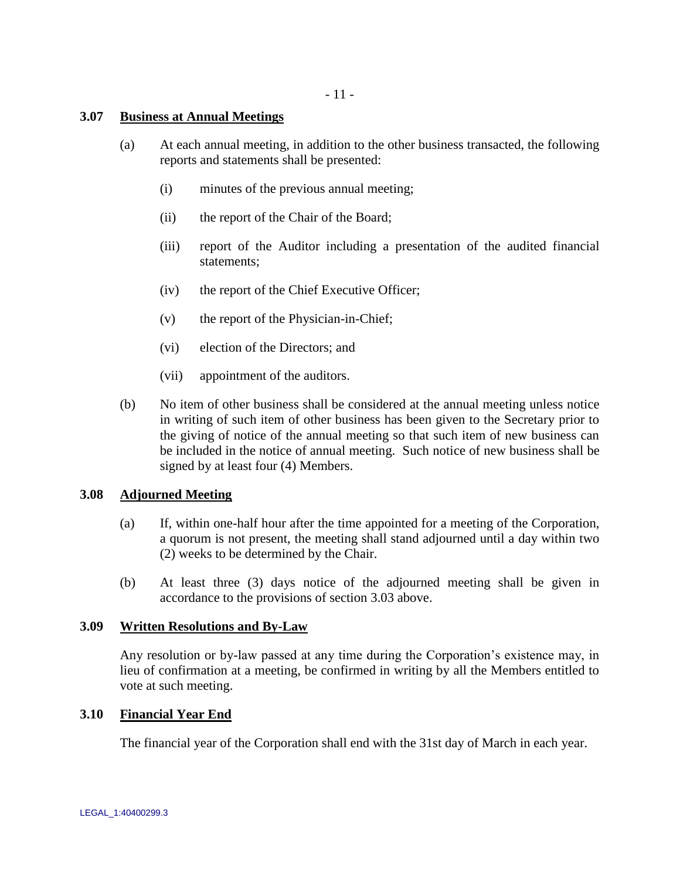### 3.07 Business at Annual Meetings

(a) At each annual meeting, in addition to the other business transacted, the following reports and statements shall be presented:

  (i) minutes of the previous annual meeting;

  (ii) the report of the Chair of the Board;

  (iii) report of the Auditor including a presentation of the audited financial statements;

  (iv) the report of the Chief Executive Officer;

  (v) the report of the Physician-in-Chief;

  (vi) election of the Directors; and

  (vii) appointment of the auditors.

(b) No item of other business shall be considered at the annual meeting unless notice in writing of such item of other business has been given to the Secretary prior to the giving of notice of the annual meeting so that such item of new business can be included in the notice of annual meeting. Such notice of new business shall be signed by at least four (4) Members.

### 3.08 Adjourned Meeting

(a) If, within one-half hour after the time appointed for a meeting of the Corporation, a quorum is not present, the meeting shall stand adjourned until a day within two (2) weeks to be determined by the Chair.

(b) At least three (3) days notice of the adjourned meeting shall be given in accordance to the provisions of section 3.03 above.

### 3.09 Written Resolutions and By-Law

Any resolution or by-law passed at any time during the Corporation's existence may, in lieu of confirmation at a meeting, be confirmed in writing by all the Members entitled to vote at such meeting.

### 3.10 Financial Year End

The financial year of the Corporation shall end with the 31st day of March in each year.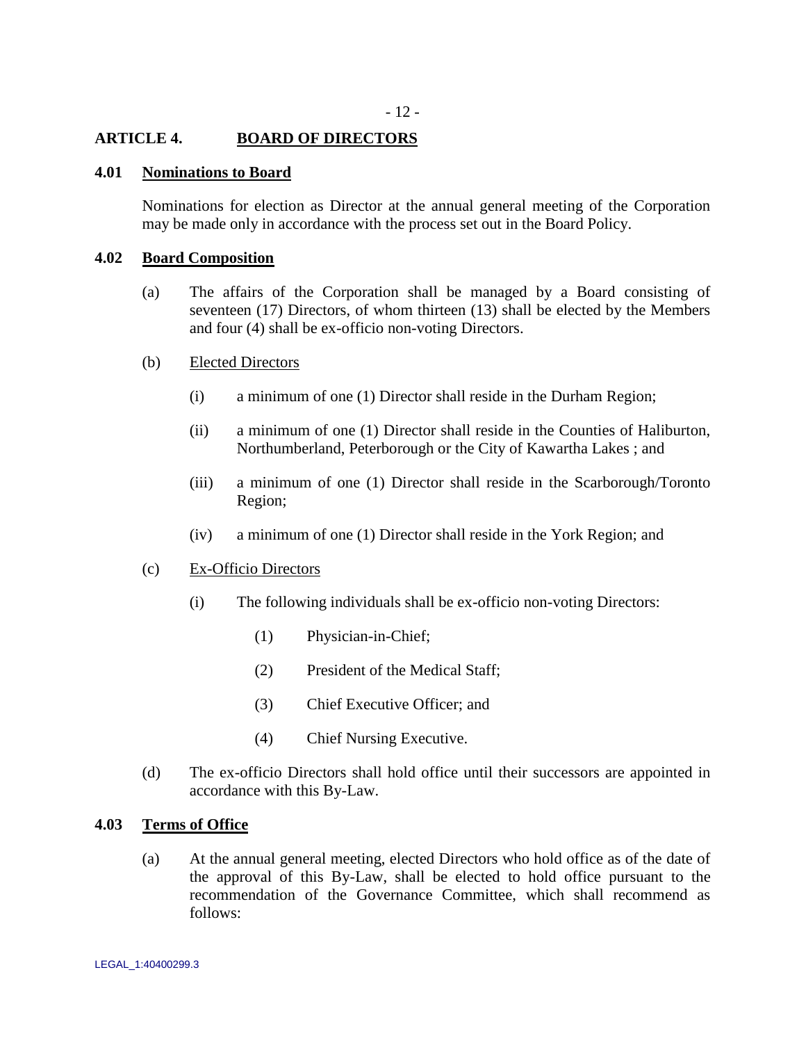## ARTICLE 4. BOARD OF DIRECTORS

### 4.01 Nominations to Board

Nominations for election as Director at the annual general meeting of the Corporation may be made only in accordance with the process set out in the Board Policy.

### 4.02 Board Composition

(a) The affairs of the Corporation shall be managed by a Board consisting of seventeen (17) Directors, of whom thirteen (13) shall be elected by the Members and four (4) shall be ex-officio non-voting Directors.

(b) Elected Directors

- (i) a minimum of one (1) Director shall reside in the Durham Region;
- (ii) a minimum of one (1) Director shall reside in the Counties of Haliburton, Northumberland, Peterborough or the City of Kawartha Lakes ; and
- (iii) a minimum of one (1) Director shall reside in the Scarborough/Toronto Region;
- (iv) a minimum of one (1) Director shall reside in the York Region; and

(c) Ex-Officio Directors

- (i) The following individuals shall be ex-officio non-voting Directors:
  - (1) Physician-in-Chief;
  - (2) President of the Medical Staff;
  - (3) Chief Executive Officer; and
  - (4) Chief Nursing Executive.

(d) The ex-officio Directors shall hold office until their successors are appointed in accordance with this By-Law.

### 4.03 Terms of Office

(a) At the annual general meeting, elected Directors who hold office as of the date of the approval of this By-Law, shall be elected to hold office pursuant to the recommendation of the Governance Committee, which shall recommend as follows: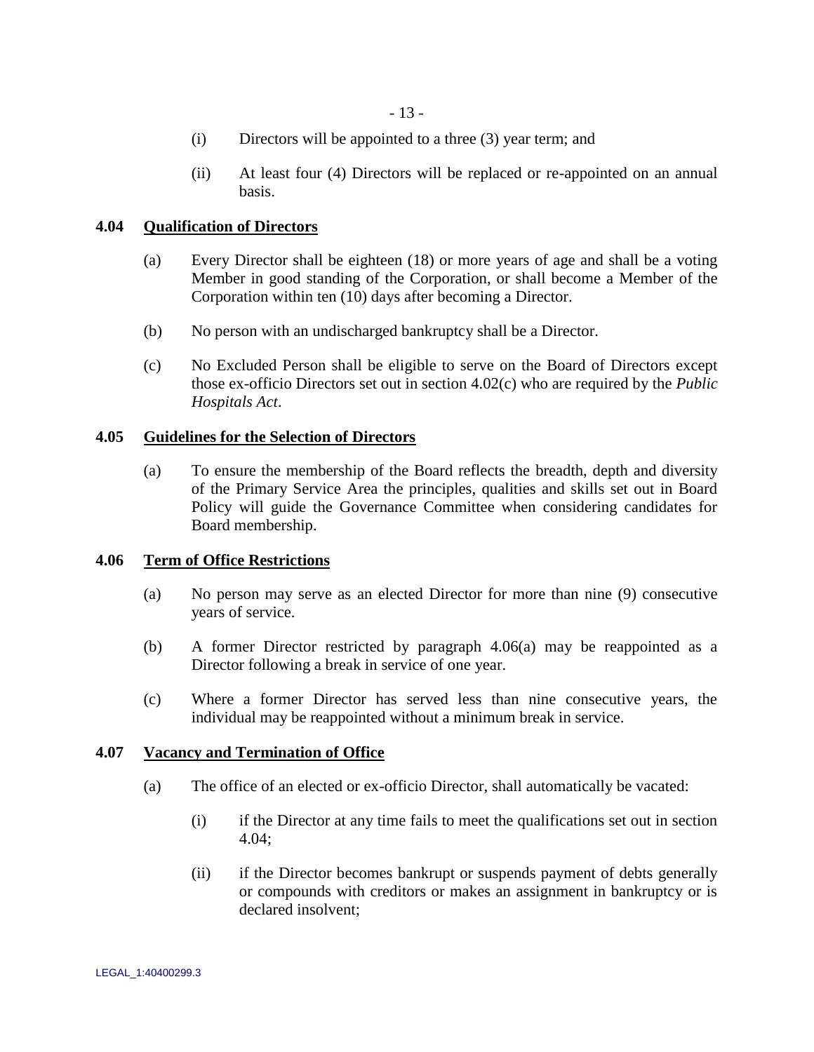(i) Directors will be appointed to a three (3) year term; and

(ii) At least four (4) Directors will be replaced or re-appointed on an annual basis.

### 4.04 Qualification of Directors

(a) Every Director shall be eighteen (18) or more years of age and shall be a voting Member in good standing of the Corporation, or shall become a Member of the Corporation within ten (10) days after becoming a Director.

(b) No person with an undischarged bankruptcy shall be a Director.

(c) No Excluded Person shall be eligible to serve on the Board of Directors except those ex-officio Directors set out in section 4.02(c) who are required by the *Public Hospitals Act*.

### 4.05 Guidelines for the Selection of Directors

(a) To ensure the membership of the Board reflects the breadth, depth and diversity of the Primary Service Area the principles, qualities and skills set out in Board Policy will guide the Governance Committee when considering candidates for Board membership.

### 4.06 Term of Office Restrictions

(a) No person may serve as an elected Director for more than nine (9) consecutive years of service.

(b) A former Director restricted by paragraph 4.06(a) may be reappointed as a Director following a break in service of one year.

(c) Where a former Director has served less than nine consecutive years, the individual may be reappointed without a minimum break in service.

### 4.07 Vacancy and Termination of Office

(a) The office of an elected or ex-officio Director, shall automatically be vacated:

(i) if the Director at any time fails to meet the qualifications set out in section 4.04;

(ii) if the Director becomes bankrupt or suspends payment of debts generally or compounds with creditors or makes an assignment in bankruptcy or is declared insolvent;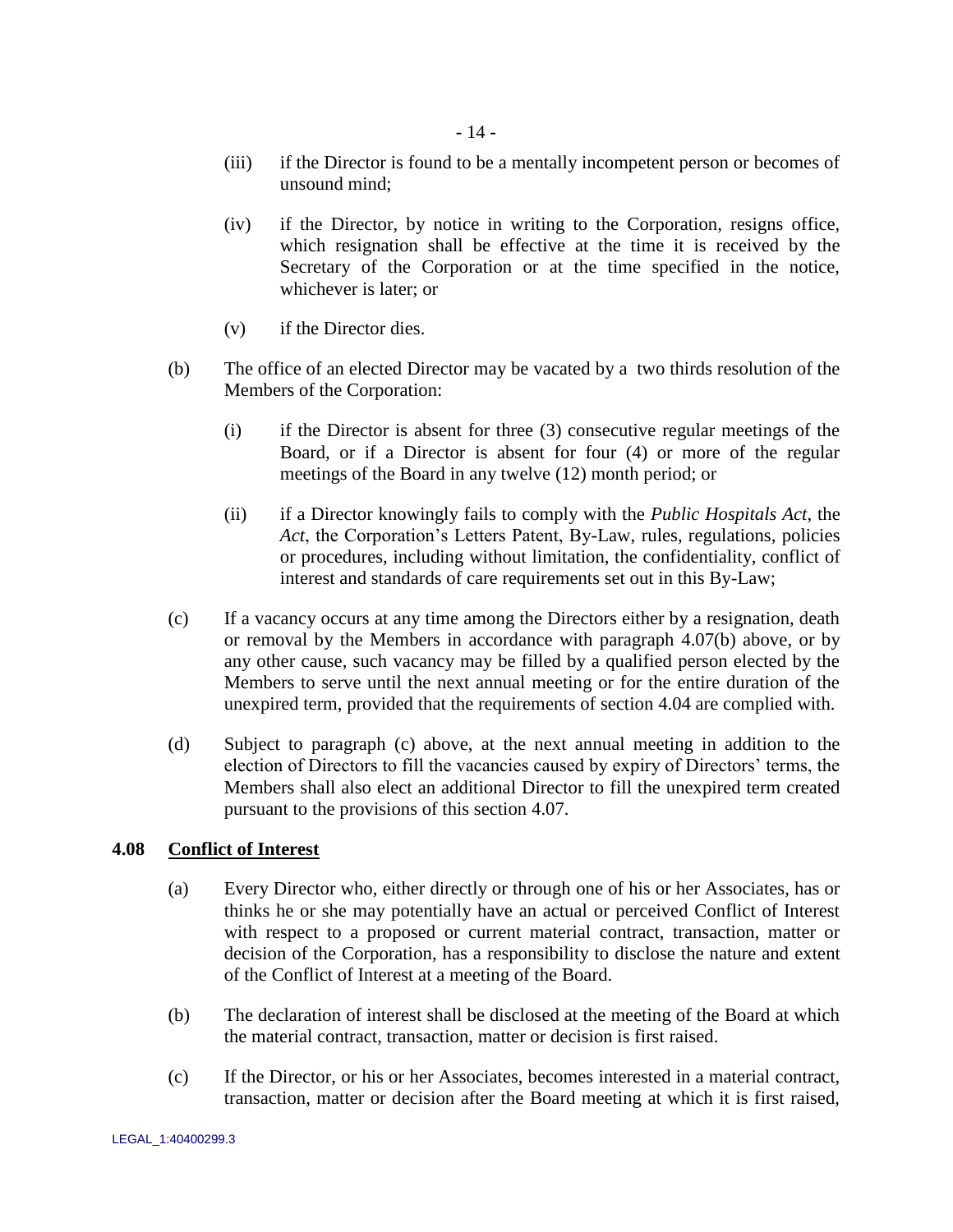(iii) if the Director is found to be a mentally incompetent person or becomes of unsound mind;

(iv) if the Director, by notice in writing to the Corporation, resigns office, which resignation shall be effective at the time it is received by the Secretary of the Corporation or at the time specified in the notice, whichever is later; or

(v) if the Director dies.

(b) The office of an elected Director may be vacated by a two thirds resolution of the Members of the Corporation:

(i) if the Director is absent for three (3) consecutive regular meetings of the Board, or if a Director is absent for four (4) or more of the regular meetings of the Board in any twelve (12) month period; or

(ii) if a Director knowingly fails to comply with the *Public Hospitals Act*, the *Act*, the Corporation's Letters Patent, By-Law, rules, regulations, policies or procedures, including without limitation, the confidentiality, conflict of interest and standards of care requirements set out in this By-Law;

(c) If a vacancy occurs at any time among the Directors either by a resignation, death or removal by the Members in accordance with paragraph 4.07(b) above, or by any other cause, such vacancy may be filled by a qualified person elected by the Members to serve until the next annual meeting or for the entire duration of the unexpired term, provided that the requirements of section 4.04 are complied with.

(d) Subject to paragraph (c) above, at the next annual meeting in addition to the election of Directors to fill the vacancies caused by expiry of Directors' terms, the Members shall also elect an additional Director to fill the unexpired term created pursuant to the provisions of this section 4.07.

### 4.08 <u>Conflict of Interest</u>

(a) Every Director who, either directly or through one of his or her Associates, has or thinks he or she may potentially have an actual or perceived Conflict of Interest with respect to a proposed or current material contract, transaction, matter or decision of the Corporation, has a responsibility to disclose the nature and extent of the Conflict of Interest at a meeting of the Board.

(b) The declaration of interest shall be disclosed at the meeting of the Board at which the material contract, transaction, matter or decision is first raised.

(c) If the Director, or his or her Associates, becomes interested in a material contract, transaction, matter or decision after the Board meeting at which it is first raised,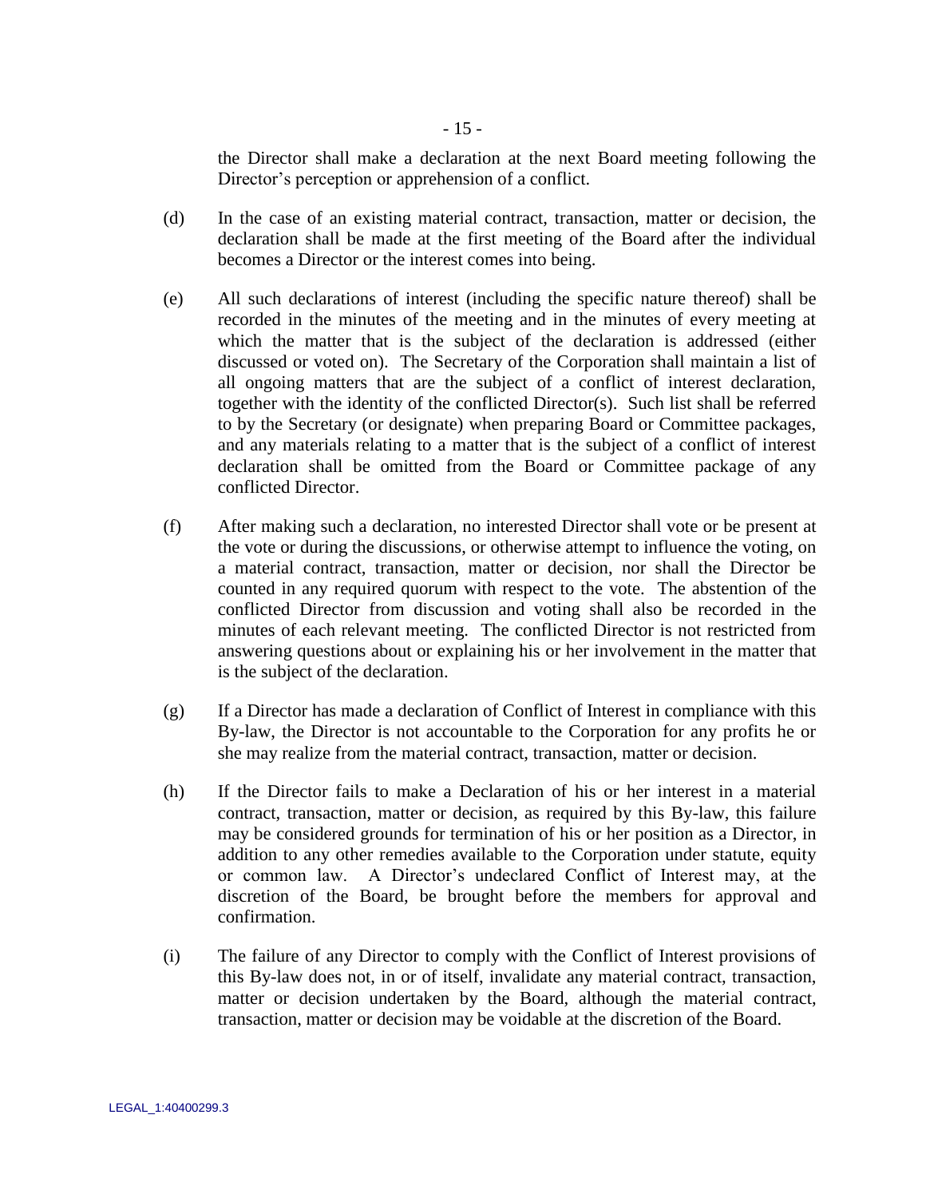the Director shall make a declaration at the next Board meeting following the Director's perception or apprehension of a conflict.

(d) In the case of an existing material contract, transaction, matter or decision, the declaration shall be made at the first meeting of the Board after the individual becomes a Director or the interest comes into being.

(e) All such declarations of interest (including the specific nature thereof) shall be recorded in the minutes of the meeting and in the minutes of every meeting at which the matter that is the subject of the declaration is addressed (either discussed or voted on). The Secretary of the Corporation shall maintain a list of all ongoing matters that are the subject of a conflict of interest declaration, together with the identity of the conflicted Director(s). Such list shall be referred to by the Secretary (or designate) when preparing Board or Committee packages, and any materials relating to a matter that is the subject of a conflict of interest declaration shall be omitted from the Board or Committee package of any conflicted Director.

(f) After making such a declaration, no interested Director shall vote or be present at the vote or during the discussions, or otherwise attempt to influence the voting, on a material contract, transaction, matter or decision, nor shall the Director be counted in any required quorum with respect to the vote. The abstention of the conflicted Director from discussion and voting shall also be recorded in the minutes of each relevant meeting. The conflicted Director is not restricted from answering questions about or explaining his or her involvement in the matter that is the subject of the declaration.

(g) If a Director has made a declaration of Conflict of Interest in compliance with this By-law, the Director is not accountable to the Corporation for any profits he or she may realize from the material contract, transaction, matter or decision.

(h) If the Director fails to make a Declaration of his or her interest in a material contract, transaction, matter or decision, as required by this By-law, this failure may be considered grounds for termination of his or her position as a Director, in addition to any other remedies available to the Corporation under statute, equity or common law. A Director's undeclared Conflict of Interest may, at the discretion of the Board, be brought before the members for approval and confirmation.

(i) The failure of any Director to comply with the Conflict of Interest provisions of this By-law does not, in or of itself, invalidate any material contract, transaction, matter or decision undertaken by the Board, although the material contract, transaction, matter or decision may be voidable at the discretion of the Board.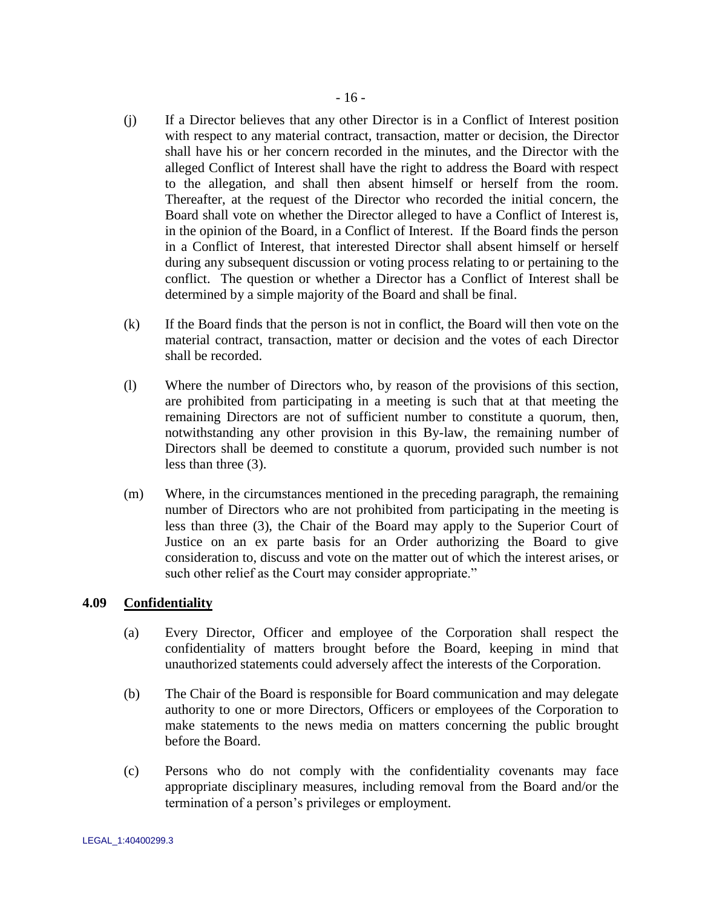(j) If a Director believes that any other Director is in a Conflict of Interest position with respect to any material contract, transaction, matter or decision, the Director shall have his or her concern recorded in the minutes, and the Director with the alleged Conflict of Interest shall have the right to address the Board with respect to the allegation, and shall then absent himself or herself from the room. Thereafter, at the request of the Director who recorded the initial concern, the Board shall vote on whether the Director alleged to have a Conflict of Interest is, in the opinion of the Board, in a Conflict of Interest. If the Board finds the person in a Conflict of Interest, that interested Director shall absent himself or herself during any subsequent discussion or voting process relating to or pertaining to the conflict. The question or whether a Director has a Conflict of Interest shall be determined by a simple majority of the Board and shall be final.

(k) If the Board finds that the person is not in conflict, the Board will then vote on the material contract, transaction, matter or decision and the votes of each Director shall be recorded.

(l) Where the number of Directors who, by reason of the provisions of this section, are prohibited from participating in a meeting is such that at that meeting the remaining Directors are not of sufficient number to constitute a quorum, then, notwithstanding any other provision in this By-law, the remaining number of Directors shall be deemed to constitute a quorum, provided such number is not less than three (3).

(m) Where, in the circumstances mentioned in the preceding paragraph, the remaining number of Directors who are not prohibited from participating in the meeting is less than three (3), the Chair of the Board may apply to the Superior Court of Justice on an ex parte basis for an Order authorizing the Board to give consideration to, discuss and vote on the matter out of which the interest arises, or such other relief as the Court may consider appropriate."

### 4.09 <u>Confidentiality</u>

(a) Every Director, Officer and employee of the Corporation shall respect the confidentiality of matters brought before the Board, keeping in mind that unauthorized statements could adversely affect the interests of the Corporation.

(b) The Chair of the Board is responsible for Board communication and may delegate authority to one or more Directors, Officers or employees of the Corporation to make statements to the news media on matters concerning the public brought before the Board.

(c) Persons who do not comply with the confidentiality covenants may face appropriate disciplinary measures, including removal from the Board and/or the termination of a person's privileges or employment.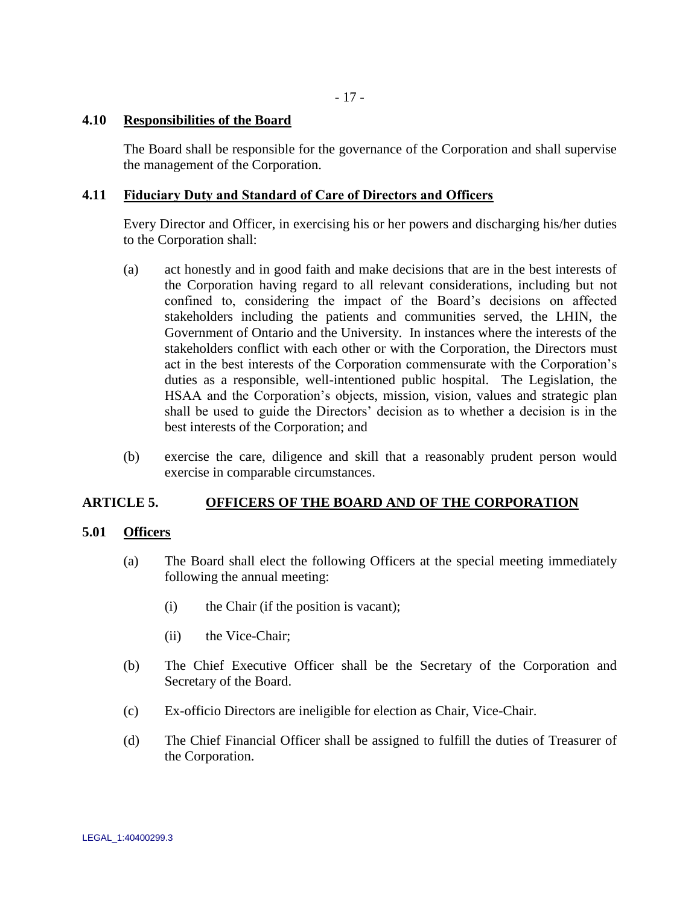### 4.10 Responsibilities of the Board

The Board shall be responsible for the governance of the Corporation and shall supervise the management of the Corporation.

### 4.11 Fiduciary Duty and Standard of Care of Directors and Officers

Every Director and Officer, in exercising his or her powers and discharging his/her duties to the Corporation shall:

(a) act honestly and in good faith and make decisions that are in the best interests of the Corporation having regard to all relevant considerations, including but not confined to, considering the impact of the Board's decisions on affected stakeholders including the patients and communities served, the LHIN, the Government of Ontario and the University. In instances where the interests of the stakeholders conflict with each other or with the Corporation, the Directors must act in the best interests of the Corporation commensurate with the Corporation's duties as a responsible, well-intentioned public hospital. The Legislation, the HSAA and the Corporation's objects, mission, vision, values and strategic plan shall be used to guide the Directors' decision as to whether a decision is in the best interests of the Corporation; and

(b) exercise the care, diligence and skill that a reasonably prudent person would exercise in comparable circumstances.

## ARTICLE 5. OFFICERS OF THE BOARD AND OF THE CORPORATION

### 5.01 Officers

(a) The Board shall elect the following Officers at the special meeting immediately following the annual meeting:

(i) the Chair (if the position is vacant);

(ii) the Vice-Chair;

(b) The Chief Executive Officer shall be the Secretary of the Corporation and Secretary of the Board.

(c) Ex-officio Directors are ineligible for election as Chair, Vice-Chair.

(d) The Chief Financial Officer shall be assigned to fulfill the duties of Treasurer of the Corporation.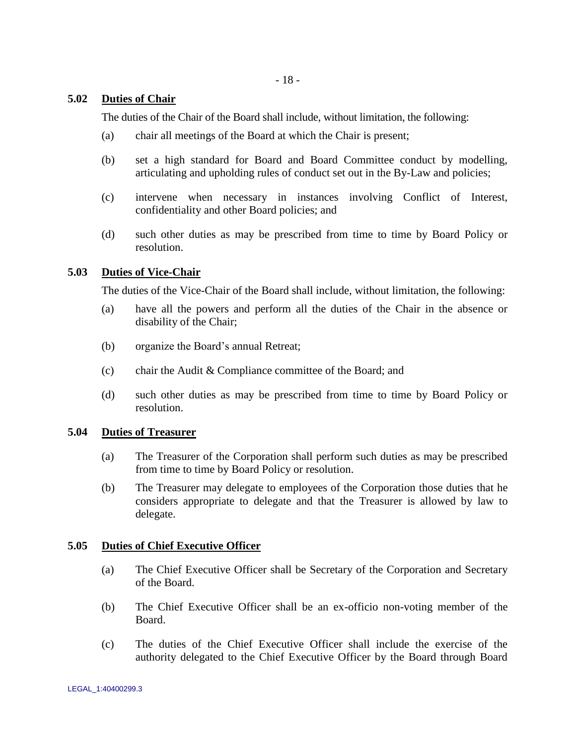### 5.02 Duties of Chair

The duties of the Chair of the Board shall include, without limitation, the following:

(a) chair all meetings of the Board at which the Chair is present;

(b) set a high standard for Board and Board Committee conduct by modelling, articulating and upholding rules of conduct set out in the By-Law and policies;

(c) intervene when necessary in instances involving Conflict of Interest, confidentiality and other Board policies; and

(d) such other duties as may be prescribed from time to time by Board Policy or resolution.

### 5.03 Duties of Vice-Chair

The duties of the Vice-Chair of the Board shall include, without limitation, the following:

(a) have all the powers and perform all the duties of the Chair in the absence or disability of the Chair;

(b) organize the Board's annual Retreat;

(c) chair the Audit & Compliance committee of the Board; and

(d) such other duties as may be prescribed from time to time by Board Policy or resolution.

### 5.04 Duties of Treasurer

(a) The Treasurer of the Corporation shall perform such duties as may be prescribed from time to time by Board Policy or resolution.

(b) The Treasurer may delegate to employees of the Corporation those duties that he considers appropriate to delegate and that the Treasurer is allowed by law to delegate.

### 5.05 Duties of Chief Executive Officer

(a) The Chief Executive Officer shall be Secretary of the Corporation and Secretary of the Board.

(b) The Chief Executive Officer shall be an ex-officio non-voting member of the Board.

(c) The duties of the Chief Executive Officer shall include the exercise of the authority delegated to the Chief Executive Officer by the Board through Board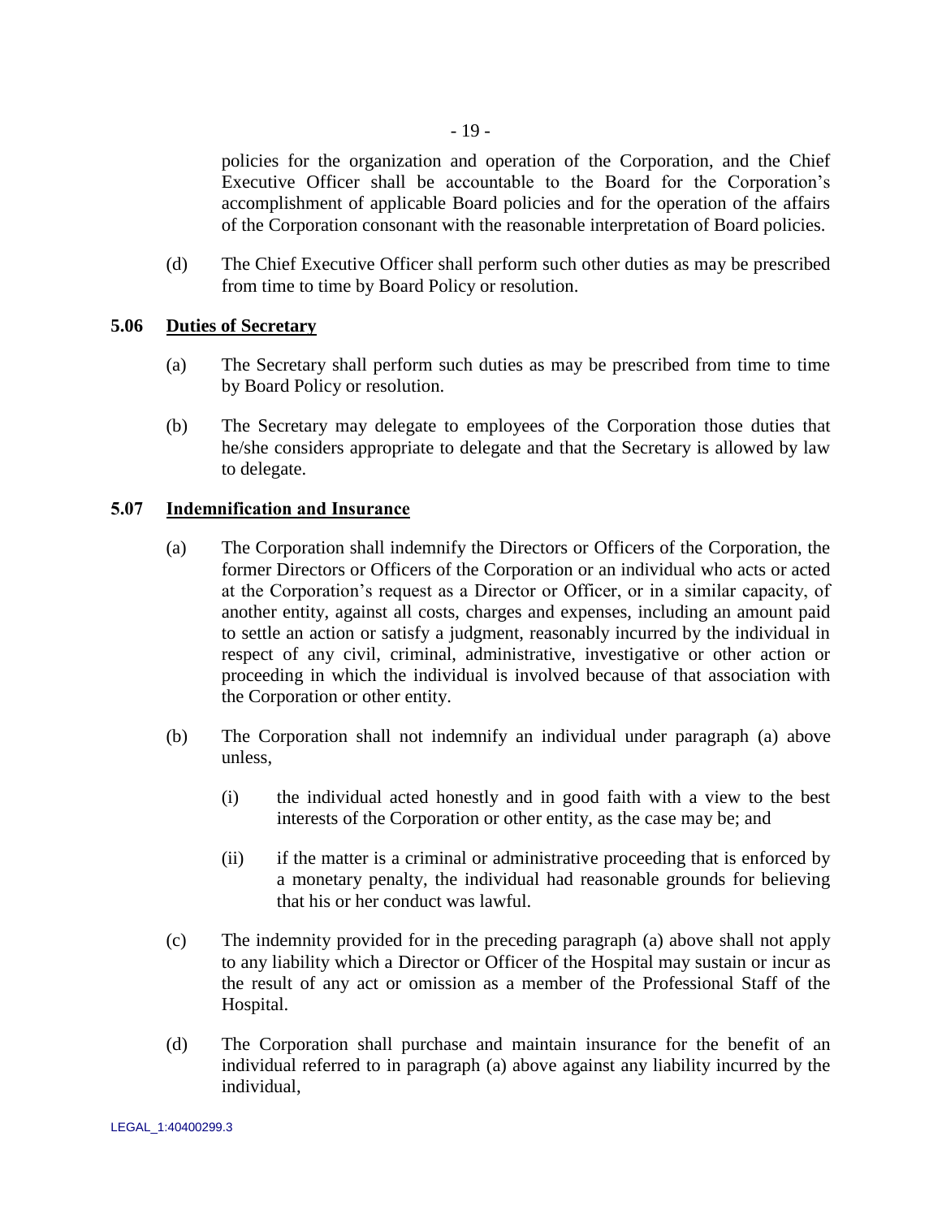policies for the organization and operation of the Corporation, and the Chief Executive Officer shall be accountable to the Board for the Corporation's accomplishment of applicable Board policies and for the operation of the affairs of the Corporation consonant with the reasonable interpretation of Board policies.

(d) The Chief Executive Officer shall perform such other duties as may be prescribed from time to time by Board Policy or resolution.

**5.06 Duties of Secretary**

(a) The Secretary shall perform such duties as may be prescribed from time to time by Board Policy or resolution.

(b) The Secretary may delegate to employees of the Corporation those duties that he/she considers appropriate to delegate and that the Secretary is allowed by law to delegate.

**5.07 Indemnification and Insurance**

(a) The Corporation shall indemnify the Directors or Officers of the Corporation, the former Directors or Officers of the Corporation or an individual who acts or acted at the Corporation's request as a Director or Officer, or in a similar capacity, of another entity, against all costs, charges and expenses, including an amount paid to settle an action or satisfy a judgment, reasonably incurred by the individual in respect of any civil, criminal, administrative, investigative or other action or proceeding in which the individual is involved because of that association with the Corporation or other entity.

(b) The Corporation shall not indemnify an individual under paragraph (a) above unless,

(i) the individual acted honestly and in good faith with a view to the best interests of the Corporation or other entity, as the case may be; and

(ii) if the matter is a criminal or administrative proceeding that is enforced by a monetary penalty, the individual had reasonable grounds for believing that his or her conduct was lawful.

(c) The indemnity provided for in the preceding paragraph (a) above shall not apply to any liability which a Director or Officer of the Hospital may sustain or incur as the result of any act or omission as a member of the Professional Staff of the Hospital.

(d) The Corporation shall purchase and maintain insurance for the benefit of an individual referred to in paragraph (a) above against any liability incurred by the individual,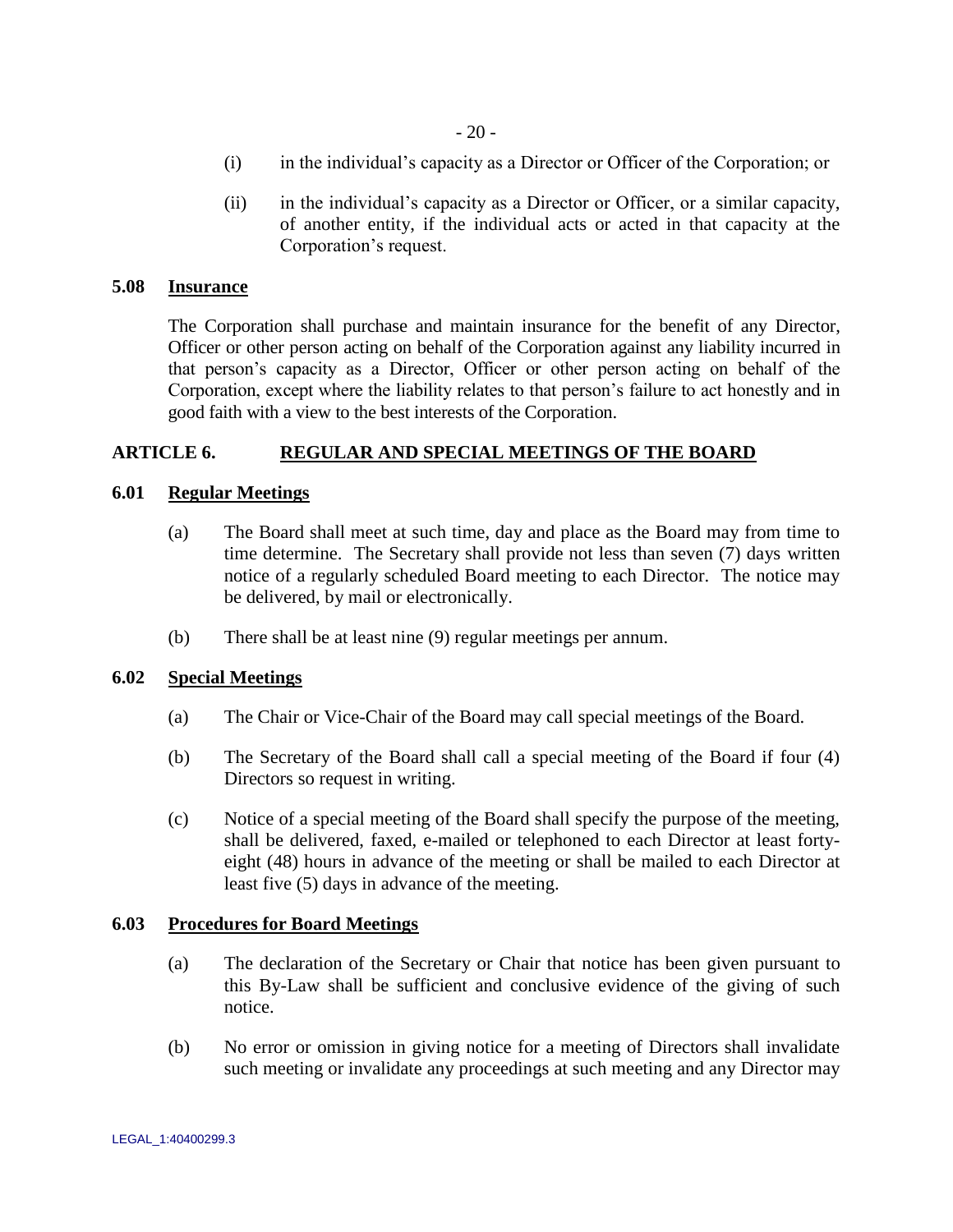(i) in the individual's capacity as a Director or Officer of the Corporation; or

(ii) in the individual's capacity as a Director or Officer, or a similar capacity, of another entity, if the individual acts or acted in that capacity at the Corporation's request.

**5.08 Insurance**

The Corporation shall purchase and maintain insurance for the benefit of any Director, Officer or other person acting on behalf of the Corporation against any liability incurred in that person's capacity as a Director, Officer or other person acting on behalf of the Corporation, except where the liability relates to that person's failure to act honestly and in good faith with a view to the best interests of the Corporation.

## ARTICLE 6. REGULAR AND SPECIAL MEETINGS OF THE BOARD

**6.01 Regular Meetings**

(a) The Board shall meet at such time, day and place as the Board may from time to time determine. The Secretary shall provide not less than seven (7) days written notice of a regularly scheduled Board meeting to each Director. The notice may be delivered, by mail or electronically.

(b) There shall be at least nine (9) regular meetings per annum.

**6.02 Special Meetings**

(a) The Chair or Vice-Chair of the Board may call special meetings of the Board.

(b) The Secretary of the Board shall call a special meeting of the Board if four (4) Directors so request in writing.

(c) Notice of a special meeting of the Board shall specify the purpose of the meeting, shall be delivered, faxed, e-mailed or telephoned to each Director at least forty-eight (48) hours in advance of the meeting or shall be mailed to each Director at least five (5) days in advance of the meeting.

**6.03 Procedures for Board Meetings**

(a) The declaration of the Secretary or Chair that notice has been given pursuant to this By-Law shall be sufficient and conclusive evidence of the giving of such notice.

(b) No error or omission in giving notice for a meeting of Directors shall invalidate such meeting or invalidate any proceedings at such meeting and any Director may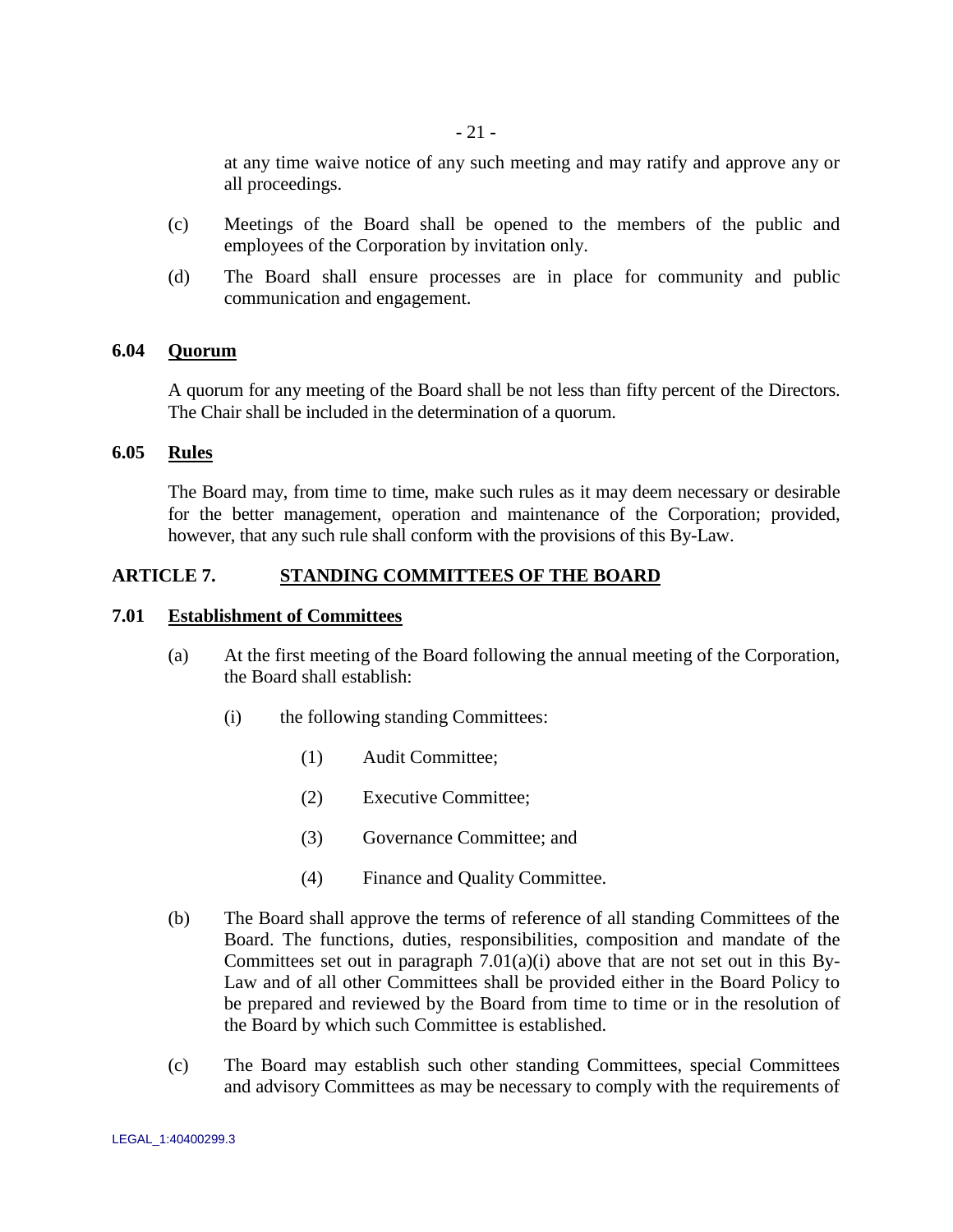at any time waive notice of any such meeting and may ratify and approve any or all proceedings.

(c) Meetings of the Board shall be opened to the members of the public and employees of the Corporation by invitation only.

(d) The Board shall ensure processes are in place for community and public communication and engagement.

### 6.04 Quorum

A quorum for any meeting of the Board shall be not less than fifty percent of the Directors. The Chair shall be included in the determination of a quorum.

### 6.05 Rules

The Board may, from time to time, make such rules as it may deem necessary or desirable for the better management, operation and maintenance of the Corporation; provided, however, that any such rule shall conform with the provisions of this By-Law.

## ARTICLE 7. STANDING COMMITTEES OF THE BOARD

### 7.01 Establishment of Committees

(a) At the first meeting of the Board following the annual meeting of the Corporation, the Board shall establish:

(i) the following standing Committees:

(1) Audit Committee;

(2) Executive Committee;

(3) Governance Committee; and

(4) Finance and Quality Committee.

(b) The Board shall approve the terms of reference of all standing Committees of the Board. The functions, duties, responsibilities, composition and mandate of the Committees set out in paragraph 7.01(a)(i) above that are not set out in this By-Law and of all other Committees shall be provided either in the Board Policy to be prepared and reviewed by the Board from time to time or in the resolution of the Board by which such Committee is established.

(c) The Board may establish such other standing Committees, special Committees and advisory Committees as may be necessary to comply with the requirements of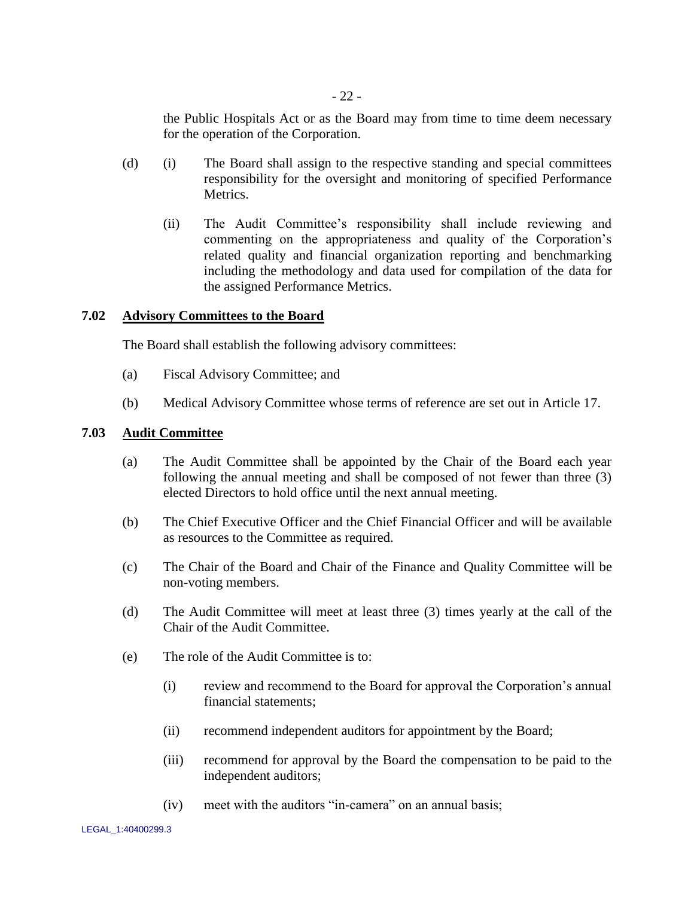the Public Hospitals Act or as the Board may from time to time deem necessary for the operation of the Corporation.

(d) (i) The Board shall assign to the respective standing and special committees responsibility for the oversight and monitoring of specified Performance Metrics.

(ii) The Audit Committee's responsibility shall include reviewing and commenting on the appropriateness and quality of the Corporation's related quality and financial organization reporting and benchmarking including the methodology and data used for compilation of the data for the assigned Performance Metrics.

### 7.02 Advisory Committees to the Board

The Board shall establish the following advisory committees:

(a) Fiscal Advisory Committee; and

(b) Medical Advisory Committee whose terms of reference are set out in Article 17.

### 7.03 Audit Committee

(a) The Audit Committee shall be appointed by the Chair of the Board each year following the annual meeting and shall be composed of not fewer than three (3) elected Directors to hold office until the next annual meeting.

(b) The Chief Executive Officer and the Chief Financial Officer and will be available as resources to the Committee as required.

(c) The Chair of the Board and Chair of the Finance and Quality Committee will be non-voting members.

(d) The Audit Committee will meet at least three (3) times yearly at the call of the Chair of the Audit Committee.

(e) The role of the Audit Committee is to:

(i) review and recommend to the Board for approval the Corporation's annual financial statements;

(ii) recommend independent auditors for appointment by the Board;

(iii) recommend for approval by the Board the compensation to be paid to the independent auditors;

(iv) meet with the auditors "in-camera" on an annual basis;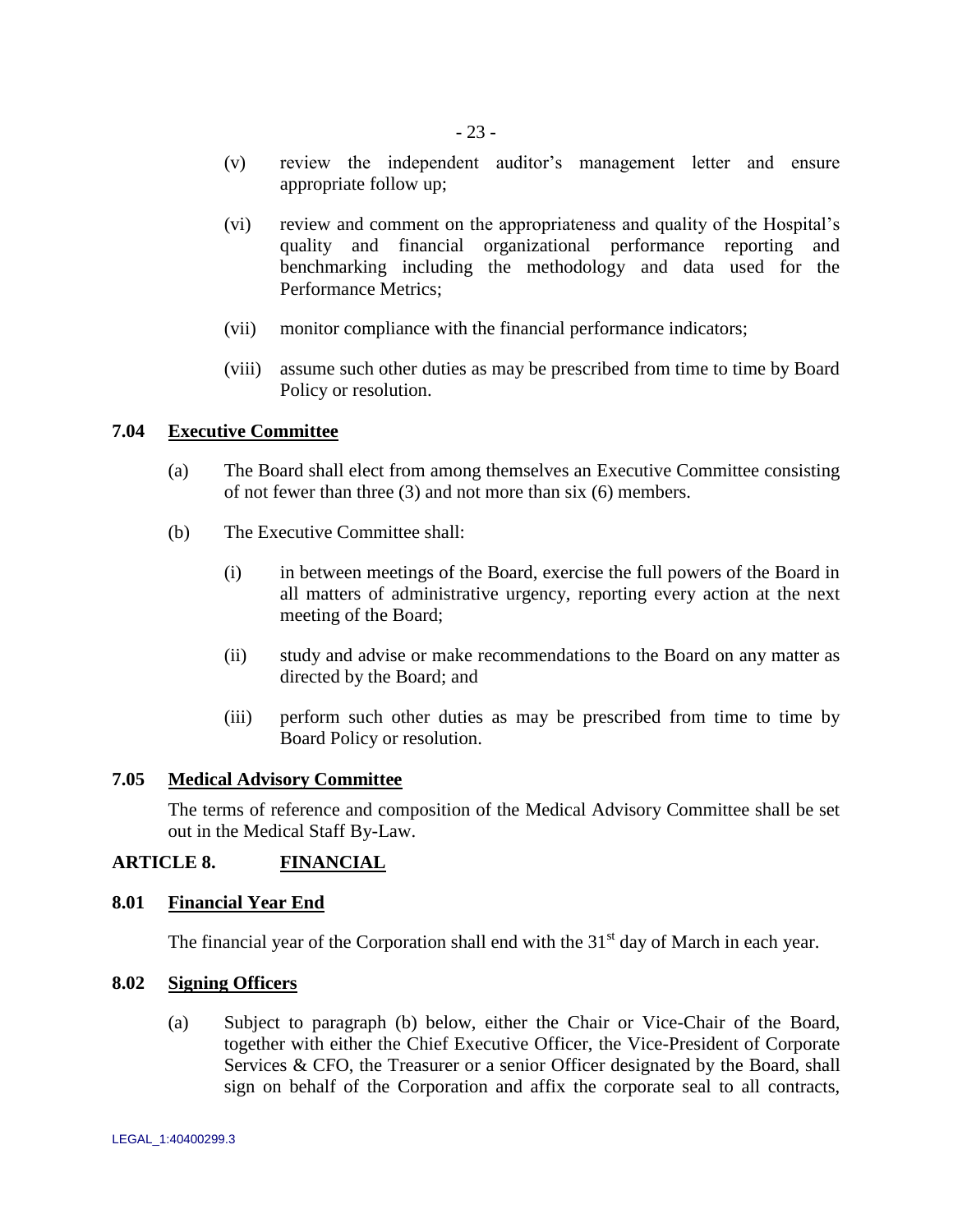(v) review the independent auditor's management letter and ensure appropriate follow up;

(vi) review and comment on the appropriateness and quality of the Hospital's quality and financial organizational performance reporting and benchmarking including the methodology and data used for the Performance Metrics;

(vii) monitor compliance with the financial performance indicators;

(viii) assume such other duties as may be prescribed from time to time by Board Policy or resolution.

### 7.04 Executive Committee

(a) The Board shall elect from among themselves an Executive Committee consisting of not fewer than three (3) and not more than six (6) members.

(b) The Executive Committee shall:

(i) in between meetings of the Board, exercise the full powers of the Board in all matters of administrative urgency, reporting every action at the next meeting of the Board;

(ii) study and advise or make recommendations to the Board on any matter as directed by the Board; and

(iii) perform such other duties as may be prescribed from time to time by Board Policy or resolution.

### 7.05 Medical Advisory Committee

The terms of reference and composition of the Medical Advisory Committee shall be set out in the Medical Staff By-Law.

## ARTICLE 8. FINANCIAL

### 8.01 Financial Year End

The financial year of the Corporation shall end with the 31st day of March in each year.

### 8.02 Signing Officers

(a) Subject to paragraph (b) below, either the Chair or Vice-Chair of the Board, together with either the Chief Executive Officer, the Vice-President of Corporate Services & CFO, the Treasurer or a senior Officer designated by the Board, shall sign on behalf of the Corporation and affix the corporate seal to all contracts,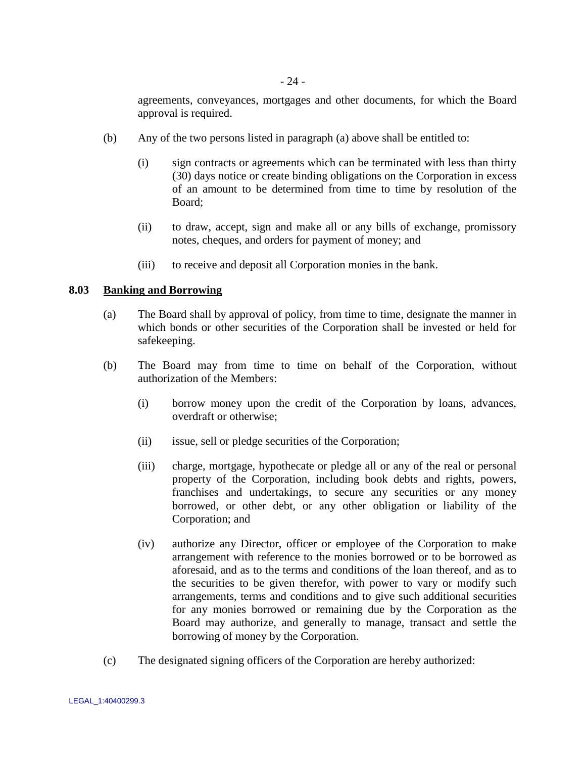agreements, conveyances, mortgages and other documents, for which the Board approval is required.

(b) Any of the two persons listed in paragraph (a) above shall be entitled to:

(i) sign contracts or agreements which can be terminated with less than thirty (30) days notice or create binding obligations on the Corporation in excess of an amount to be determined from time to time by resolution of the Board;

(ii) to draw, accept, sign and make all or any bills of exchange, promissory notes, cheques, and orders for payment of money; and

(iii) to receive and deposit all Corporation monies in the bank.

**8.03 Banking and Borrowing**

(a) The Board shall by approval of policy, from time to time, designate the manner in which bonds or other securities of the Corporation shall be invested or held for safekeeping.

(b) The Board may from time to time on behalf of the Corporation, without authorization of the Members:

(i) borrow money upon the credit of the Corporation by loans, advances, overdraft or otherwise;

(ii) issue, sell or pledge securities of the Corporation;

(iii) charge, mortgage, hypothecate or pledge all or any of the real or personal property of the Corporation, including book debts and rights, powers, franchises and undertakings, to secure any securities or any money borrowed, or other debt, or any other obligation or liability of the Corporation; and

(iv) authorize any Director, officer or employee of the Corporation to make arrangement with reference to the monies borrowed or to be borrowed as aforesaid, and as to the terms and conditions of the loan thereof, and as to the securities to be given therefor, with power to vary or modify such arrangements, terms and conditions and to give such additional securities for any monies borrowed or remaining due by the Corporation as the Board may authorize, and generally to manage, transact and settle the borrowing of money by the Corporation.

(c) The designated signing officers of the Corporation are hereby authorized: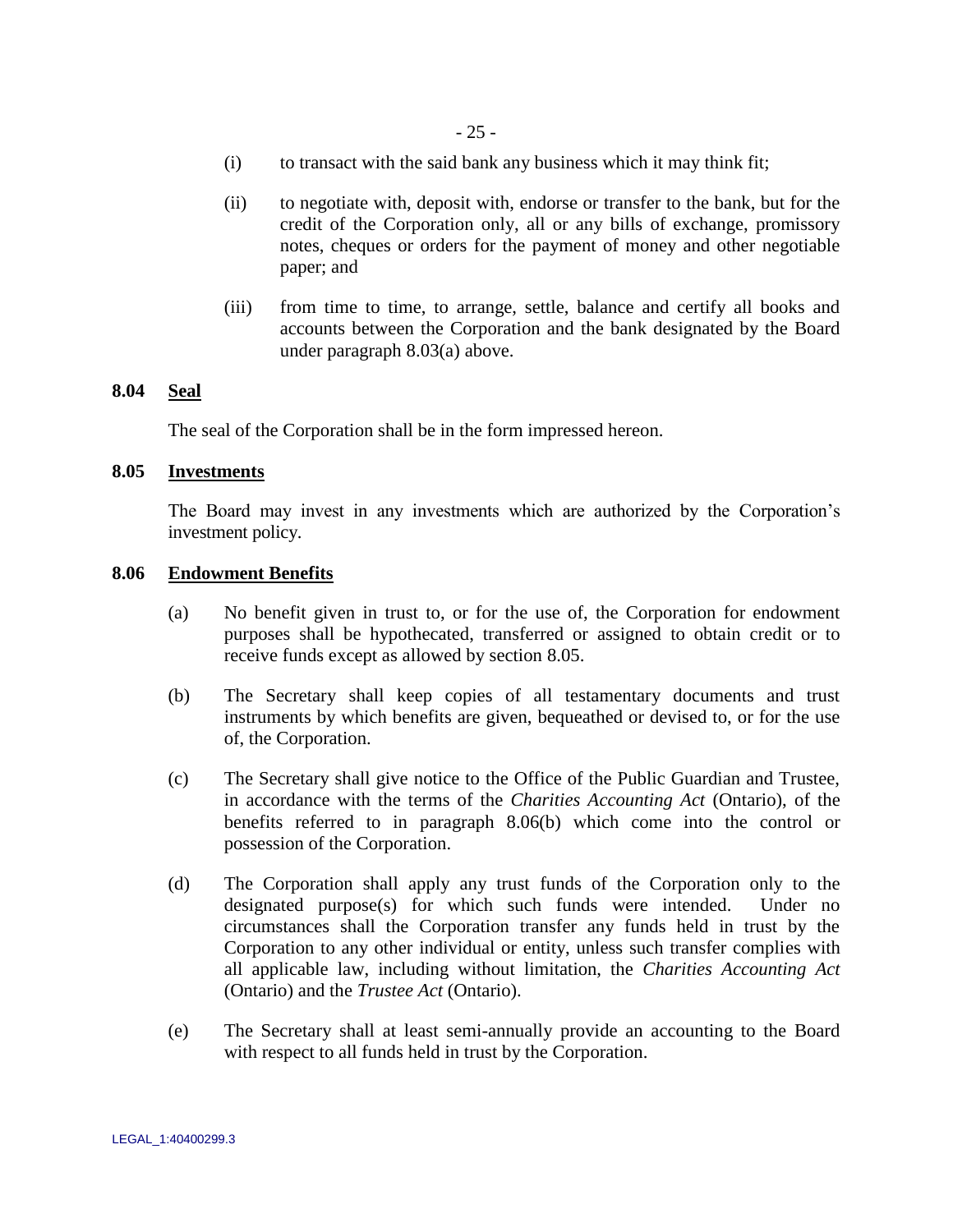(i) to transact with the said bank any business which it may think fit;

(ii) to negotiate with, deposit with, endorse or transfer to the bank, but for the credit of the Corporation only, all or any bills of exchange, promissory notes, cheques or orders for the payment of money and other negotiable paper; and

(iii) from time to time, to arrange, settle, balance and certify all books and accounts between the Corporation and the bank designated by the Board under paragraph 8.03(a) above.

**8.04 Seal**

The seal of the Corporation shall be in the form impressed hereon.

**8.05 Investments**

The Board may invest in any investments which are authorized by the Corporation's investment policy.

**8.06 Endowment Benefits**

(a) No benefit given in trust to, or for the use of, the Corporation for endowment purposes shall be hypothecated, transferred or assigned to obtain credit or to receive funds except as allowed by section 8.05.

(b) The Secretary shall keep copies of all testamentary documents and trust instruments by which benefits are given, bequeathed or devised to, or for the use of, the Corporation.

(c) The Secretary shall give notice to the Office of the Public Guardian and Trustee, in accordance with the terms of the *Charities Accounting Act* (Ontario), of the benefits referred to in paragraph 8.06(b) which come into the control or possession of the Corporation.

(d) The Corporation shall apply any trust funds of the Corporation only to the designated purpose(s) for which such funds were intended. Under no circumstances shall the Corporation transfer any funds held in trust by the Corporation to any other individual or entity, unless such transfer complies with all applicable law, including without limitation, the *Charities Accounting Act* (Ontario) and the *Trustee Act* (Ontario).

(e) The Secretary shall at least semi-annually provide an accounting to the Board with respect to all funds held in trust by the Corporation.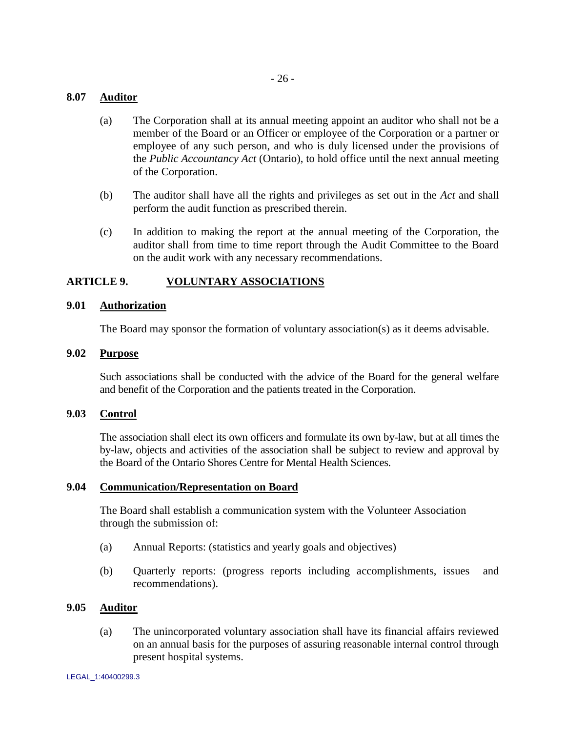### 8.07 Auditor

(a) The Corporation shall at its annual meeting appoint an auditor who shall not be a member of the Board or an Officer or employee of the Corporation or a partner or employee of any such person, and who is duly licensed under the provisions of the *Public Accountancy Act* (Ontario), to hold office until the next annual meeting of the Corporation.

(b) The auditor shall have all the rights and privileges as set out in the *Act* and shall perform the audit function as prescribed therein.

(c) In addition to making the report at the annual meeting of the Corporation, the auditor shall from time to time report through the Audit Committee to the Board on the audit work with any necessary recommendations.

## ARTICLE 9. VOLUNTARY ASSOCIATIONS

### 9.01 Authorization

The Board may sponsor the formation of voluntary association(s) as it deems advisable.

### 9.02 Purpose

Such associations shall be conducted with the advice of the Board for the general welfare and benefit of the Corporation and the patients treated in the Corporation.

### 9.03 Control

The association shall elect its own officers and formulate its own by-law, but at all times the by-law, objects and activities of the association shall be subject to review and approval by the Board of the Ontario Shores Centre for Mental Health Sciences.

### 9.04 Communication/Representation on Board

The Board shall establish a communication system with the Volunteer Association through the submission of:

(a) Annual Reports: (statistics and yearly goals and objectives)

(b) Quarterly reports: (progress reports including accomplishments, issues and recommendations).

### 9.05 Auditor

(a) The unincorporated voluntary association shall have its financial affairs reviewed on an annual basis for the purposes of assuring reasonable internal control through present hospital systems.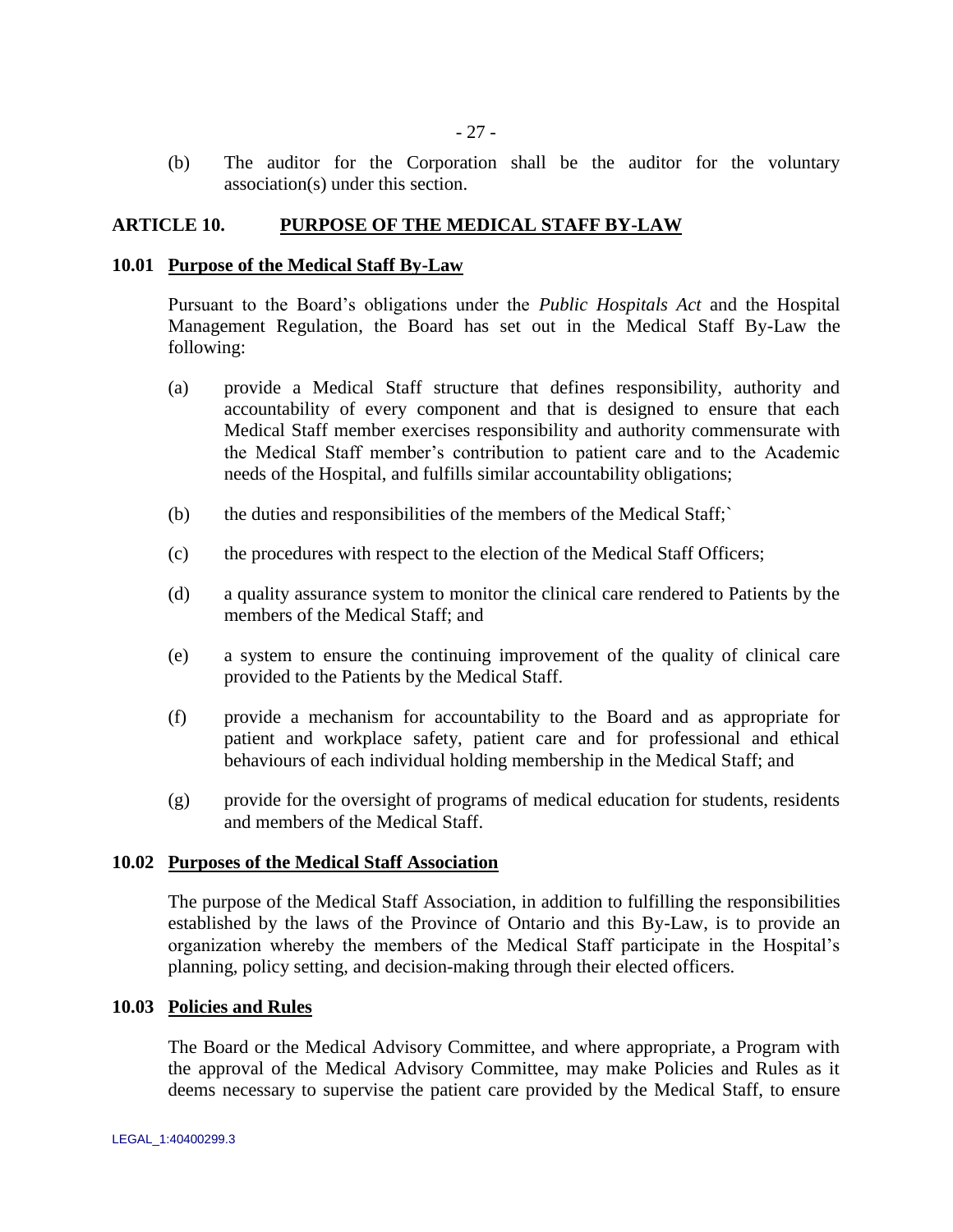(b) The auditor for the Corporation shall be the auditor for the voluntary association(s) under this section.

## ARTICLE 10. PURPOSE OF THE MEDICAL STAFF BY-LAW

### 10.01 Purpose of the Medical Staff By-Law

Pursuant to the Board's obligations under the *Public Hospitals Act* and the Hospital Management Regulation, the Board has set out in the Medical Staff By-Law the following:

(a) provide a Medical Staff structure that defines responsibility, authority and accountability of every component and that is designed to ensure that each Medical Staff member exercises responsibility and authority commensurate with the Medical Staff member's contribution to patient care and to the Academic needs of the Hospital, and fulfills similar accountability obligations;

(b) the duties and responsibilities of the members of the Medical Staff;`

(c) the procedures with respect to the election of the Medical Staff Officers;

(d) a quality assurance system to monitor the clinical care rendered to Patients by the members of the Medical Staff; and

(e) a system to ensure the continuing improvement of the quality of clinical care provided to the Patients by the Medical Staff.

(f) provide a mechanism for accountability to the Board and as appropriate for patient and workplace safety, patient care and for professional and ethical behaviours of each individual holding membership in the Medical Staff; and

(g) provide for the oversight of programs of medical education for students, residents and members of the Medical Staff.

### 10.02 Purposes of the Medical Staff Association

The purpose of the Medical Staff Association, in addition to fulfilling the responsibilities established by the laws of the Province of Ontario and this By-Law, is to provide an organization whereby the members of the Medical Staff participate in the Hospital's planning, policy setting, and decision-making through their elected officers.

### 10.03 Policies and Rules

The Board or the Medical Advisory Committee, and where appropriate, a Program with the approval of the Medical Advisory Committee, may make Policies and Rules as it deems necessary to supervise the patient care provided by the Medical Staff, to ensure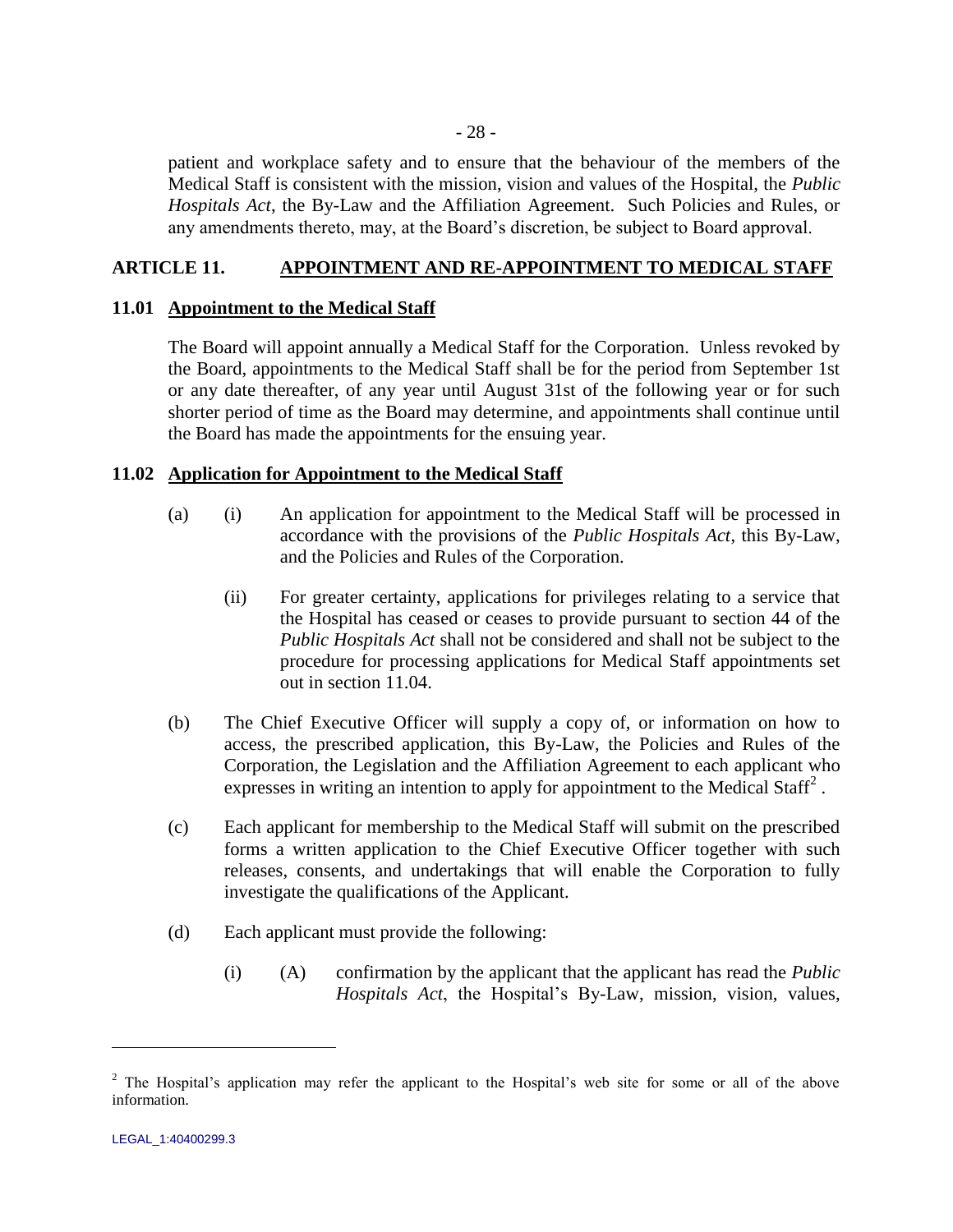patient and workplace safety and to ensure that the behaviour of the members of the Medical Staff is consistent with the mission, vision and values of the Hospital, the *Public Hospitals Act*, the By-Law and the Affiliation Agreement. Such Policies and Rules, or any amendments thereto, may, at the Board's discretion, be subject to Board approval.

## ARTICLE 11. APPOINTMENT AND RE-APPOINTMENT TO MEDICAL STAFF

### 11.01 Appointment to the Medical Staff

The Board will appoint annually a Medical Staff for the Corporation. Unless revoked by the Board, appointments to the Medical Staff shall be for the period from September 1st or any date thereafter, of any year until August 31st of the following year or for such shorter period of time as the Board may determine, and appointments shall continue until the Board has made the appointments for the ensuing year.

### 11.02 Application for Appointment to the Medical Staff

(a) (i) An application for appointment to the Medical Staff will be processed in accordance with the provisions of the *Public Hospitals Act*, this By-Law, and the Policies and Rules of the Corporation.

(ii) For greater certainty, applications for privileges relating to a service that the Hospital has ceased or ceases to provide pursuant to section 44 of the *Public Hospitals Act* shall not be considered and shall not be subject to the procedure for processing applications for Medical Staff appointments set out in section 11.04.

(b) The Chief Executive Officer will supply a copy of, or information on how to access, the prescribed application, this By-Law, the Policies and Rules of the Corporation, the Legislation and the Affiliation Agreement to each applicant who expresses in writing an intention to apply for appointment to the Medical Staff[2] .

(c) Each applicant for membership to the Medical Staff will submit on the prescribed forms a written application to the Chief Executive Officer together with such releases, consents, and undertakings that will enable the Corporation to fully investigate the qualifications of the Applicant.

(d) Each applicant must provide the following:

(i) (A) confirmation by the applicant that the applicant has read the *Public Hospitals Act*, the Hospital's By-Law, mission, vision, values,

---

[2] The Hospital's application may refer the applicant to the Hospital's web site for some or all of the above information.

LEGAL_1:40400299.3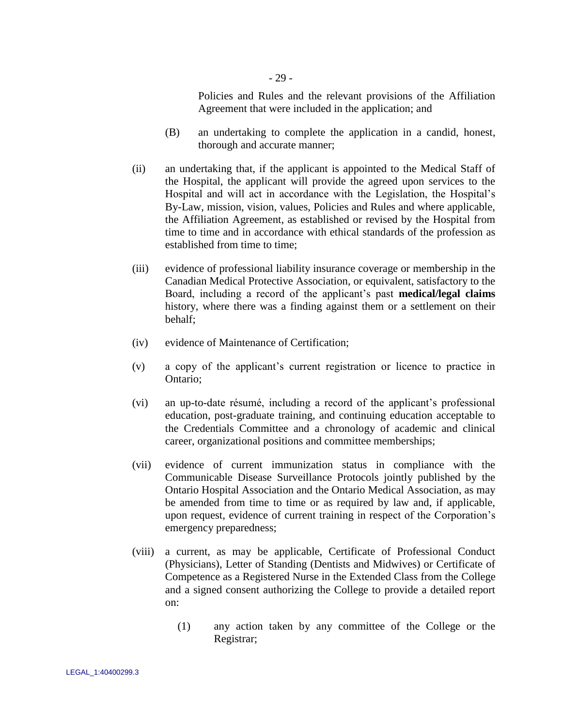Policies and Rules and the relevant provisions of the Affiliation Agreement that were included in the application; and

(B) an undertaking to complete the application in a candid, honest, thorough and accurate manner;

(ii) an undertaking that, if the applicant is appointed to the Medical Staff of the Hospital, the applicant will provide the agreed upon services to the Hospital and will act in accordance with the Legislation, the Hospital's By-Law, mission, vision, values, Policies and Rules and where applicable, the Affiliation Agreement, as established or revised by the Hospital from time to time and in accordance with ethical standards of the profession as established from time to time;

(iii) evidence of professional liability insurance coverage or membership in the Canadian Medical Protective Association, or equivalent, satisfactory to the Board, including a record of the applicant's past **medical/legal claims** history, where there was a finding against them or a settlement on their behalf;

(iv) evidence of Maintenance of Certification;

(v) a copy of the applicant's current registration or licence to practice in Ontario;

(vi) an up-to-date résumé, including a record of the applicant's professional education, post-graduate training, and continuing education acceptable to the Credentials Committee and a chronology of academic and clinical career, organizational positions and committee memberships;

(vii) evidence of current immunization status in compliance with the Communicable Disease Surveillance Protocols jointly published by the Ontario Hospital Association and the Ontario Medical Association, as may be amended from time to time or as required by law and, if applicable, upon request, evidence of current training in respect of the Corporation's emergency preparedness;

(viii) a current, as may be applicable, Certificate of Professional Conduct (Physicians), Letter of Standing (Dentists and Midwives) or Certificate of Competence as a Registered Nurse in the Extended Class from the College and a signed consent authorizing the College to provide a detailed report on:

(1) any action taken by any committee of the College or the Registrar;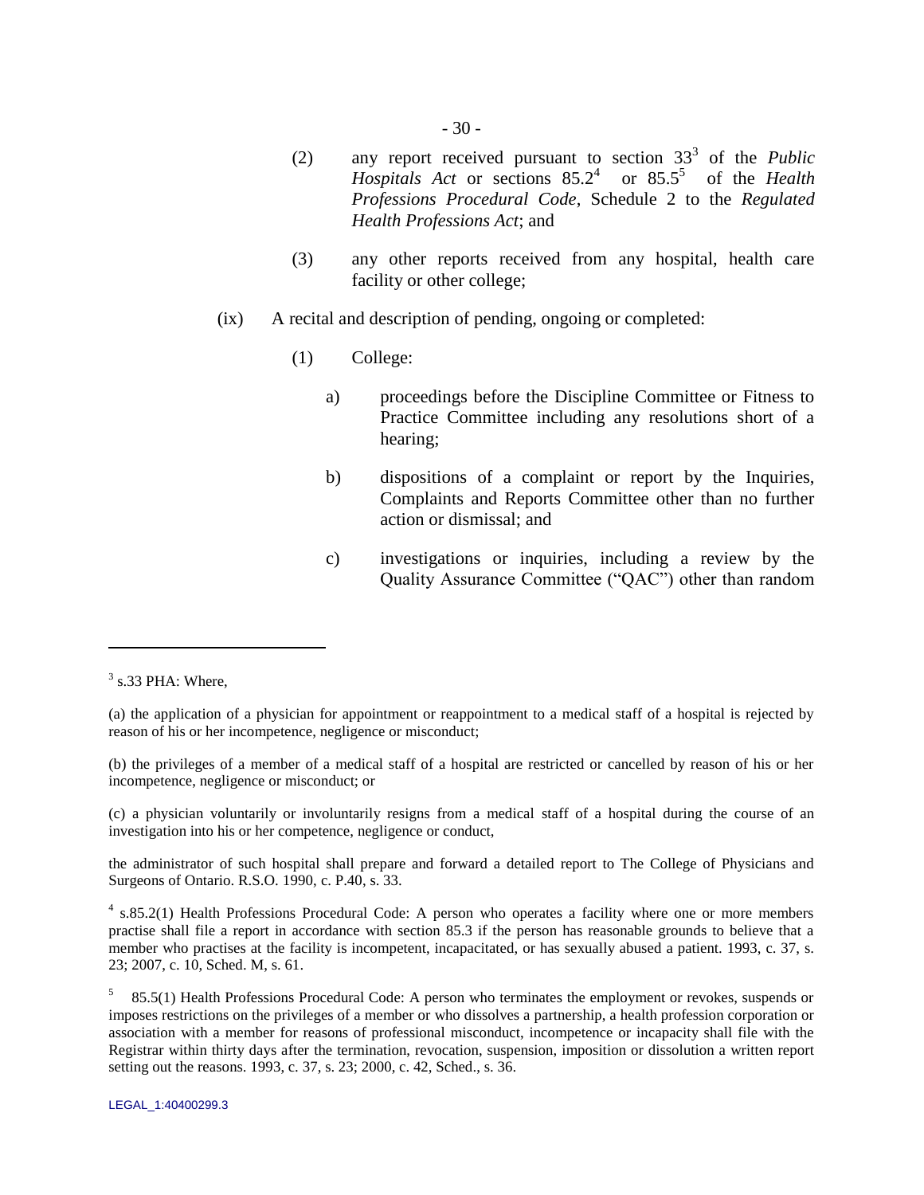(2) any report received pursuant to section 33[3] of the *Public Hospitals Act* or sections 85.2[4] or 85.5[5] of the *Health Professions Procedural Code*, Schedule 2 to the *Regulated Health Professions Act*; and

(3) any other reports received from any hospital, health care facility or other college;

(ix) A recital and description of pending, ongoing or completed:

(1) College:

a) proceedings before the Discipline Committee or Fitness to Practice Committee including any resolutions short of a hearing;

b) dispositions of a complaint or report by the Inquiries, Complaints and Reports Committee other than no further action or dismissal; and

c) investigations or inquiries, including a review by the Quality Assurance Committee ("QAC") other than random

---

[3] s.33 PHA: Where,

(a) the application of a physician for appointment or reappointment to a medical staff of a hospital is rejected by reason of his or her incompetence, negligence or misconduct;

(b) the privileges of a member of a medical staff of a hospital are restricted or cancelled by reason of his or her incompetence, negligence or misconduct; or

(c) a physician voluntarily or involuntarily resigns from a medical staff of a hospital during the course of an investigation into his or her competence, negligence or conduct,

the administrator of such hospital shall prepare and forward a detailed report to The College of Physicians and Surgeons of Ontario. R.S.O. 1990, c. P.40, s. 33.

[4] s.85.2(1) Health Professions Procedural Code: A person who operates a facility where one or more members practise shall file a report in accordance with section 85.3 if the person has reasonable grounds to believe that a member who practises at the facility is incompetent, incapacitated, or has sexually abused a patient. 1993, c. 37, s. 23; 2007, c. 10, Sched. M, s. 61.

[5] 85.5(1) Health Professions Procedural Code: A person who terminates the employment or revokes, suspends or imposes restrictions on the privileges of a member or who dissolves a partnership, a health profession corporation or association with a member for reasons of professional misconduct, incompetence or incapacity shall file with the Registrar within thirty days after the termination, revocation, suspension, imposition or dissolution a written report setting out the reasons. 1993, c. 37, s. 23; 2000, c. 42, Sched., s. 36.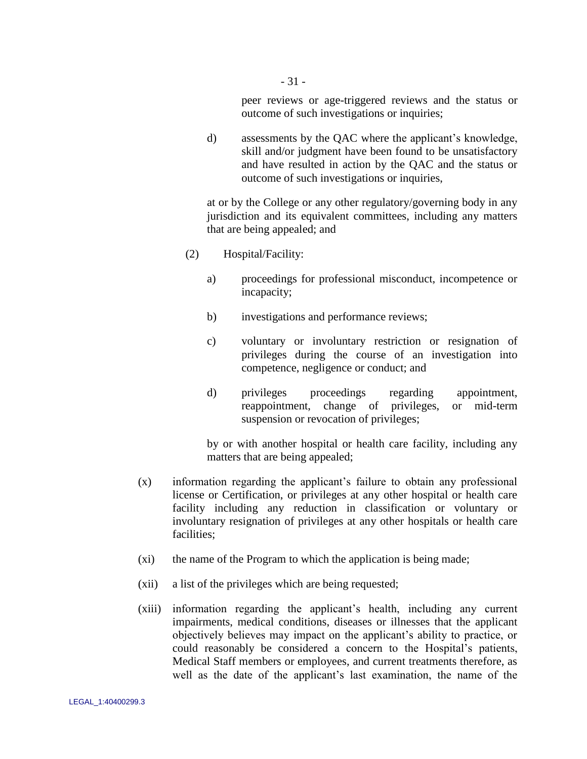peer reviews or age-triggered reviews and the status or outcome of such investigations or inquiries;

d) assessments by the QAC where the applicant's knowledge, skill and/or judgment have been found to be unsatisfactory and have resulted in action by the QAC and the status or outcome of such investigations or inquiries,

at or by the College or any other regulatory/governing body in any jurisdiction and its equivalent committees, including any matters that are being appealed; and

(2) Hospital/Facility:

a) proceedings for professional misconduct, incompetence or incapacity;

b) investigations and performance reviews;

c) voluntary or involuntary restriction or resignation of privileges during the course of an investigation into competence, negligence or conduct; and

d) privileges proceedings regarding appointment, reappointment, change of privileges, or mid-term suspension or revocation of privileges;

by or with another hospital or health care facility, including any matters that are being appealed;

(x) information regarding the applicant's failure to obtain any professional license or Certification, or privileges at any other hospital or health care facility including any reduction in classification or voluntary or involuntary resignation of privileges at any other hospitals or health care facilities;

(xi) the name of the Program to which the application is being made;

(xii) a list of the privileges which are being requested;

(xiii) information regarding the applicant's health, including any current impairments, medical conditions, diseases or illnesses that the applicant objectively believes may impact on the applicant's ability to practice, or could reasonably be considered a concern to the Hospital's patients, Medical Staff members or employees, and current treatments therefore, as well as the date of the applicant's last examination, the name of the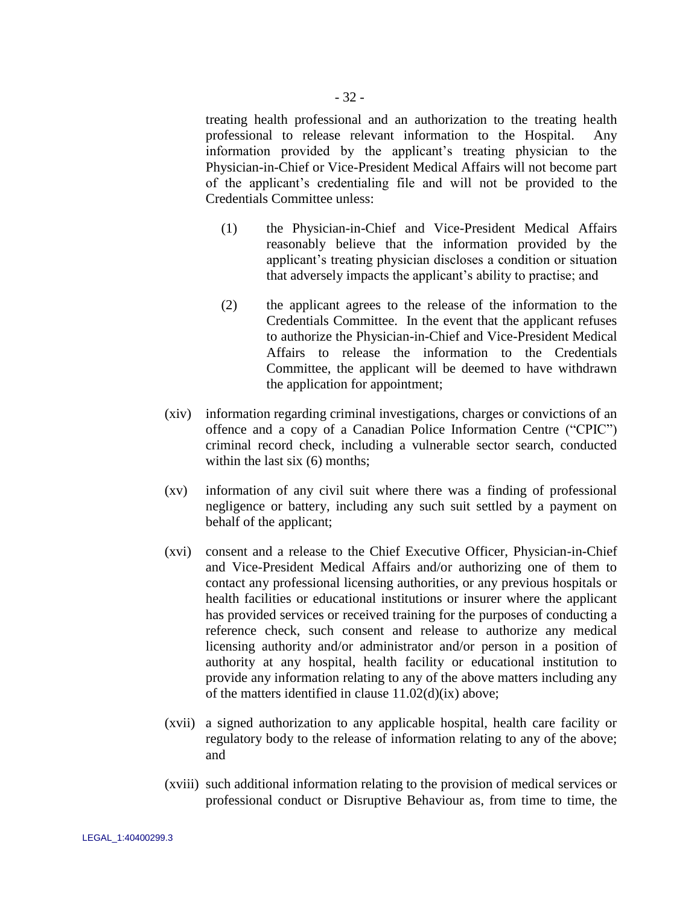treating health professional and an authorization to the treating health professional to release relevant information to the Hospital. Any information provided by the applicant's treating physician to the Physician-in-Chief or Vice-President Medical Affairs will not become part of the applicant's credentialing file and will not be provided to the Credentials Committee unless:

(1) the Physician-in-Chief and Vice-President Medical Affairs reasonably believe that the information provided by the applicant's treating physician discloses a condition or situation that adversely impacts the applicant's ability to practise; and

(2) the applicant agrees to the release of the information to the Credentials Committee. In the event that the applicant refuses to authorize the Physician-in-Chief and Vice-President Medical Affairs to release the information to the Credentials Committee, the applicant will be deemed to have withdrawn the application for appointment;

(xiv) information regarding criminal investigations, charges or convictions of an offence and a copy of a Canadian Police Information Centre ("CPIC") criminal record check, including a vulnerable sector search, conducted within the last six (6) months;

(xv) information of any civil suit where there was a finding of professional negligence or battery, including any such suit settled by a payment on behalf of the applicant;

(xvi) consent and a release to the Chief Executive Officer, Physician-in-Chief and Vice-President Medical Affairs and/or authorizing one of them to contact any professional licensing authorities, or any previous hospitals or health facilities or educational institutions or insurer where the applicant has provided services or received training for the purposes of conducting a reference check, such consent and release to authorize any medical licensing authority and/or administrator and/or person in a position of authority at any hospital, health facility or educational institution to provide any information relating to any of the above matters including any of the matters identified in clause 11.02(d)(ix) above;

(xvii) a signed authorization to any applicable hospital, health care facility or regulatory body to the release of information relating to any of the above; and

(xviii) such additional information relating to the provision of medical services or professional conduct or Disruptive Behaviour as, from time to time, the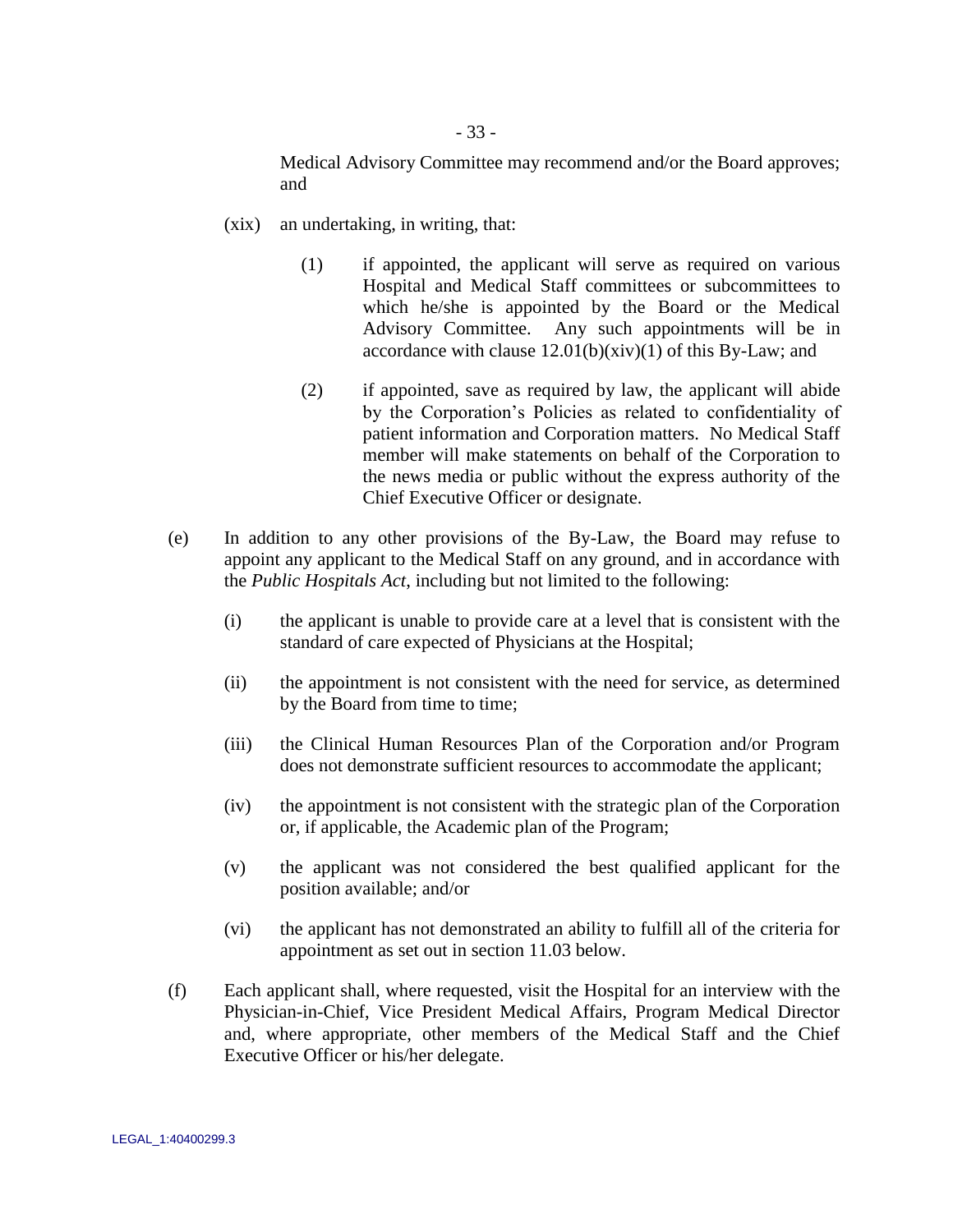Medical Advisory Committee may recommend and/or the Board approves; and

(xix) an undertaking, in writing, that:

(1) if appointed, the applicant will serve as required on various Hospital and Medical Staff committees or subcommittees to which he/she is appointed by the Board or the Medical Advisory Committee. Any such appointments will be in accordance with clause 12.01(b)(xiv)(1) of this By-Law; and

(2) if appointed, save as required by law, the applicant will abide by the Corporation's Policies as related to confidentiality of patient information and Corporation matters. No Medical Staff member will make statements on behalf of the Corporation to the news media or public without the express authority of the Chief Executive Officer or designate.

(e) In addition to any other provisions of the By-Law, the Board may refuse to appoint any applicant to the Medical Staff on any ground, and in accordance with the *Public Hospitals Act*, including but not limited to the following:

(i) the applicant is unable to provide care at a level that is consistent with the standard of care expected of Physicians at the Hospital;

(ii) the appointment is not consistent with the need for service, as determined by the Board from time to time;

(iii) the Clinical Human Resources Plan of the Corporation and/or Program does not demonstrate sufficient resources to accommodate the applicant;

(iv) the appointment is not consistent with the strategic plan of the Corporation or, if applicable, the Academic plan of the Program;

(v) the applicant was not considered the best qualified applicant for the position available; and/or

(vi) the applicant has not demonstrated an ability to fulfill all of the criteria for appointment as set out in section 11.03 below.

(f) Each applicant shall, where requested, visit the Hospital for an interview with the Physician-in-Chief, Vice President Medical Affairs, Program Medical Director and, where appropriate, other members of the Medical Staff and the Chief Executive Officer or his/her delegate.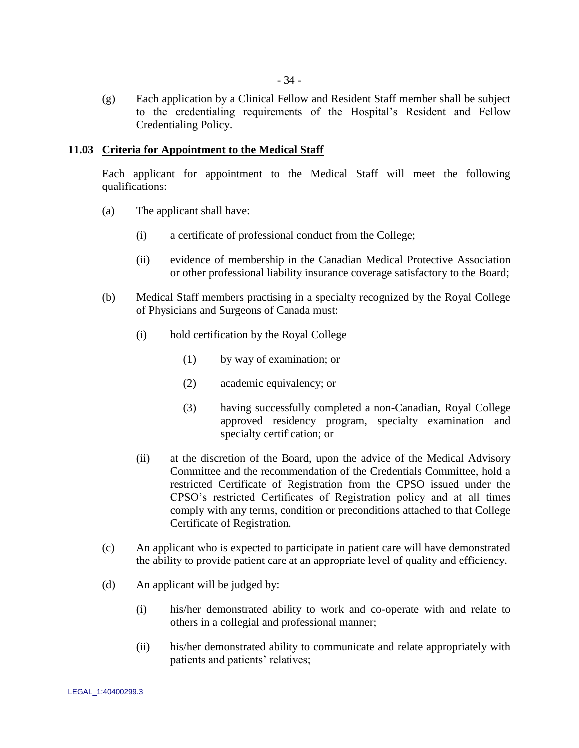(g) Each application by a Clinical Fellow and Resident Staff member shall be subject to the credentialing requirements of the Hospital's Resident and Fellow Credentialing Policy.

### 11.03 Criteria for Appointment to the Medical Staff

Each applicant for appointment to the Medical Staff will meet the following qualifications:

(a) The applicant shall have:

(i) a certificate of professional conduct from the College;

(ii) evidence of membership in the Canadian Medical Protective Association or other professional liability insurance coverage satisfactory to the Board;

(b) Medical Staff members practising in a specialty recognized by the Royal College of Physicians and Surgeons of Canada must:

(i) hold certification by the Royal College

(1) by way of examination; or

(2) academic equivalency; or

(3) having successfully completed a non-Canadian, Royal College approved residency program, specialty examination and specialty certification; or

(ii) at the discretion of the Board, upon the advice of the Medical Advisory Committee and the recommendation of the Credentials Committee, hold a restricted Certificate of Registration from the CPSO issued under the CPSO's restricted Certificates of Registration policy and at all times comply with any terms, condition or preconditions attached to that College Certificate of Registration.

(c) An applicant who is expected to participate in patient care will have demonstrated the ability to provide patient care at an appropriate level of quality and efficiency.

(d) An applicant will be judged by:

(i) his/her demonstrated ability to work and co-operate with and relate to others in a collegial and professional manner;

(ii) his/her demonstrated ability to communicate and relate appropriately with patients and patients' relatives;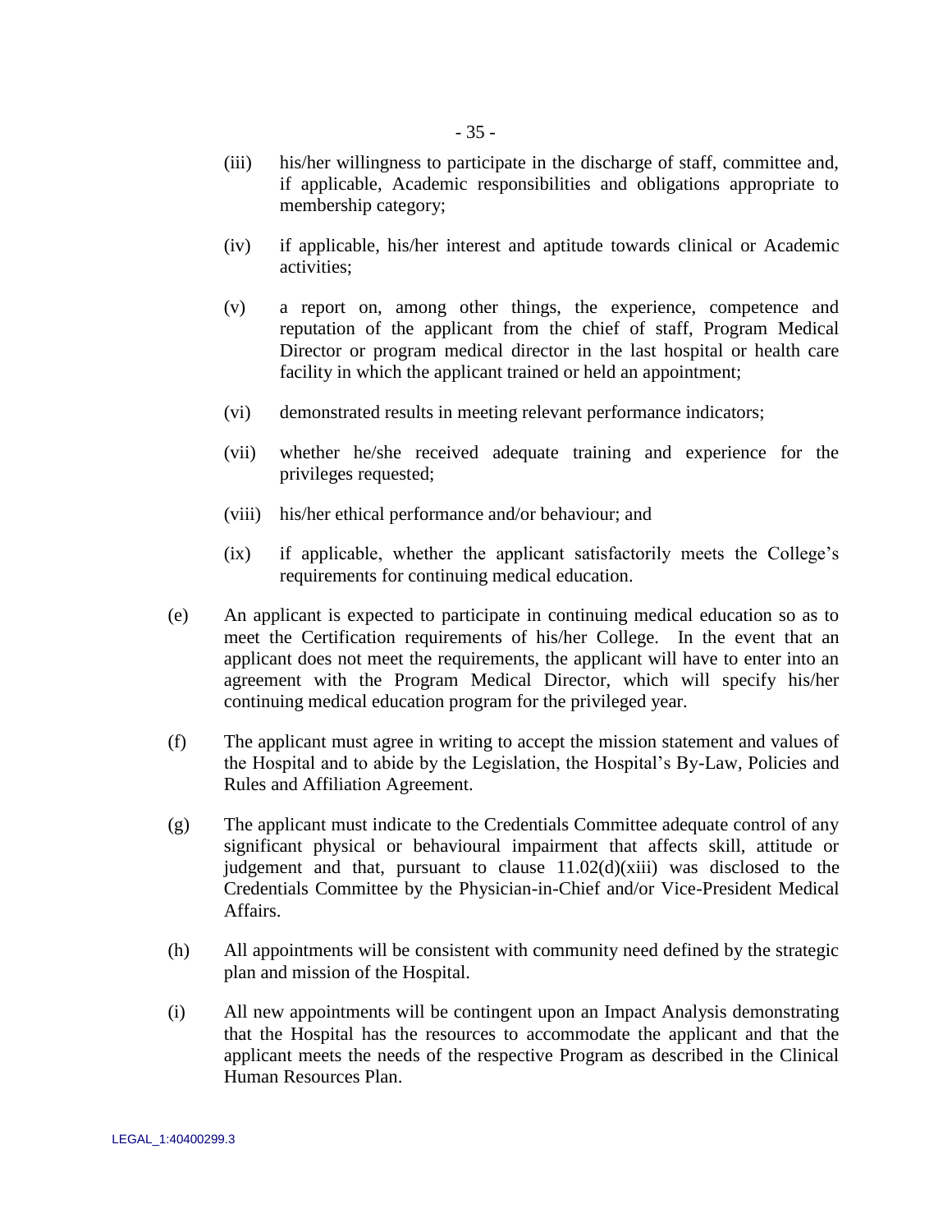(iii) his/her willingness to participate in the discharge of staff, committee and, if applicable, Academic responsibilities and obligations appropriate to membership category;

(iv) if applicable, his/her interest and aptitude towards clinical or Academic activities;

(v) a report on, among other things, the experience, competence and reputation of the applicant from the chief of staff, Program Medical Director or program medical director in the last hospital or health care facility in which the applicant trained or held an appointment;

(vi) demonstrated results in meeting relevant performance indicators;

(vii) whether he/she received adequate training and experience for the privileges requested;

(viii) his/her ethical performance and/or behaviour; and

(ix) if applicable, whether the applicant satisfactorily meets the College's requirements for continuing medical education.

(e) An applicant is expected to participate in continuing medical education so as to meet the Certification requirements of his/her College. In the event that an applicant does not meet the requirements, the applicant will have to enter into an agreement with the Program Medical Director, which will specify his/her continuing medical education program for the privileged year.

(f) The applicant must agree in writing to accept the mission statement and values of the Hospital and to abide by the Legislation, the Hospital's By-Law, Policies and Rules and Affiliation Agreement.

(g) The applicant must indicate to the Credentials Committee adequate control of any significant physical or behavioural impairment that affects skill, attitude or judgement and that, pursuant to clause 11.02(d)(xiii) was disclosed to the Credentials Committee by the Physician-in-Chief and/or Vice-President Medical Affairs.

(h) All appointments will be consistent with community need defined by the strategic plan and mission of the Hospital.

(i) All new appointments will be contingent upon an Impact Analysis demonstrating that the Hospital has the resources to accommodate the applicant and that the applicant meets the needs of the respective Program as described in the Clinical Human Resources Plan.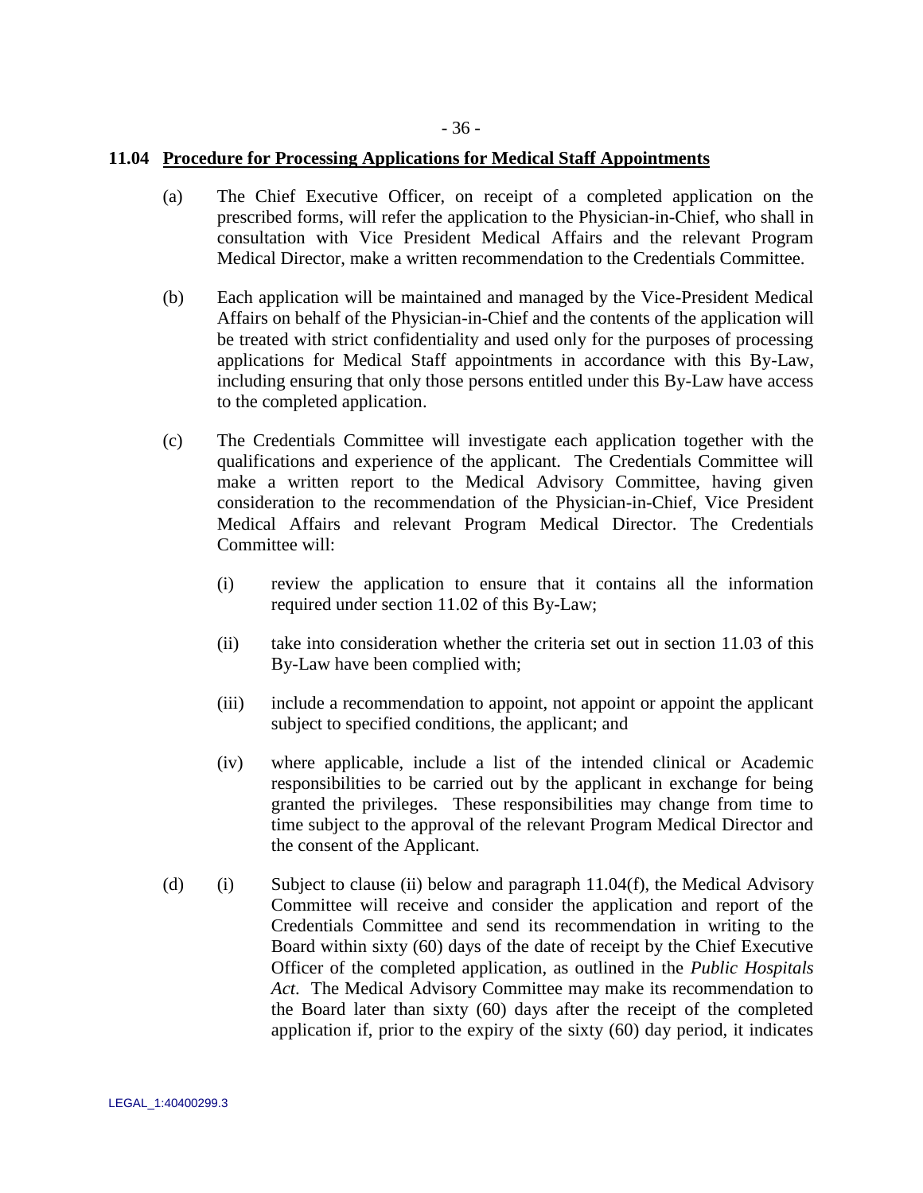### 11.04 <u>Procedure for Processing Applications for Medical Staff Appointments</u>

(a) The Chief Executive Officer, on receipt of a completed application on the prescribed forms, will refer the application to the Physician-in-Chief, who shall in consultation with Vice President Medical Affairs and the relevant Program Medical Director, make a written recommendation to the Credentials Committee.

(b) Each application will be maintained and managed by the Vice-President Medical Affairs on behalf of the Physician-in-Chief and the contents of the application will be treated with strict confidentiality and used only for the purposes of processing applications for Medical Staff appointments in accordance with this By-Law, including ensuring that only those persons entitled under this By-Law have access to the completed application.

(c) The Credentials Committee will investigate each application together with the qualifications and experience of the applicant. The Credentials Committee will make a written report to the Medical Advisory Committee, having given consideration to the recommendation of the Physician-in-Chief, Vice President Medical Affairs and relevant Program Medical Director. The Credentials Committee will:

(i) review the application to ensure that it contains all the information required under section 11.02 of this By-Law;

(ii) take into consideration whether the criteria set out in section 11.03 of this By-Law have been complied with;

(iii) include a recommendation to appoint, not appoint or appoint the applicant subject to specified conditions, the applicant; and

(iv) where applicable, include a list of the intended clinical or Academic responsibilities to be carried out by the applicant in exchange for being granted the privileges. These responsibilities may change from time to time subject to the approval of the relevant Program Medical Director and the consent of the Applicant.

(d) (i) Subject to clause (ii) below and paragraph 11.04(f), the Medical Advisory Committee will receive and consider the application and report of the Credentials Committee and send its recommendation in writing to the Board within sixty (60) days of the date of receipt by the Chief Executive Officer of the completed application, as outlined in the *Public Hospitals Act*. The Medical Advisory Committee may make its recommendation to the Board later than sixty (60) days after the receipt of the completed application if, prior to the expiry of the sixty (60) day period, it indicates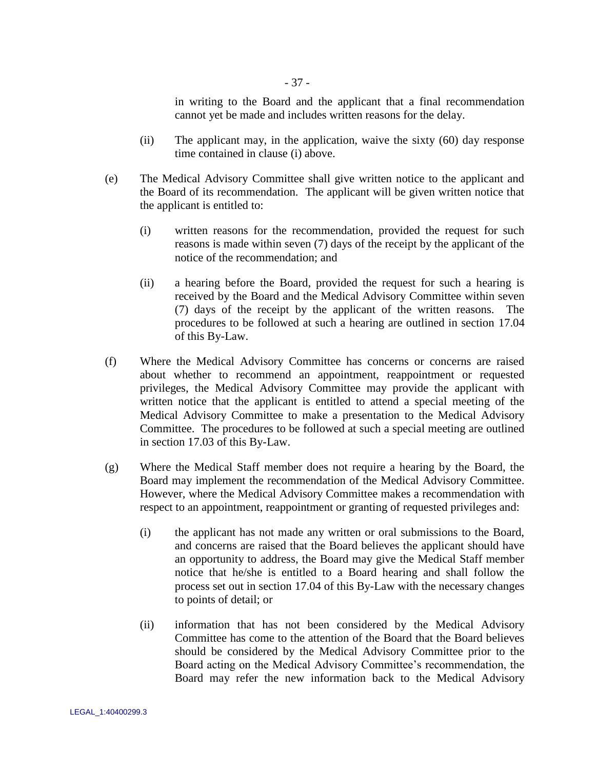in writing to the Board and the applicant that a final recommendation cannot yet be made and includes written reasons for the delay.

(ii) The applicant may, in the application, waive the sixty (60) day response time contained in clause (i) above.

(e) The Medical Advisory Committee shall give written notice to the applicant and the Board of its recommendation. The applicant will be given written notice that the applicant is entitled to:

(i) written reasons for the recommendation, provided the request for such reasons is made within seven (7) days of the receipt by the applicant of the notice of the recommendation; and

(ii) a hearing before the Board, provided the request for such a hearing is received by the Board and the Medical Advisory Committee within seven (7) days of the receipt by the applicant of the written reasons. The procedures to be followed at such a hearing are outlined in section 17.04 of this By-Law.

(f) Where the Medical Advisory Committee has concerns or concerns are raised about whether to recommend an appointment, reappointment or requested privileges, the Medical Advisory Committee may provide the applicant with written notice that the applicant is entitled to attend a special meeting of the Medical Advisory Committee to make a presentation to the Medical Advisory Committee. The procedures to be followed at such a special meeting are outlined in section 17.03 of this By-Law.

(g) Where the Medical Staff member does not require a hearing by the Board, the Board may implement the recommendation of the Medical Advisory Committee. However, where the Medical Advisory Committee makes a recommendation with respect to an appointment, reappointment or granting of requested privileges and:

(i) the applicant has not made any written or oral submissions to the Board, and concerns are raised that the Board believes the applicant should have an opportunity to address, the Board may give the Medical Staff member notice that he/she is entitled to a Board hearing and shall follow the process set out in section 17.04 of this By-Law with the necessary changes to points of detail; or

(ii) information that has not been considered by the Medical Advisory Committee has come to the attention of the Board that the Board believes should be considered by the Medical Advisory Committee prior to the Board acting on the Medical Advisory Committee's recommendation, the Board may refer the new information back to the Medical Advisory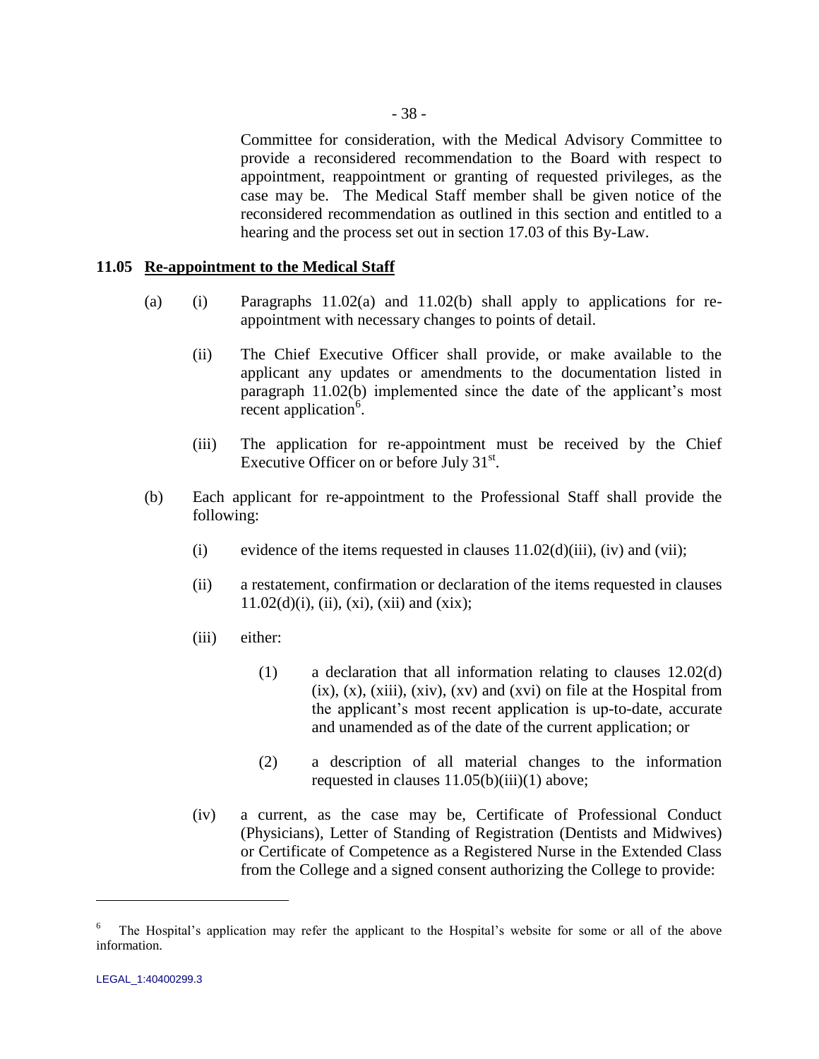Committee for consideration, with the Medical Advisory Committee to provide a reconsidered recommendation to the Board with respect to appointment, reappointment or granting of requested privileges, as the case may be. The Medical Staff member shall be given notice of the reconsidered recommendation as outlined in this section and entitled to a hearing and the process set out in section 17.03 of this By-Law.

**11.05 Re-appointment to the Medical Staff**

(a) (i) Paragraphs 11.02(a) and 11.02(b) shall apply to applications for re-appointment with necessary changes to points of detail.

(ii) The Chief Executive Officer shall provide, or make available to the applicant any updates or amendments to the documentation listed in paragraph 11.02(b) implemented since the date of the applicant's most recent application[6].

(iii) The application for re-appointment must be received by the Chief Executive Officer on or before July 31st.

(b) Each applicant for re-appointment to the Professional Staff shall provide the following:

(i) evidence of the items requested in clauses 11.02(d)(iii), (iv) and (vii);

(ii) a restatement, confirmation or declaration of the items requested in clauses 11.02(d)(i), (ii), (xi), (xii) and (xix);

(iii) either:

(1) a declaration that all information relating to clauses 12.02(d) (ix), (x), (xiii), (xiv), (xv) and (xvi) on file at the Hospital from the applicant's most recent application is up-to-date, accurate and unamended as of the date of the current application; or

(2) a description of all material changes to the information requested in clauses 11.05(b)(iii)(1) above;

(iv) a current, as the case may be, Certificate of Professional Conduct (Physicians), Letter of Standing of Registration (Dentists and Midwives) or Certificate of Competence as a Registered Nurse in the Extended Class from the College and a signed consent authorizing the College to provide:

---

[6] The Hospital's application may refer the applicant to the Hospital's website for some or all of the above information.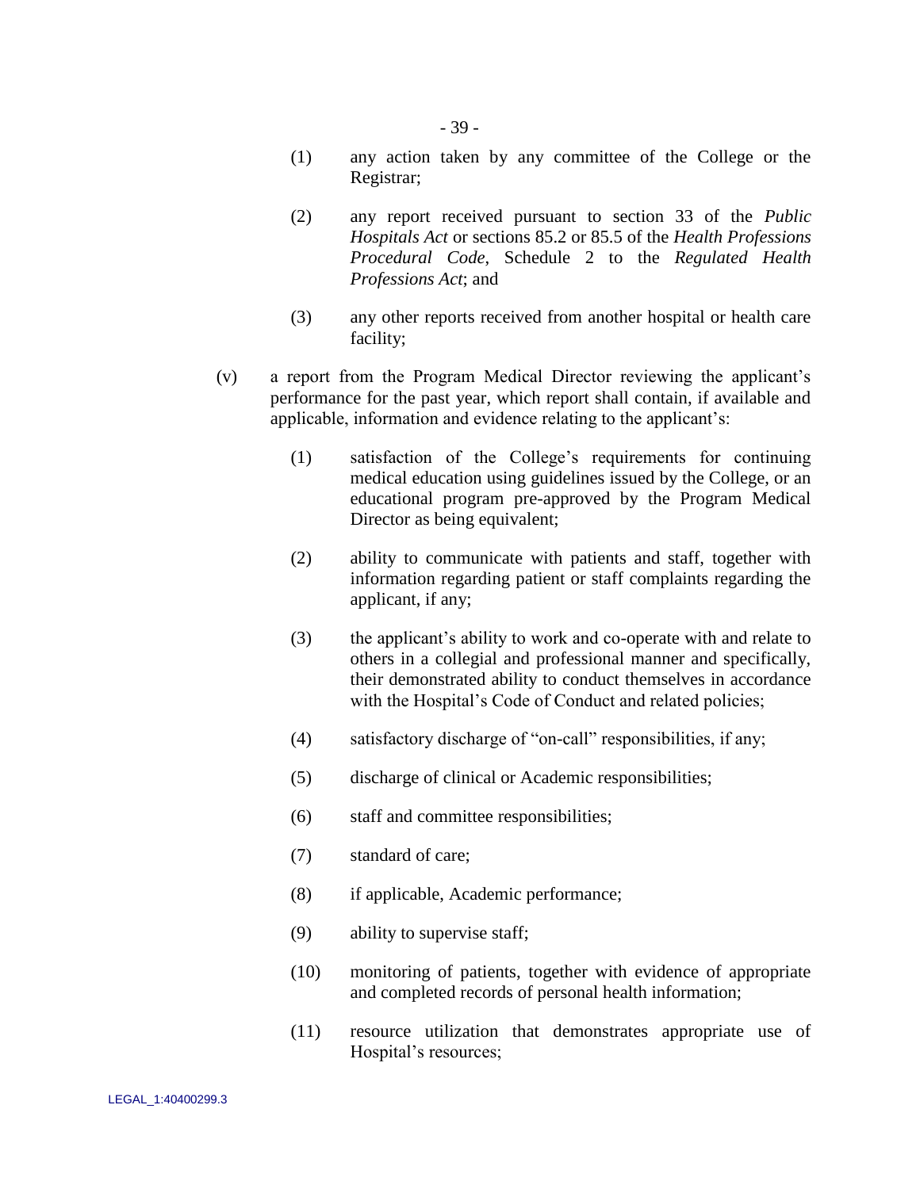(1) any action taken by any committee of the College or the Registrar;

(2) any report received pursuant to section 33 of the *Public Hospitals Act* or sections 85.2 or 85.5 of the *Health Professions Procedural Code*, Schedule 2 to the *Regulated Health Professions Act*; and

(3) any other reports received from another hospital or health care facility;

(v) a report from the Program Medical Director reviewing the applicant's performance for the past year, which report shall contain, if available and applicable, information and evidence relating to the applicant's:

(1) satisfaction of the College's requirements for continuing medical education using guidelines issued by the College, or an educational program pre-approved by the Program Medical Director as being equivalent;

(2) ability to communicate with patients and staff, together with information regarding patient or staff complaints regarding the applicant, if any;

(3) the applicant's ability to work and co-operate with and relate to others in a collegial and professional manner and specifically, their demonstrated ability to conduct themselves in accordance with the Hospital's Code of Conduct and related policies;

(4) satisfactory discharge of "on-call" responsibilities, if any;

(5) discharge of clinical or Academic responsibilities;

(6) staff and committee responsibilities;

(7) standard of care;

(8) if applicable, Academic performance;

(9) ability to supervise staff;

(10) monitoring of patients, together with evidence of appropriate and completed records of personal health information;

(11) resource utilization that demonstrates appropriate use of Hospital's resources;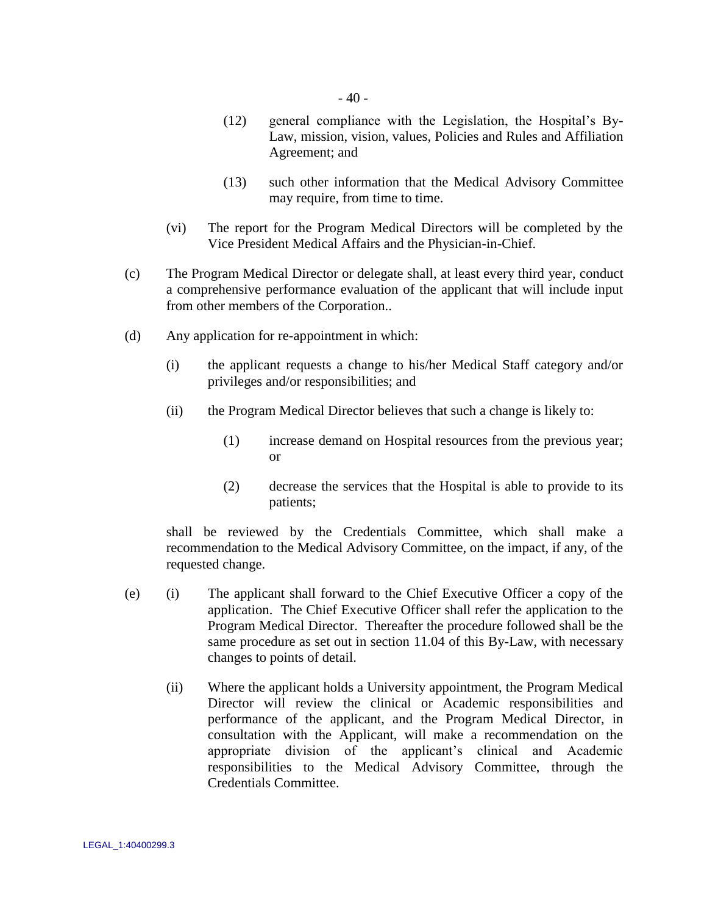(12) general compliance with the Legislation, the Hospital's By-Law, mission, vision, values, Policies and Rules and Affiliation Agreement; and

(13) such other information that the Medical Advisory Committee may require, from time to time.

(vi) The report for the Program Medical Directors will be completed by the Vice President Medical Affairs and the Physician-in-Chief.

(c) The Program Medical Director or delegate shall, at least every third year, conduct a comprehensive performance evaluation of the applicant that will include input from other members of the Corporation..

(d) Any application for re-appointment in which:

(i) the applicant requests a change to his/her Medical Staff category and/or privileges and/or responsibilities; and

(ii) the Program Medical Director believes that such a change is likely to:

(1) increase demand on Hospital resources from the previous year; or

(2) decrease the services that the Hospital is able to provide to its patients;

shall be reviewed by the Credentials Committee, which shall make a recommendation to the Medical Advisory Committee, on the impact, if any, of the requested change.

(e) (i) The applicant shall forward to the Chief Executive Officer a copy of the application. The Chief Executive Officer shall refer the application to the Program Medical Director. Thereafter the procedure followed shall be the same procedure as set out in section 11.04 of this By-Law, with necessary changes to points of detail.

(ii) Where the applicant holds a University appointment, the Program Medical Director will review the clinical or Academic responsibilities and performance of the applicant, and the Program Medical Director, in consultation with the Applicant, will make a recommendation on the appropriate division of the applicant's clinical and Academic responsibilities to the Medical Advisory Committee, through the Credentials Committee.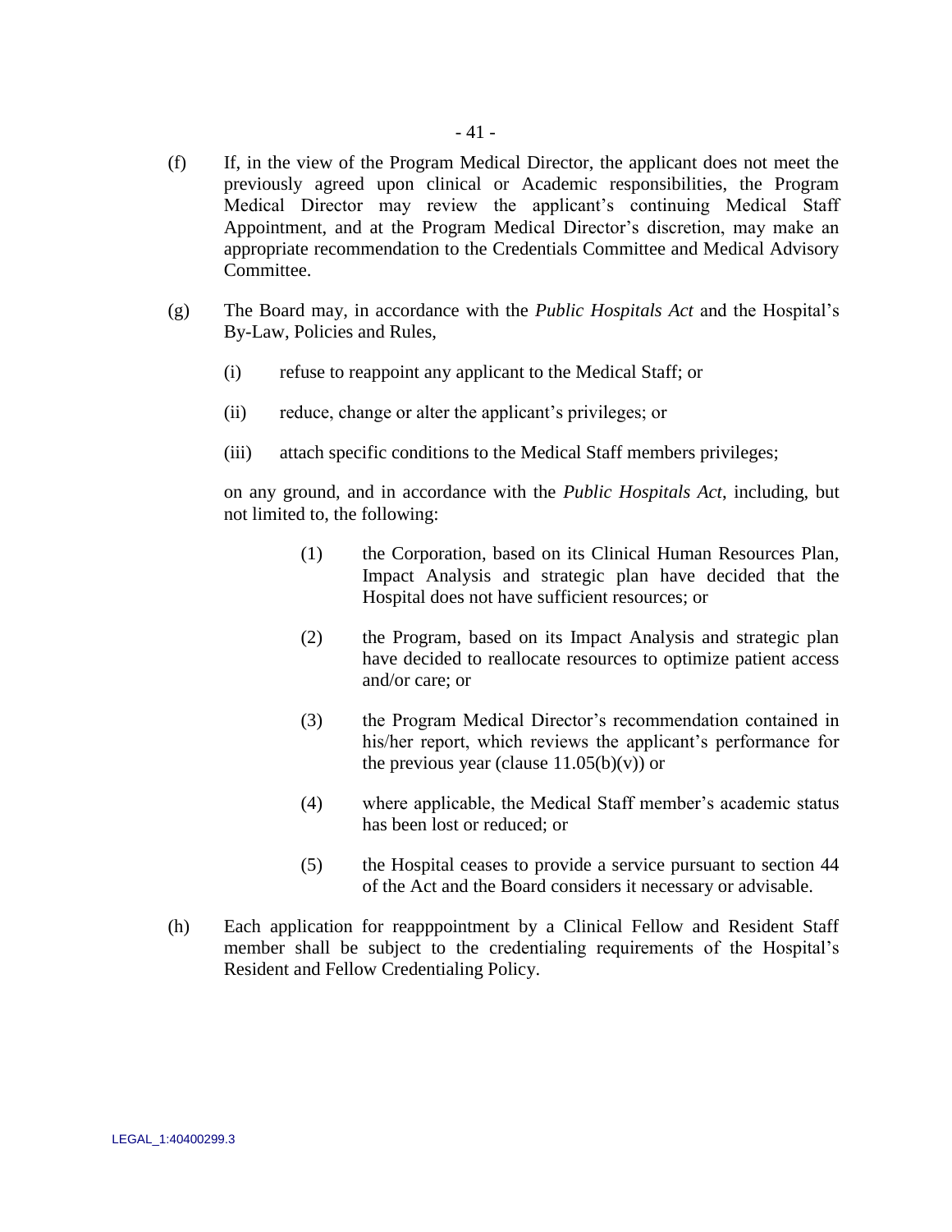(f) If, in the view of the Program Medical Director, the applicant does not meet the previously agreed upon clinical or Academic responsibilities, the Program Medical Director may review the applicant's continuing Medical Staff Appointment, and at the Program Medical Director's discretion, may make an appropriate recommendation to the Credentials Committee and Medical Advisory Committee.

(g) The Board may, in accordance with the *Public Hospitals Act* and the Hospital's By-Law, Policies and Rules,

 (i) refuse to reappoint any applicant to the Medical Staff; or

 (ii) reduce, change or alter the applicant's privileges; or

 (iii) attach specific conditions to the Medical Staff members privileges;

 on any ground, and in accordance with the *Public Hospitals Act*, including, but not limited to, the following:

 (1) the Corporation, based on its Clinical Human Resources Plan, Impact Analysis and strategic plan have decided that the Hospital does not have sufficient resources; or

 (2) the Program, based on its Impact Analysis and strategic plan have decided to reallocate resources to optimize patient access and/or care; or

 (3) the Program Medical Director's recommendation contained in his/her report, which reviews the applicant's performance for the previous year (clause 11.05(b)(v)) or

 (4) where applicable, the Medical Staff member's academic status has been lost or reduced; or

 (5) the Hospital ceases to provide a service pursuant to section 44 of the Act and the Board considers it necessary or advisable.

(h) Each application for reapppointment by a Clinical Fellow and Resident Staff member shall be subject to the credentialing requirements of the Hospital's Resident and Fellow Credentialing Policy.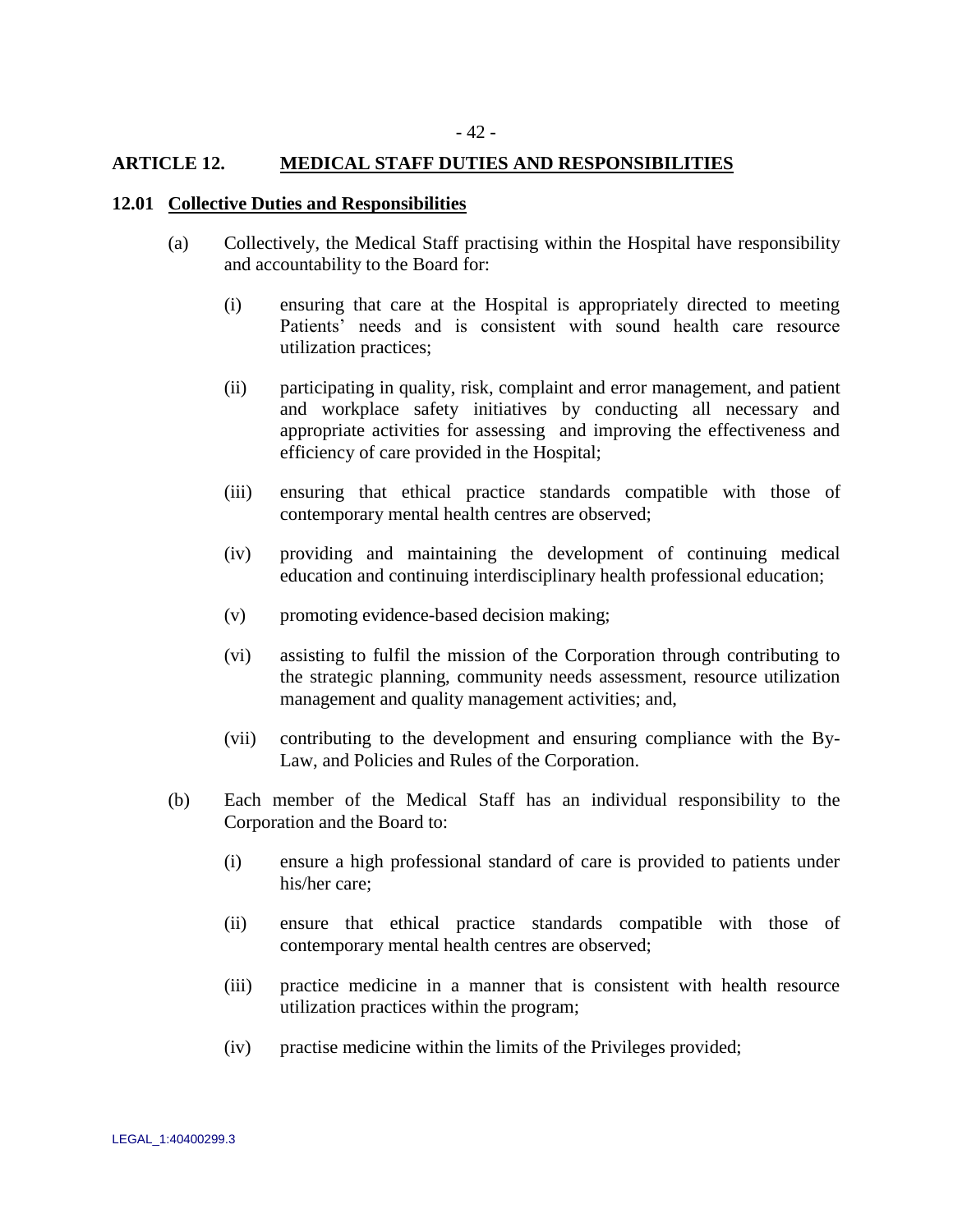## ARTICLE 12. MEDICAL STAFF DUTIES AND RESPONSIBILITIES

### 12.01 Collective Duties and Responsibilities

(a) Collectively, the Medical Staff practising within the Hospital have responsibility and accountability to the Board for:

(i) ensuring that care at the Hospital is appropriately directed to meeting Patients' needs and is consistent with sound health care resource utilization practices;

(ii) participating in quality, risk, complaint and error management, and patient and workplace safety initiatives by conducting all necessary and appropriate activities for assessing and improving the effectiveness and efficiency of care provided in the Hospital;

(iii) ensuring that ethical practice standards compatible with those of contemporary mental health centres are observed;

(iv) providing and maintaining the development of continuing medical education and continuing interdisciplinary health professional education;

(v) promoting evidence-based decision making;

(vi) assisting to fulfil the mission of the Corporation through contributing to the strategic planning, community needs assessment, resource utilization management and quality management activities; and,

(vii) contributing to the development and ensuring compliance with the By-Law, and Policies and Rules of the Corporation.

(b) Each member of the Medical Staff has an individual responsibility to the Corporation and the Board to:

(i) ensure a high professional standard of care is provided to patients under his/her care;

(ii) ensure that ethical practice standards compatible with those of contemporary mental health centres are observed;

(iii) practice medicine in a manner that is consistent with health resource utilization practices within the program;

(iv) practise medicine within the limits of the Privileges provided;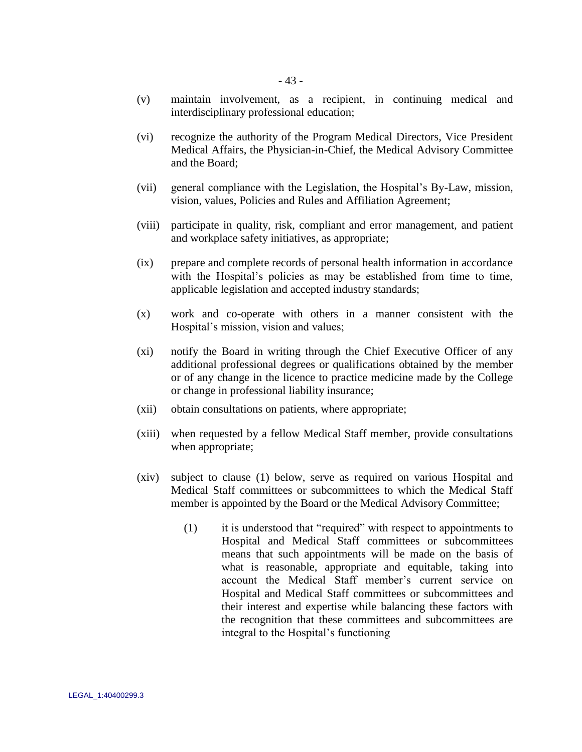(v) maintain involvement, as a recipient, in continuing medical and interdisciplinary professional education;

(vi) recognize the authority of the Program Medical Directors, Vice President Medical Affairs, the Physician-in-Chief, the Medical Advisory Committee and the Board;

(vii) general compliance with the Legislation, the Hospital's By-Law, mission, vision, values, Policies and Rules and Affiliation Agreement;

(viii) participate in quality, risk, compliant and error management, and patient and workplace safety initiatives, as appropriate;

(ix) prepare and complete records of personal health information in accordance with the Hospital's policies as may be established from time to time, applicable legislation and accepted industry standards;

(x) work and co-operate with others in a manner consistent with the Hospital's mission, vision and values;

(xi) notify the Board in writing through the Chief Executive Officer of any additional professional degrees or qualifications obtained by the member or of any change in the licence to practice medicine made by the College or change in professional liability insurance;

(xii) obtain consultations on patients, where appropriate;

(xiii) when requested by a fellow Medical Staff member, provide consultations when appropriate;

(xiv) subject to clause (1) below, serve as required on various Hospital and Medical Staff committees or subcommittees to which the Medical Staff member is appointed by the Board or the Medical Advisory Committee;

  (1) it is understood that "required" with respect to appointments to Hospital and Medical Staff committees or subcommittees means that such appointments will be made on the basis of what is reasonable, appropriate and equitable, taking into account the Medical Staff member's current service on Hospital and Medical Staff committees or subcommittees and their interest and expertise while balancing these factors with the recognition that these committees and subcommittees are integral to the Hospital's functioning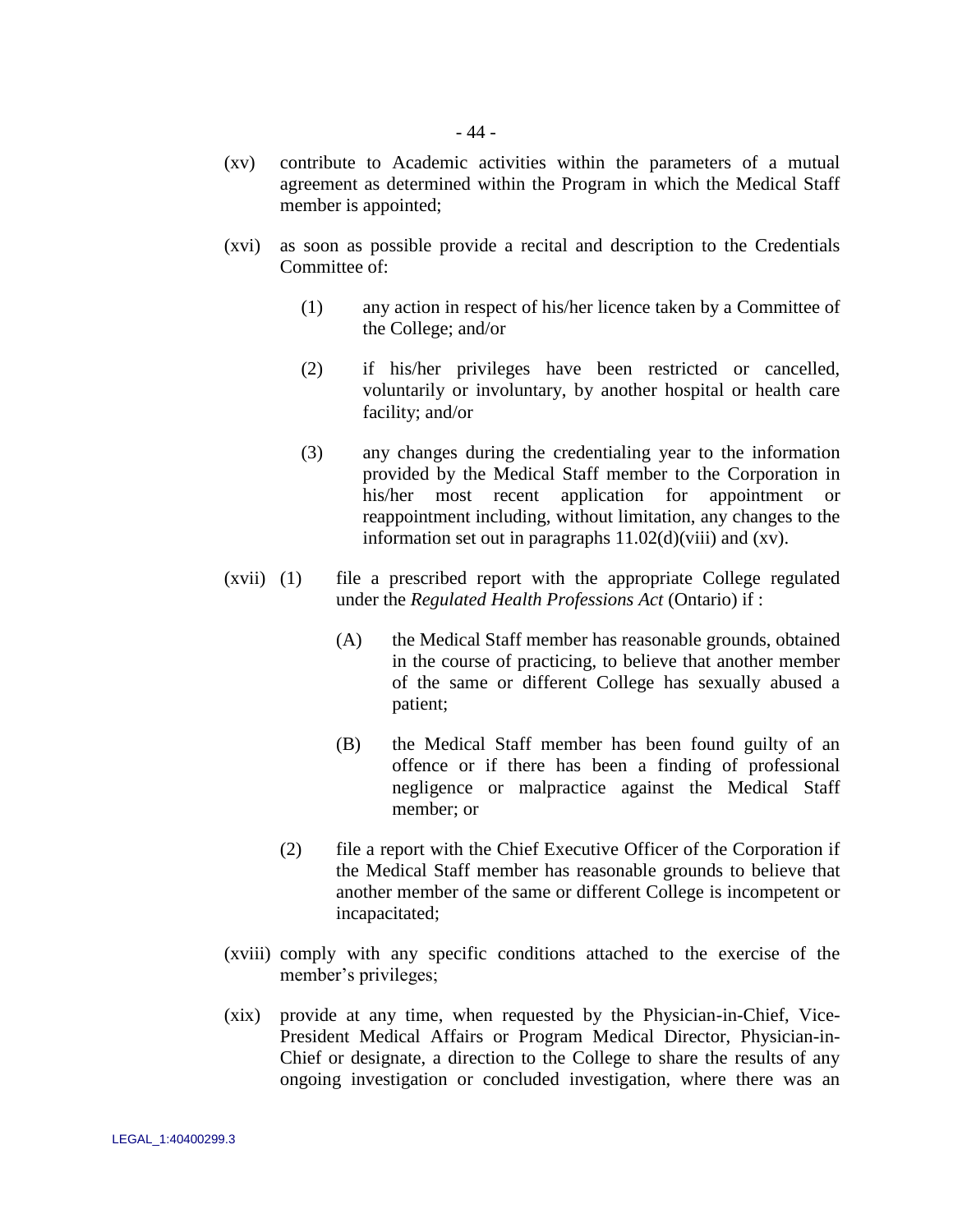(xv) contribute to Academic activities within the parameters of a mutual agreement as determined within the Program in which the Medical Staff member is appointed;

(xvi) as soon as possible provide a recital and description to the Credentials Committee of:

  (1) any action in respect of his/her licence taken by a Committee of the College; and/or

  (2) if his/her privileges have been restricted or cancelled, voluntarily or involuntary, by another hospital or health care facility; and/or

  (3) any changes during the credentialing year to the information provided by the Medical Staff member to the Corporation in his/her most recent application for appointment or reappointment including, without limitation, any changes to the information set out in paragraphs 11.02(d)(viii) and (xv).

(xvii) (1) file a prescribed report with the appropriate College regulated under the *Regulated Health Professions Act* (Ontario) if :

    (A) the Medical Staff member has reasonable grounds, obtained in the course of practicing, to believe that another member of the same or different College has sexually abused a patient;

    (B) the Medical Staff member has been found guilty of an offence or if there has been a finding of professional negligence or malpractice against the Medical Staff member; or

  (2) file a report with the Chief Executive Officer of the Corporation if the Medical Staff member has reasonable grounds to believe that another member of the same or different College is incompetent or incapacitated;

(xviii) comply with any specific conditions attached to the exercise of the member's privileges;

(xix) provide at any time, when requested by the Physician-in-Chief, Vice-President Medical Affairs or Program Medical Director, Physician-in-Chief or designate, a direction to the College to share the results of any ongoing investigation or concluded investigation, where there was an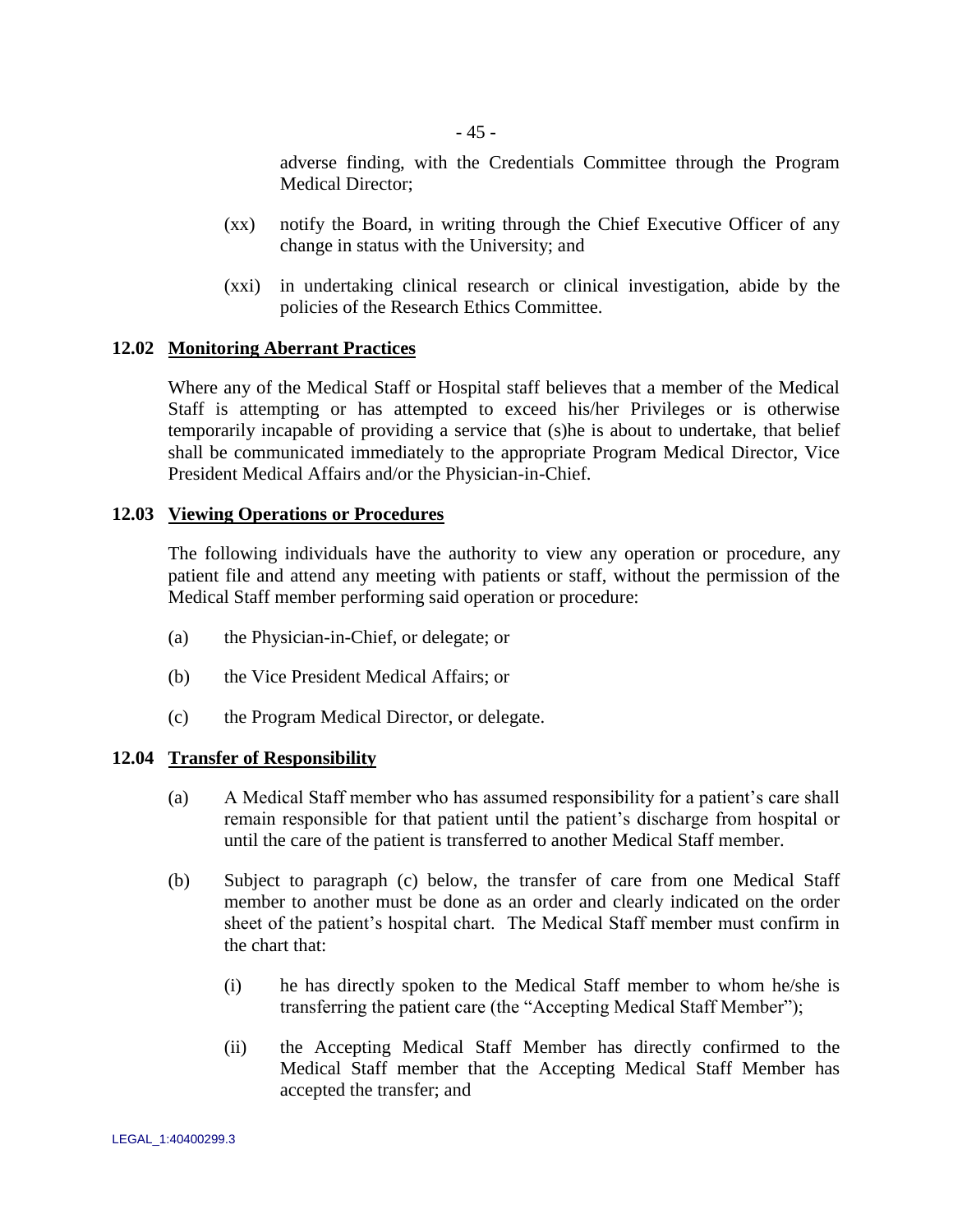adverse finding, with the Credentials Committee through the Program Medical Director;

(xx) notify the Board, in writing through the Chief Executive Officer of any change in status with the University; and

(xxi) in undertaking clinical research or clinical investigation, abide by the policies of the Research Ethics Committee.

**12.02 Monitoring Aberrant Practices**

Where any of the Medical Staff or Hospital staff believes that a member of the Medical Staff is attempting or has attempted to exceed his/her Privileges or is otherwise temporarily incapable of providing a service that (s)he is about to undertake, that belief shall be communicated immediately to the appropriate Program Medical Director, Vice President Medical Affairs and/or the Physician-in-Chief.

**12.03 Viewing Operations or Procedures**

The following individuals have the authority to view any operation or procedure, any patient file and attend any meeting with patients or staff, without the permission of the Medical Staff member performing said operation or procedure:

(a) the Physician-in-Chief, or delegate; or

(b) the Vice President Medical Affairs; or

(c) the Program Medical Director, or delegate.

**12.04 Transfer of Responsibility**

(a) A Medical Staff member who has assumed responsibility for a patient's care shall remain responsible for that patient until the patient's discharge from hospital or until the care of the patient is transferred to another Medical Staff member.

(b) Subject to paragraph (c) below, the transfer of care from one Medical Staff member to another must be done as an order and clearly indicated on the order sheet of the patient's hospital chart. The Medical Staff member must confirm in the chart that:

(i) he has directly spoken to the Medical Staff member to whom he/she is transferring the patient care (the "Accepting Medical Staff Member");

(ii) the Accepting Medical Staff Member has directly confirmed to the Medical Staff member that the Accepting Medical Staff Member has accepted the transfer; and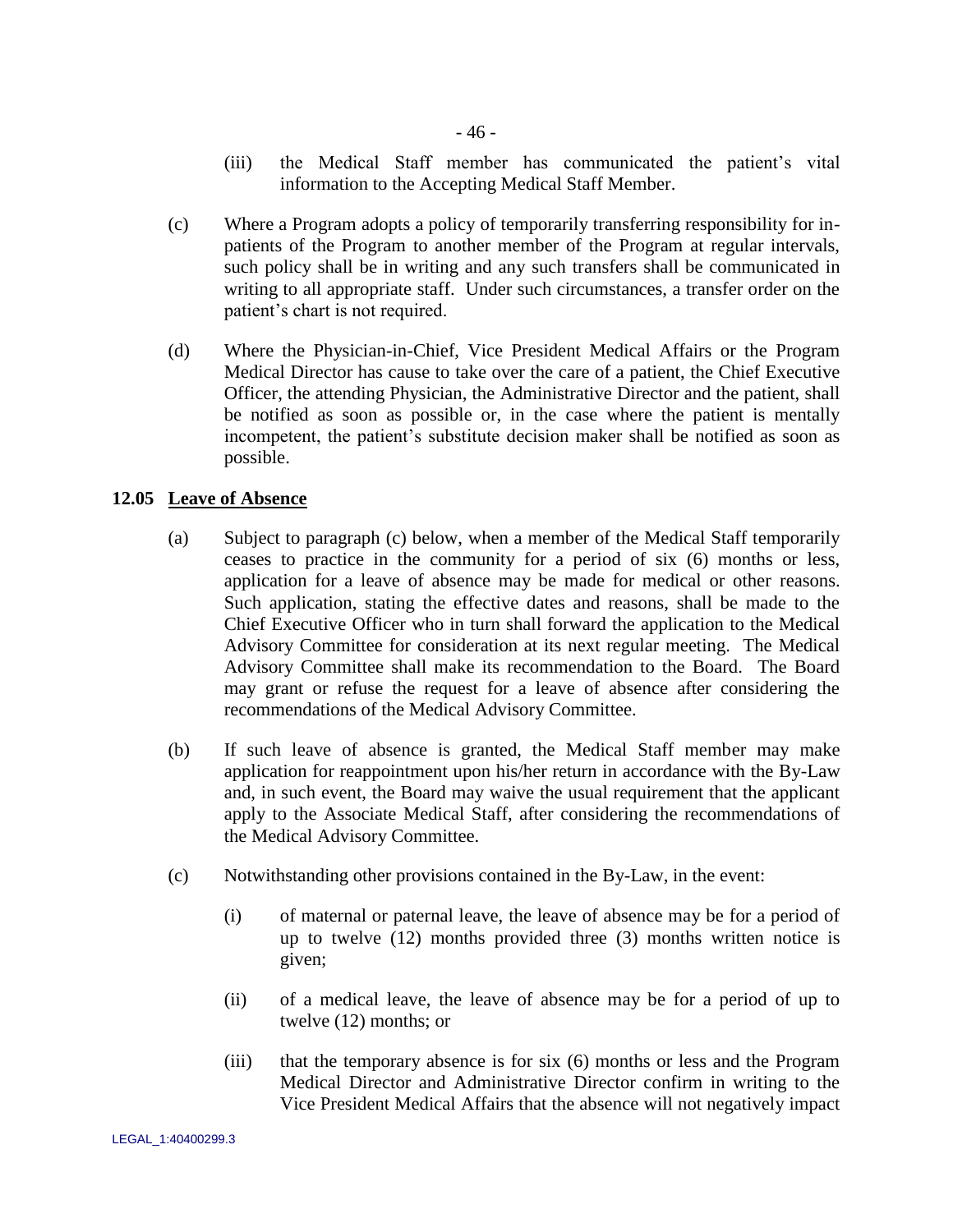(iii) the Medical Staff member has communicated the patient's vital information to the Accepting Medical Staff Member.

(c) Where a Program adopts a policy of temporarily transferring responsibility for in-patients of the Program to another member of the Program at regular intervals, such policy shall be in writing and any such transfers shall be communicated in writing to all appropriate staff. Under such circumstances, a transfer order on the patient's chart is not required.

(d) Where the Physician-in-Chief, Vice President Medical Affairs or the Program Medical Director has cause to take over the care of a patient, the Chief Executive Officer, the attending Physician, the Administrative Director and the patient, shall be notified as soon as possible or, in the case where the patient is mentally incompetent, the patient's substitute decision maker shall be notified as soon as possible.

**12.05 Leave of Absence**

(a) Subject to paragraph (c) below, when a member of the Medical Staff temporarily ceases to practice in the community for a period of six (6) months or less, application for a leave of absence may be made for medical or other reasons. Such application, stating the effective dates and reasons, shall be made to the Chief Executive Officer who in turn shall forward the application to the Medical Advisory Committee for consideration at its next regular meeting. The Medical Advisory Committee shall make its recommendation to the Board. The Board may grant or refuse the request for a leave of absence after considering the recommendations of the Medical Advisory Committee.

(b) If such leave of absence is granted, the Medical Staff member may make application for reappointment upon his/her return in accordance with the By-Law and, in such event, the Board may waive the usual requirement that the applicant apply to the Associate Medical Staff, after considering the recommendations of the Medical Advisory Committee.

(c) Notwithstanding other provisions contained in the By-Law, in the event:

(i) of maternal or paternal leave, the leave of absence may be for a period of up to twelve (12) months provided three (3) months written notice is given;

(ii) of a medical leave, the leave of absence may be for a period of up to twelve (12) months; or

(iii) that the temporary absence is for six (6) months or less and the Program Medical Director and Administrative Director confirm in writing to the Vice President Medical Affairs that the absence will not negatively impact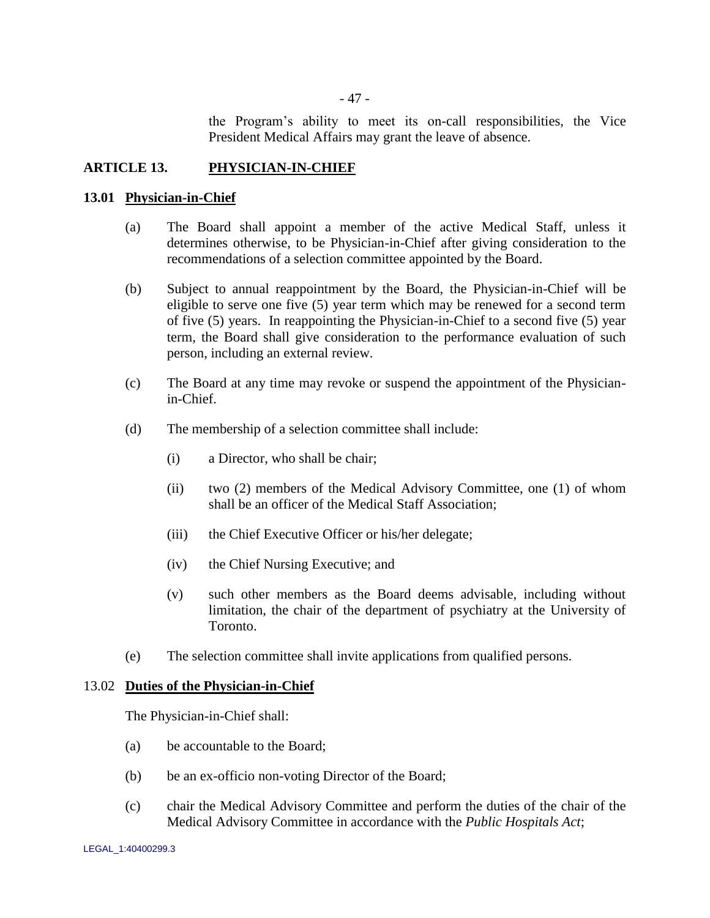the Program's ability to meet its on-call responsibilities, the Vice President Medical Affairs may grant the leave of absence.

## ARTICLE 13. PHYSICIAN-IN-CHIEF

### 13.01 Physician-in-Chief

(a) The Board shall appoint a member of the active Medical Staff, unless it determines otherwise, to be Physician-in-Chief after giving consideration to the recommendations of a selection committee appointed by the Board.

(b) Subject to annual reappointment by the Board, the Physician-in-Chief will be eligible to serve one five (5) year term which may be renewed for a second term of five (5) years. In reappointing the Physician-in-Chief to a second five (5) year term, the Board shall give consideration to the performance evaluation of such person, including an external review.

(c) The Board at any time may revoke or suspend the appointment of the Physician-in-Chief.

(d) The membership of a selection committee shall include:

(i) a Director, who shall be chair;

(ii) two (2) members of the Medical Advisory Committee, one (1) of whom shall be an officer of the Medical Staff Association;

(iii) the Chief Executive Officer or his/her delegate;

(iv) the Chief Nursing Executive; and

(v) such other members as the Board deems advisable, including without limitation, the chair of the department of psychiatry at the University of Toronto.

(e) The selection committee shall invite applications from qualified persons.

### 13.02 Duties of the Physician-in-Chief

The Physician-in-Chief shall:

(a) be accountable to the Board;

(b) be an ex-officio non-voting Director of the Board;

(c) chair the Medical Advisory Committee and perform the duties of the chair of the Medical Advisory Committee in accordance with the *Public Hospitals Act*;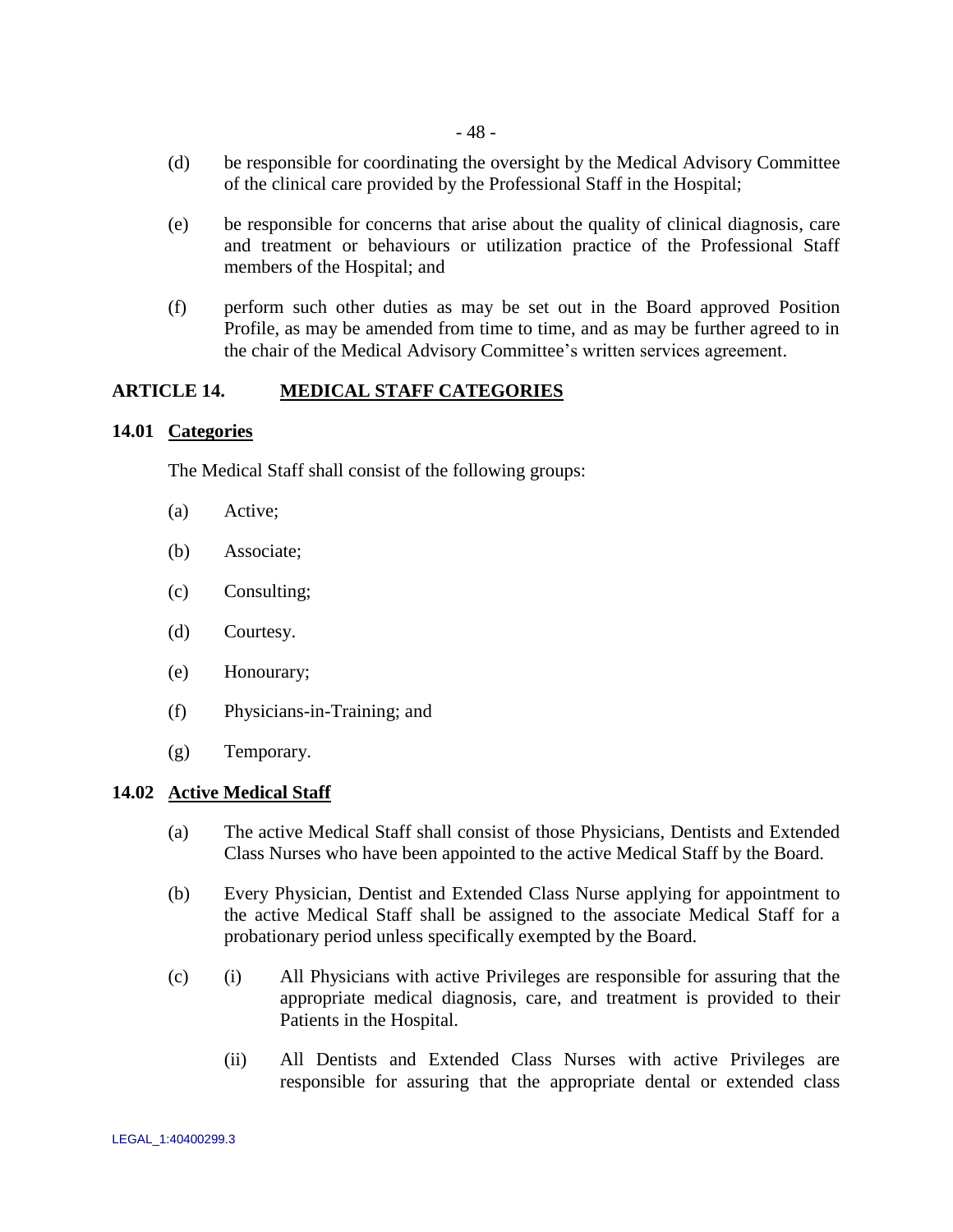(d) be responsible for coordinating the oversight by the Medical Advisory Committee of the clinical care provided by the Professional Staff in the Hospital;

(e) be responsible for concerns that arise about the quality of clinical diagnosis, care and treatment or behaviours or utilization practice of the Professional Staff members of the Hospital; and

(f) perform such other duties as may be set out in the Board approved Position Profile, as may be amended from time to time, and as may be further agreed to in the chair of the Medical Advisory Committee's written services agreement.

## ARTICLE 14. MEDICAL STAFF CATEGORIES

### 14.01 Categories

The Medical Staff shall consist of the following groups:

(a) Active;

(b) Associate;

(c) Consulting;

(d) Courtesy.

(e) Honourary;

(f) Physicians-in-Training; and

(g) Temporary.

### 14.02 Active Medical Staff

(a) The active Medical Staff shall consist of those Physicians, Dentists and Extended Class Nurses who have been appointed to the active Medical Staff by the Board.

(b) Every Physician, Dentist and Extended Class Nurse applying for appointment to the active Medical Staff shall be assigned to the associate Medical Staff for a probationary period unless specifically exempted by the Board.

(c) (i) All Physicians with active Privileges are responsible for assuring that the appropriate medical diagnosis, care, and treatment is provided to their Patients in the Hospital.

(ii) All Dentists and Extended Class Nurses with active Privileges are responsible for assuring that the appropriate dental or extended class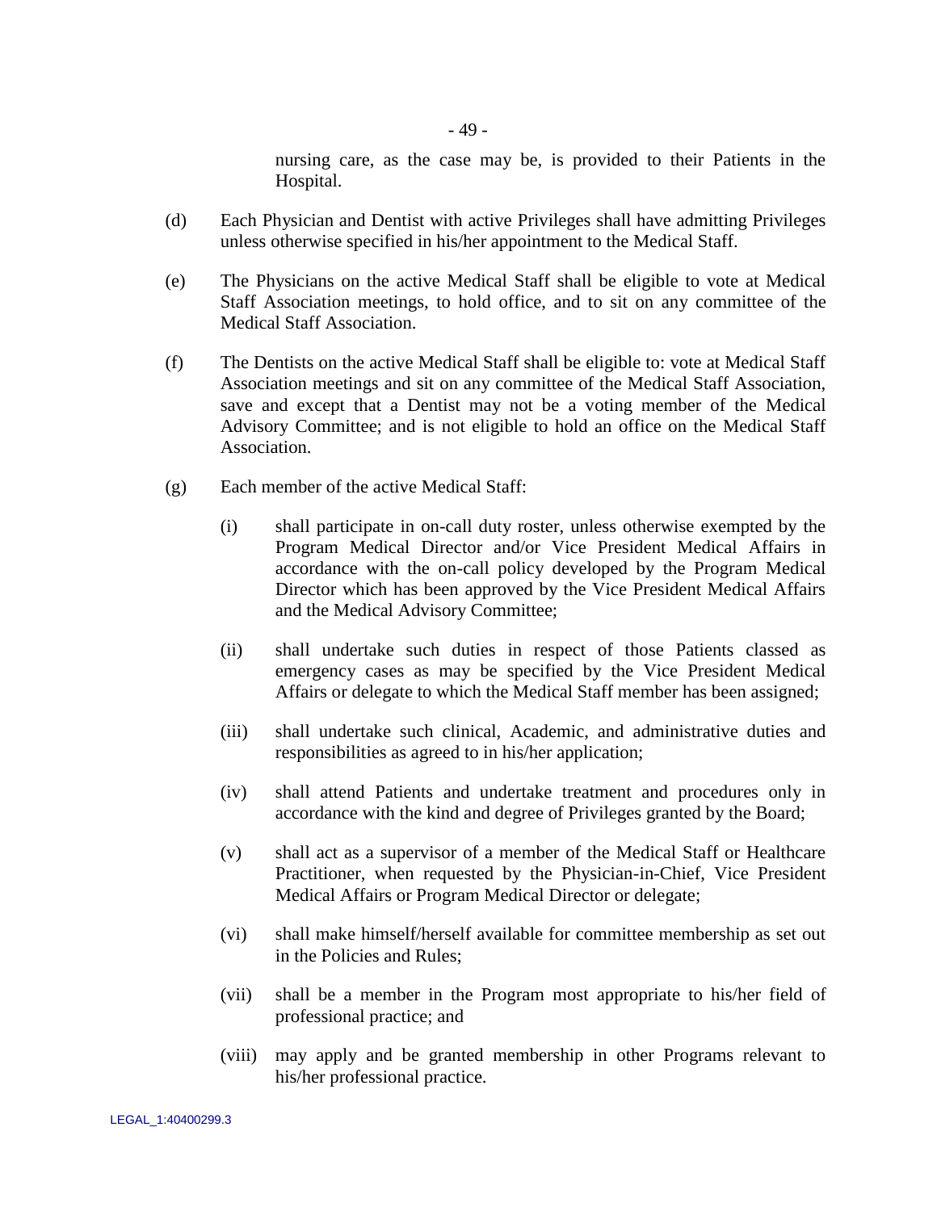nursing care, as the case may be, is provided to their Patients in the Hospital.

(d) Each Physician and Dentist with active Privileges shall have admitting Privileges unless otherwise specified in his/her appointment to the Medical Staff.

(e) The Physicians on the active Medical Staff shall be eligible to vote at Medical Staff Association meetings, to hold office, and to sit on any committee of the Medical Staff Association.

(f) The Dentists on the active Medical Staff shall be eligible to: vote at Medical Staff Association meetings and sit on any committee of the Medical Staff Association, save and except that a Dentist may not be a voting member of the Medical Advisory Committee; and is not eligible to hold an office on the Medical Staff Association.

(g) Each member of the active Medical Staff:

(i) shall participate in on-call duty roster, unless otherwise exempted by the Program Medical Director and/or Vice President Medical Affairs in accordance with the on-call policy developed by the Program Medical Director which has been approved by the Vice President Medical Affairs and the Medical Advisory Committee;

(ii) shall undertake such duties in respect of those Patients classed as emergency cases as may be specified by the Vice President Medical Affairs or delegate to which the Medical Staff member has been assigned;

(iii) shall undertake such clinical, Academic, and administrative duties and responsibilities as agreed to in his/her application;

(iv) shall attend Patients and undertake treatment and procedures only in accordance with the kind and degree of Privileges granted by the Board;

(v) shall act as a supervisor of a member of the Medical Staff or Healthcare Practitioner, when requested by the Physician-in-Chief, Vice President Medical Affairs or Program Medical Director or delegate;

(vi) shall make himself/herself available for committee membership as set out in the Policies and Rules;

(vii) shall be a member in the Program most appropriate to his/her field of professional practice; and

(viii) may apply and be granted membership in other Programs relevant to his/her professional practice.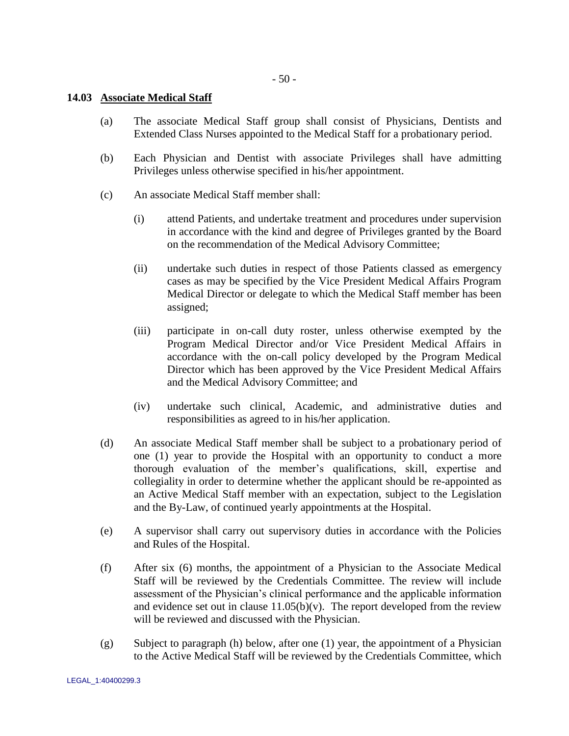### 14.03 Associate Medical Staff

(a) The associate Medical Staff group shall consist of Physicians, Dentists and Extended Class Nurses appointed to the Medical Staff for a probationary period.

(b) Each Physician and Dentist with associate Privileges shall have admitting Privileges unless otherwise specified in his/her appointment.

(c) An associate Medical Staff member shall:

(i) attend Patients, and undertake treatment and procedures under supervision in accordance with the kind and degree of Privileges granted by the Board on the recommendation of the Medical Advisory Committee;

(ii) undertake such duties in respect of those Patients classed as emergency cases as may be specified by the Vice President Medical Affairs Program Medical Director or delegate to which the Medical Staff member has been assigned;

(iii) participate in on-call duty roster, unless otherwise exempted by the Program Medical Director and/or Vice President Medical Affairs in accordance with the on-call policy developed by the Program Medical Director which has been approved by the Vice President Medical Affairs and the Medical Advisory Committee; and

(iv) undertake such clinical, Academic, and administrative duties and responsibilities as agreed to in his/her application.

(d) An associate Medical Staff member shall be subject to a probationary period of one (1) year to provide the Hospital with an opportunity to conduct a more thorough evaluation of the member's qualifications, skill, expertise and collegiality in order to determine whether the applicant should be re-appointed as an Active Medical Staff member with an expectation, subject to the Legislation and the By-Law, of continued yearly appointments at the Hospital.

(e) A supervisor shall carry out supervisory duties in accordance with the Policies and Rules of the Hospital.

(f) After six (6) months, the appointment of a Physician to the Associate Medical Staff will be reviewed by the Credentials Committee. The review will include assessment of the Physician's clinical performance and the applicable information and evidence set out in clause 11.05(b)(v). The report developed from the review will be reviewed and discussed with the Physician.

(g) Subject to paragraph (h) below, after one (1) year, the appointment of a Physician to the Active Medical Staff will be reviewed by the Credentials Committee, which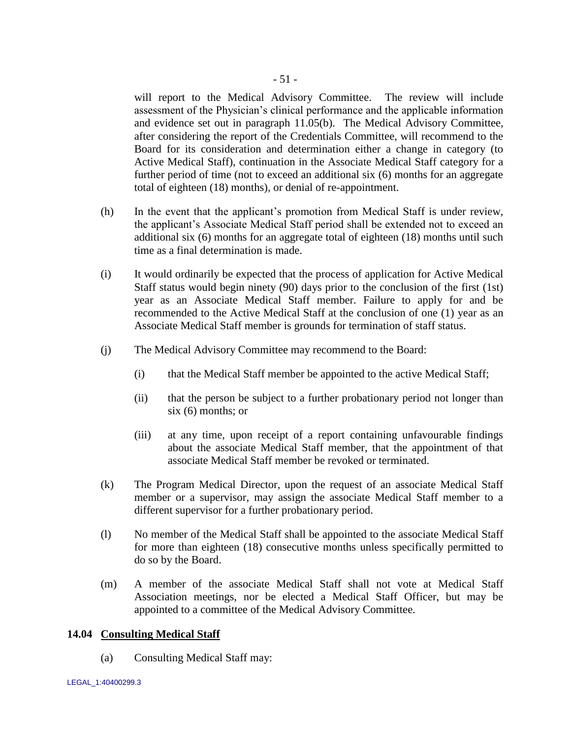will report to the Medical Advisory Committee. The review will include assessment of the Physician's clinical performance and the applicable information and evidence set out in paragraph 11.05(b). The Medical Advisory Committee, after considering the report of the Credentials Committee, will recommend to the Board for its consideration and determination either a change in category (to Active Medical Staff), continuation in the Associate Medical Staff category for a further period of time (not to exceed an additional six (6) months for an aggregate total of eighteen (18) months), or denial of re-appointment.

(h) In the event that the applicant's promotion from Medical Staff is under review, the applicant's Associate Medical Staff period shall be extended not to exceed an additional six (6) months for an aggregate total of eighteen (18) months until such time as a final determination is made.

(i) It would ordinarily be expected that the process of application for Active Medical Staff status would begin ninety (90) days prior to the conclusion of the first (1st) year as an Associate Medical Staff member. Failure to apply for and be recommended to the Active Medical Staff at the conclusion of one (1) year as an Associate Medical Staff member is grounds for termination of staff status.

(j) The Medical Advisory Committee may recommend to the Board:

(i) that the Medical Staff member be appointed to the active Medical Staff;

(ii) that the person be subject to a further probationary period not longer than six (6) months; or

(iii) at any time, upon receipt of a report containing unfavourable findings about the associate Medical Staff member, that the appointment of that associate Medical Staff member be revoked or terminated.

(k) The Program Medical Director, upon the request of an associate Medical Staff member or a supervisor, may assign the associate Medical Staff member to a different supervisor for a further probationary period.

(l) No member of the Medical Staff shall be appointed to the associate Medical Staff for more than eighteen (18) consecutive months unless specifically permitted to do so by the Board.

(m) A member of the associate Medical Staff shall not vote at Medical Staff Association meetings, nor be elected a Medical Staff Officer, but may be appointed to a committee of the Medical Advisory Committee.

### 14.04 Consulting Medical Staff

(a) Consulting Medical Staff may: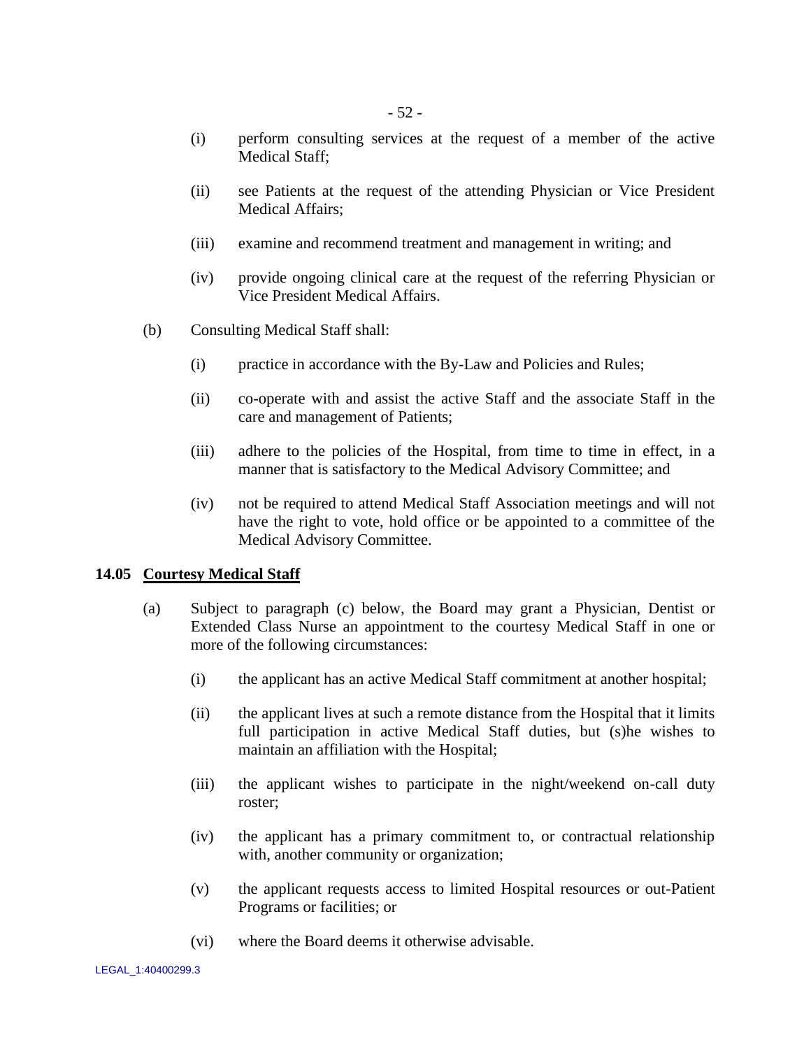(i) perform consulting services at the request of a member of the active Medical Staff;

(ii) see Patients at the request of the attending Physician or Vice President Medical Affairs;

(iii) examine and recommend treatment and management in writing; and

(iv) provide ongoing clinical care at the request of the referring Physician or Vice President Medical Affairs.

(b) Consulting Medical Staff shall:

(i) practice in accordance with the By-Law and Policies and Rules;

(ii) co-operate with and assist the active Staff and the associate Staff in the care and management of Patients;

(iii) adhere to the policies of the Hospital, from time to time in effect, in a manner that is satisfactory to the Medical Advisory Committee; and

(iv) not be required to attend Medical Staff Association meetings and will not have the right to vote, hold office or be appointed to a committee of the Medical Advisory Committee.

### 14.05 Courtesy Medical Staff

(a) Subject to paragraph (c) below, the Board may grant a Physician, Dentist or Extended Class Nurse an appointment to the courtesy Medical Staff in one or more of the following circumstances:

(i) the applicant has an active Medical Staff commitment at another hospital;

(ii) the applicant lives at such a remote distance from the Hospital that it limits full participation in active Medical Staff duties, but (s)he wishes to maintain an affiliation with the Hospital;

(iii) the applicant wishes to participate in the night/weekend on-call duty roster;

(iv) the applicant has a primary commitment to, or contractual relationship with, another community or organization;

(v) the applicant requests access to limited Hospital resources or out-Patient Programs or facilities; or

(vi) where the Board deems it otherwise advisable.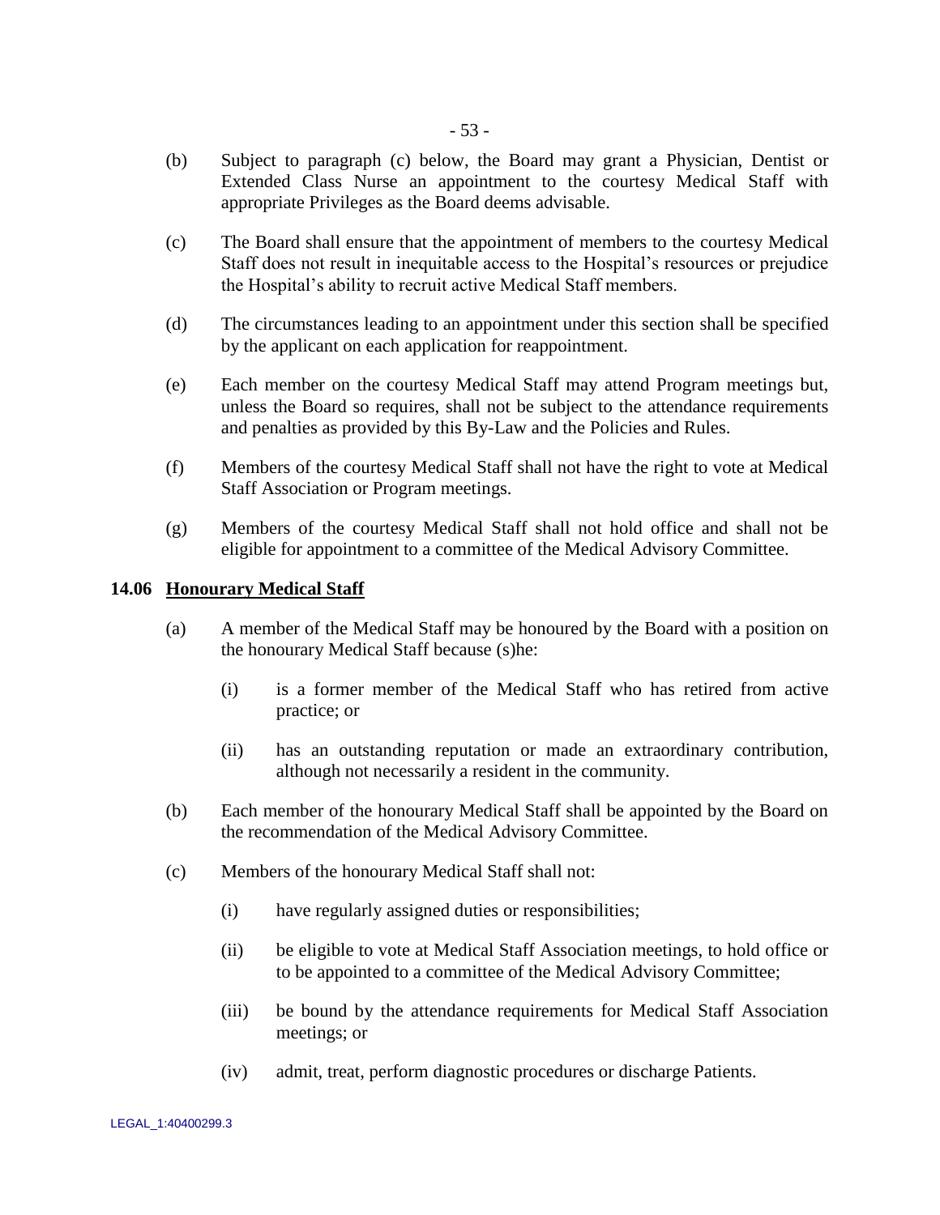(b) Subject to paragraph (c) below, the Board may grant a Physician, Dentist or Extended Class Nurse an appointment to the courtesy Medical Staff with appropriate Privileges as the Board deems advisable.

(c) The Board shall ensure that the appointment of members to the courtesy Medical Staff does not result in inequitable access to the Hospital's resources or prejudice the Hospital's ability to recruit active Medical Staff members.

(d) The circumstances leading to an appointment under this section shall be specified by the applicant on each application for reappointment.

(e) Each member on the courtesy Medical Staff may attend Program meetings but, unless the Board so requires, shall not be subject to the attendance requirements and penalties as provided by this By-Law and the Policies and Rules.

(f) Members of the courtesy Medical Staff shall not have the right to vote at Medical Staff Association or Program meetings.

(g) Members of the courtesy Medical Staff shall not hold office and shall not be eligible for appointment to a committee of the Medical Advisory Committee.

### 14.06 <u>Honourary Medical Staff</u>

(a) A member of the Medical Staff may be honoured by the Board with a position on the honourary Medical Staff because (s)he:

  (i) is a former member of the Medical Staff who has retired from active practice; or

  (ii) has an outstanding reputation or made an extraordinary contribution, although not necessarily a resident in the community.

(b) Each member of the honourary Medical Staff shall be appointed by the Board on the recommendation of the Medical Advisory Committee.

(c) Members of the honourary Medical Staff shall not:

  (i) have regularly assigned duties or responsibilities;

  (ii) be eligible to vote at Medical Staff Association meetings, to hold office or to be appointed to a committee of the Medical Advisory Committee;

  (iii) be bound by the attendance requirements for Medical Staff Association meetings; or

  (iv) admit, treat, perform diagnostic procedures or discharge Patients.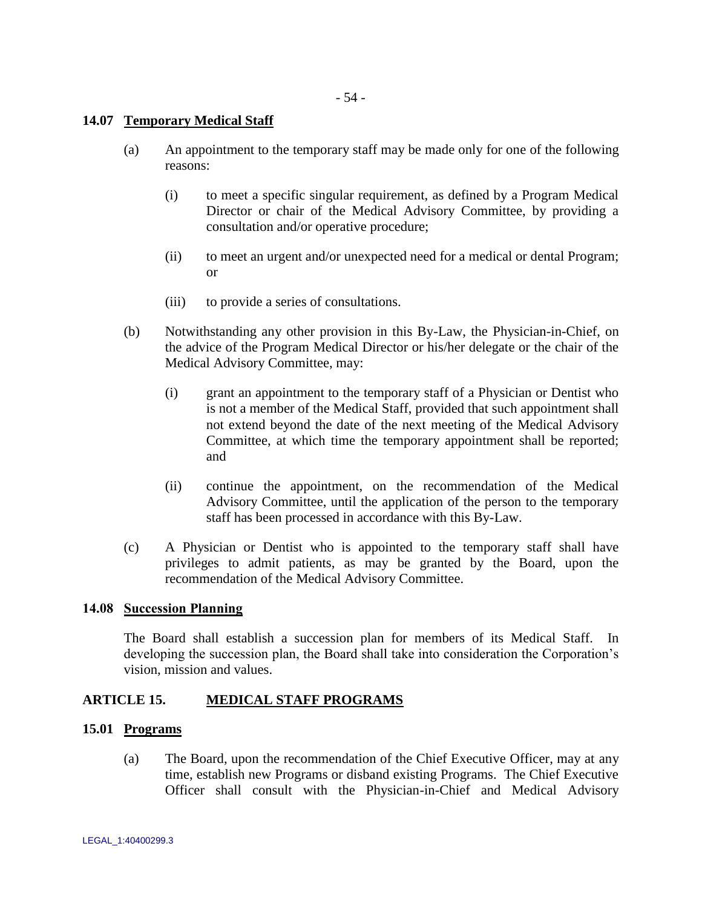### 14.07 Temporary Medical Staff

(a) An appointment to the temporary staff may be made only for one of the following reasons:

(i) to meet a specific singular requirement, as defined by a Program Medical Director or chair of the Medical Advisory Committee, by providing a consultation and/or operative procedure;

(ii) to meet an urgent and/or unexpected need for a medical or dental Program; or

(iii) to provide a series of consultations.

(b) Notwithstanding any other provision in this By-Law, the Physician-in-Chief, on the advice of the Program Medical Director or his/her delegate or the chair of the Medical Advisory Committee, may:

(i) grant an appointment to the temporary staff of a Physician or Dentist who is not a member of the Medical Staff, provided that such appointment shall not extend beyond the date of the next meeting of the Medical Advisory Committee, at which time the temporary appointment shall be reported; and

(ii) continue the appointment, on the recommendation of the Medical Advisory Committee, until the application of the person to the temporary staff has been processed in accordance with this By-Law.

(c) A Physician or Dentist who is appointed to the temporary staff shall have privileges to admit patients, as may be granted by the Board, upon the recommendation of the Medical Advisory Committee.

### 14.08 Succession Planning

The Board shall establish a succession plan for members of its Medical Staff. In developing the succession plan, the Board shall take into consideration the Corporation's vision, mission and values.

## ARTICLE 15. MEDICAL STAFF PROGRAMS

### 15.01 Programs

(a) The Board, upon the recommendation of the Chief Executive Officer, may at any time, establish new Programs or disband existing Programs. The Chief Executive Officer shall consult with the Physician-in-Chief and Medical Advisory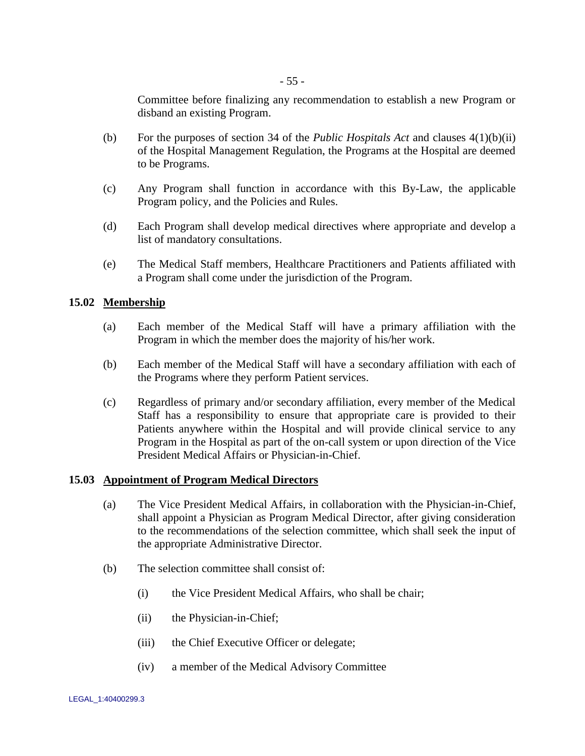Committee before finalizing any recommendation to establish a new Program or disband an existing Program.

(b) For the purposes of section 34 of the *Public Hospitals Act* and clauses 4(1)(b)(ii) of the Hospital Management Regulation, the Programs at the Hospital are deemed to be Programs.

(c) Any Program shall function in accordance with this By-Law, the applicable Program policy, and the Policies and Rules.

(d) Each Program shall develop medical directives where appropriate and develop a list of mandatory consultations.

(e) The Medical Staff members, Healthcare Practitioners and Patients affiliated with a Program shall come under the jurisdiction of the Program.

**15.02 <u>Membership</u>**

(a) Each member of the Medical Staff will have a primary affiliation with the Program in which the member does the majority of his/her work.

(b) Each member of the Medical Staff will have a secondary affiliation with each of the Programs where they perform Patient services.

(c) Regardless of primary and/or secondary affiliation, every member of the Medical Staff has a responsibility to ensure that appropriate care is provided to their Patients anywhere within the Hospital and will provide clinical service to any Program in the Hospital as part of the on-call system or upon direction of the Vice President Medical Affairs or Physician-in-Chief.

**15.03 <u>Appointment of Program Medical Directors</u>**

(a) The Vice President Medical Affairs, in collaboration with the Physician-in-Chief, shall appoint a Physician as Program Medical Director, after giving consideration to the recommendations of the selection committee, which shall seek the input of the appropriate Administrative Director.

(b) The selection committee shall consist of:

(i) the Vice President Medical Affairs, who shall be chair;

(ii) the Physician-in-Chief;

(iii) the Chief Executive Officer or delegate;

(iv) a member of the Medical Advisory Committee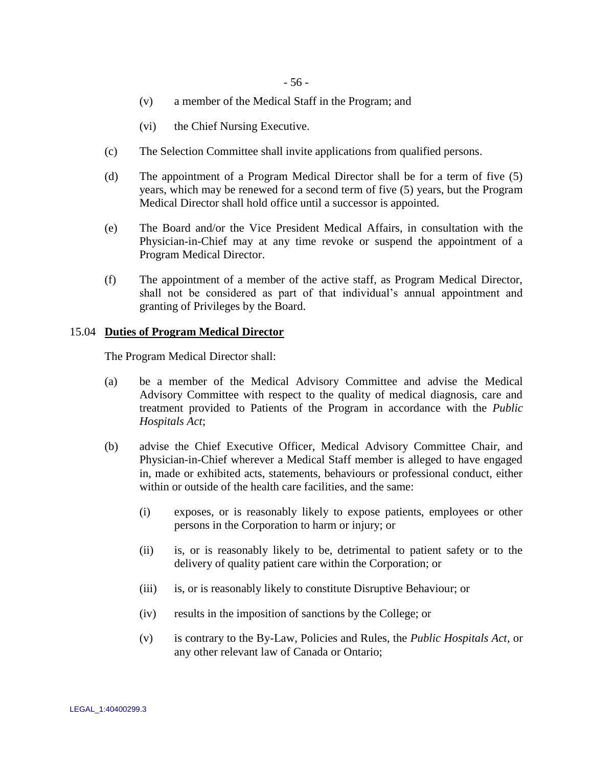(v) a member of the Medical Staff in the Program; and

(vi) the Chief Nursing Executive.

(c) The Selection Committee shall invite applications from qualified persons.

(d) The appointment of a Program Medical Director shall be for a term of five (5) years, which may be renewed for a second term of five (5) years, but the Program Medical Director shall hold office until a successor is appointed.

(e) The Board and/or the Vice President Medical Affairs, in consultation with the Physician-in-Chief may at any time revoke or suspend the appointment of a Program Medical Director.

(f) The appointment of a member of the active staff, as Program Medical Director, shall not be considered as part of that individual's annual appointment and granting of Privileges by the Board.

15.04 **Duties of Program Medical Director**

The Program Medical Director shall:

(a) be a member of the Medical Advisory Committee and advise the Medical Advisory Committee with respect to the quality of medical diagnosis, care and treatment provided to Patients of the Program in accordance with the *Public Hospitals Act*;

(b) advise the Chief Executive Officer, Medical Advisory Committee Chair, and Physician-in-Chief wherever a Medical Staff member is alleged to have engaged in, made or exhibited acts, statements, behaviours or professional conduct, either within or outside of the health care facilities, and the same:

(i) exposes, or is reasonably likely to expose patients, employees or other persons in the Corporation to harm or injury; or

(ii) is, or is reasonably likely to be, detrimental to patient safety or to the delivery of quality patient care within the Corporation; or

(iii) is, or is reasonably likely to constitute Disruptive Behaviour; or

(iv) results in the imposition of sanctions by the College; or

(v) is contrary to the By-Law, Policies and Rules, the *Public Hospitals Act*, or any other relevant law of Canada or Ontario;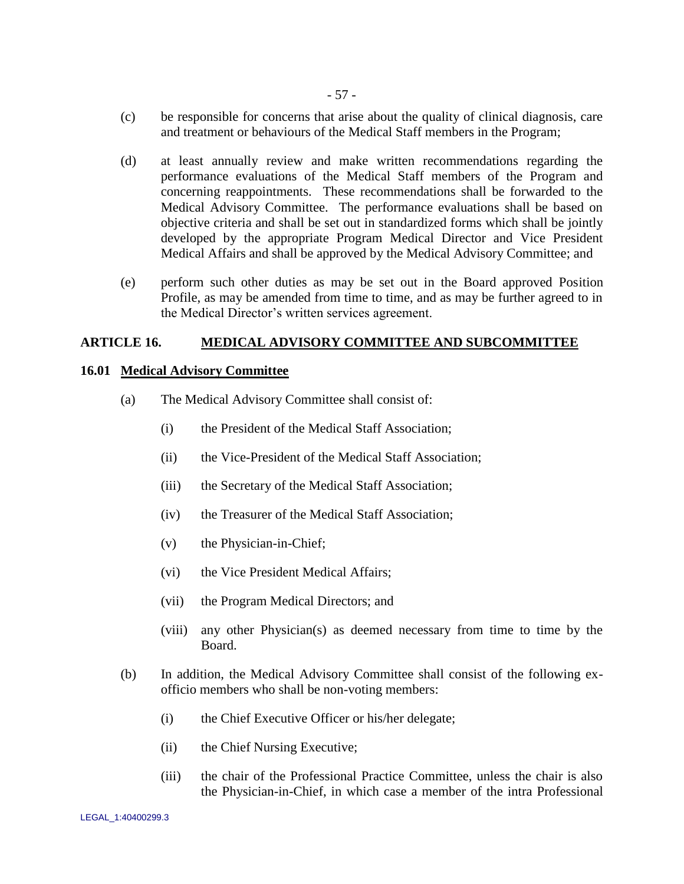(c) be responsible for concerns that arise about the quality of clinical diagnosis, care and treatment or behaviours of the Medical Staff members in the Program;

(d) at least annually review and make written recommendations regarding the performance evaluations of the Medical Staff members of the Program and concerning reappointments. These recommendations shall be forwarded to the Medical Advisory Committee. The performance evaluations shall be based on objective criteria and shall be set out in standardized forms which shall be jointly developed by the appropriate Program Medical Director and Vice President Medical Affairs and shall be approved by the Medical Advisory Committee; and

(e) perform such other duties as may be set out in the Board approved Position Profile, as may be amended from time to time, and as may be further agreed to in the Medical Director's written services agreement.

## ARTICLE 16. MEDICAL ADVISORY COMMITTEE AND SUBCOMMITTEE

### 16.01 Medical Advisory Committee

(a) The Medical Advisory Committee shall consist of:

  (i) the President of the Medical Staff Association;

  (ii) the Vice-President of the Medical Staff Association;

  (iii) the Secretary of the Medical Staff Association;

  (iv) the Treasurer of the Medical Staff Association;

  (v) the Physician-in-Chief;

  (vi) the Vice President Medical Affairs;

  (vii) the Program Medical Directors; and

  (viii) any other Physician(s) as deemed necessary from time to time by the Board.

(b) In addition, the Medical Advisory Committee shall consist of the following ex-officio members who shall be non-voting members:

  (i) the Chief Executive Officer or his/her delegate;

  (ii) the Chief Nursing Executive;

  (iii) the chair of the Professional Practice Committee, unless the chair is also the Physician-in-Chief, in which case a member of the intra Professional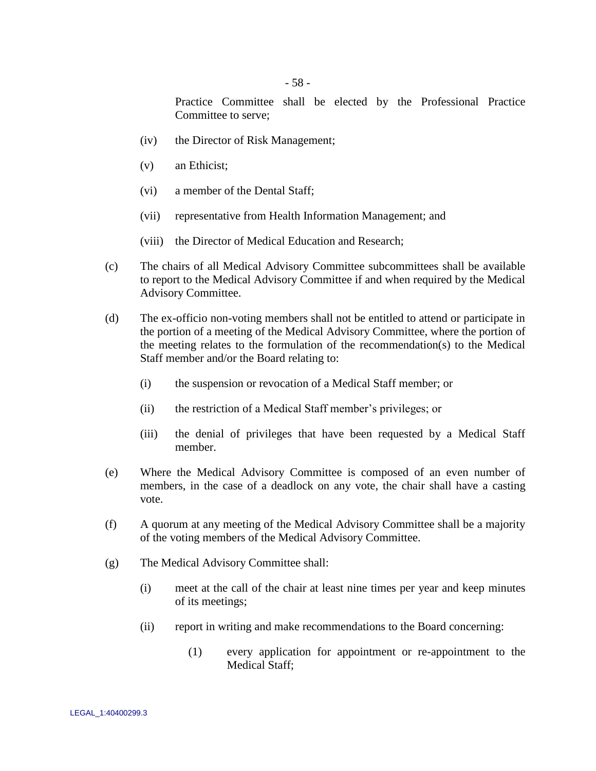Practice Committee shall be elected by the Professional Practice Committee to serve;

(iv) the Director of Risk Management;

(v) an Ethicist;

(vi) a member of the Dental Staff;

(vii) representative from Health Information Management; and

(viii) the Director of Medical Education and Research;

(c) The chairs of all Medical Advisory Committee subcommittees shall be available to report to the Medical Advisory Committee if and when required by the Medical Advisory Committee.

(d) The ex-officio non-voting members shall not be entitled to attend or participate in the portion of a meeting of the Medical Advisory Committee, where the portion of the meeting relates to the formulation of the recommendation(s) to the Medical Staff member and/or the Board relating to:

(i) the suspension or revocation of a Medical Staff member; or

(ii) the restriction of a Medical Staff member's privileges; or

(iii) the denial of privileges that have been requested by a Medical Staff member.

(e) Where the Medical Advisory Committee is composed of an even number of members, in the case of a deadlock on any vote, the chair shall have a casting vote.

(f) A quorum at any meeting of the Medical Advisory Committee shall be a majority of the voting members of the Medical Advisory Committee.

(g) The Medical Advisory Committee shall:

(i) meet at the call of the chair at least nine times per year and keep minutes of its meetings;

(ii) report in writing and make recommendations to the Board concerning:

(1) every application for appointment or re-appointment to the Medical Staff;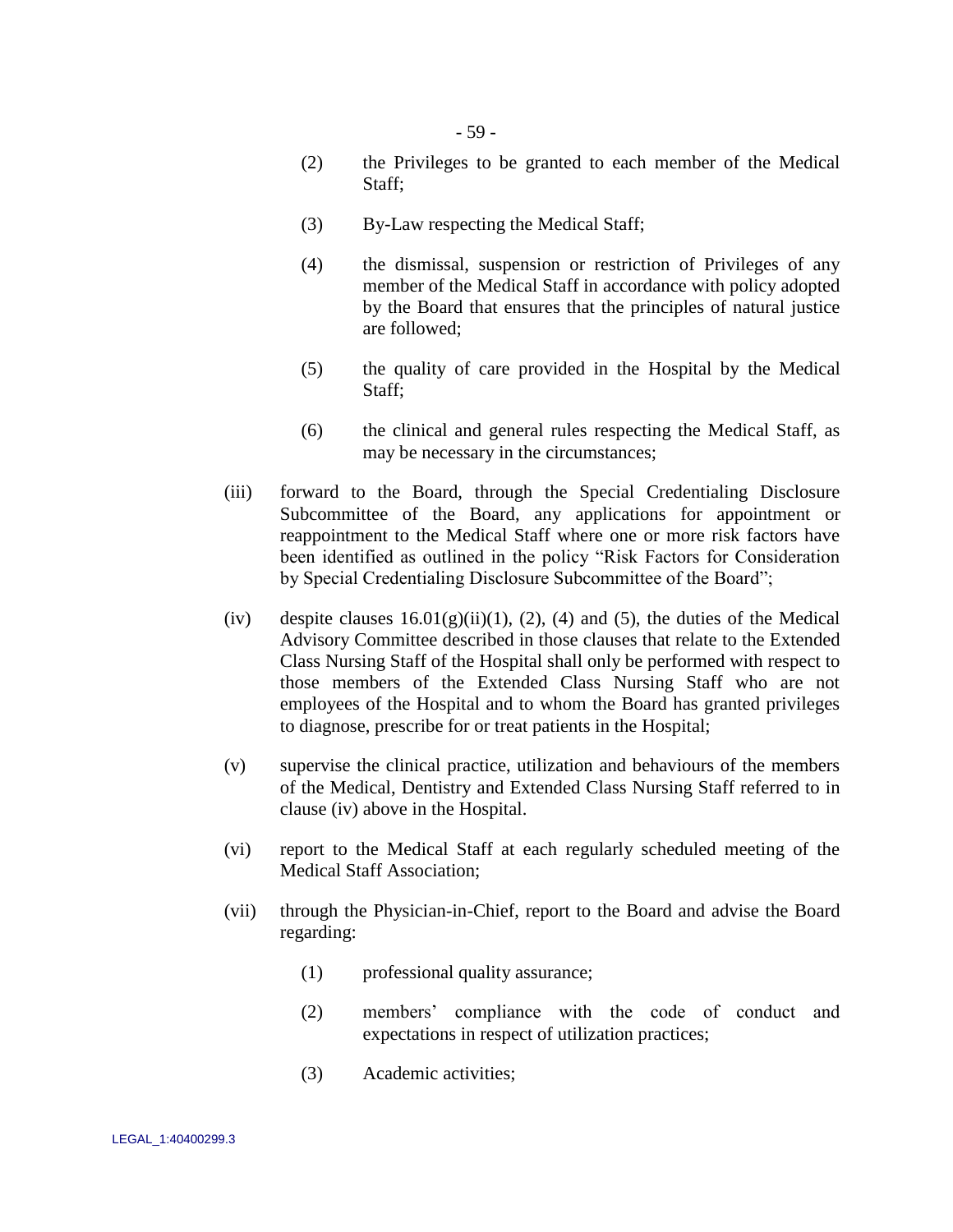(2) the Privileges to be granted to each member of the Medical Staff;

(3) By-Law respecting the Medical Staff;

(4) the dismissal, suspension or restriction of Privileges of any member of the Medical Staff in accordance with policy adopted by the Board that ensures that the principles of natural justice are followed;

(5) the quality of care provided in the Hospital by the Medical Staff;

(6) the clinical and general rules respecting the Medical Staff, as may be necessary in the circumstances;

(iii) forward to the Board, through the Special Credentialing Disclosure Subcommittee of the Board, any applications for appointment or reappointment to the Medical Staff where one or more risk factors have been identified as outlined in the policy "Risk Factors for Consideration by Special Credentialing Disclosure Subcommittee of the Board";

(iv) despite clauses 16.01(g)(ii)(1), (2), (4) and (5), the duties of the Medical Advisory Committee described in those clauses that relate to the Extended Class Nursing Staff of the Hospital shall only be performed with respect to those members of the Extended Class Nursing Staff who are not employees of the Hospital and to whom the Board has granted privileges to diagnose, prescribe for or treat patients in the Hospital;

(v) supervise the clinical practice, utilization and behaviours of the members of the Medical, Dentistry and Extended Class Nursing Staff referred to in clause (iv) above in the Hospital.

(vi) report to the Medical Staff at each regularly scheduled meeting of the Medical Staff Association;

(vii) through the Physician-in-Chief, report to the Board and advise the Board regarding:

(1) professional quality assurance;

(2) members' compliance with the code of conduct and expectations in respect of utilization practices;

(3) Academic activities;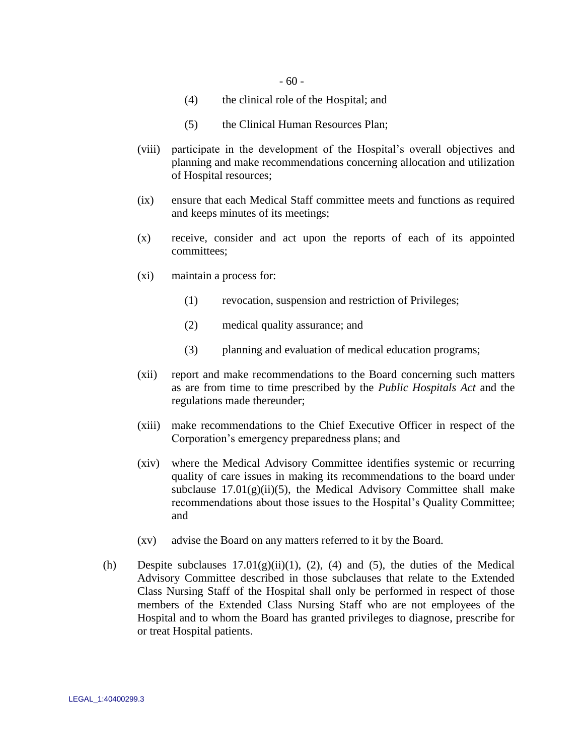(4) the clinical role of the Hospital; and

(5) the Clinical Human Resources Plan;

(viii) participate in the development of the Hospital's overall objectives and planning and make recommendations concerning allocation and utilization of Hospital resources;

(ix) ensure that each Medical Staff committee meets and functions as required and keeps minutes of its meetings;

(x) receive, consider and act upon the reports of each of its appointed committees;

(xi) maintain a process for:

(1) revocation, suspension and restriction of Privileges;

(2) medical quality assurance; and

(3) planning and evaluation of medical education programs;

(xii) report and make recommendations to the Board concerning such matters as are from time to time prescribed by the *Public Hospitals Act* and the regulations made thereunder;

(xiii) make recommendations to the Chief Executive Officer in respect of the Corporation's emergency preparedness plans; and

(xiv) where the Medical Advisory Committee identifies systemic or recurring quality of care issues in making its recommendations to the board under subclause 17.01(g)(ii)(5), the Medical Advisory Committee shall make recommendations about those issues to the Hospital's Quality Committee; and

(xv) advise the Board on any matters referred to it by the Board.

(h) Despite subclauses 17.01(g)(ii)(1), (2), (4) and (5), the duties of the Medical Advisory Committee described in those subclauses that relate to the Extended Class Nursing Staff of the Hospital shall only be performed in respect of those members of the Extended Class Nursing Staff who are not employees of the Hospital and to whom the Board has granted privileges to diagnose, prescribe for or treat Hospital patients.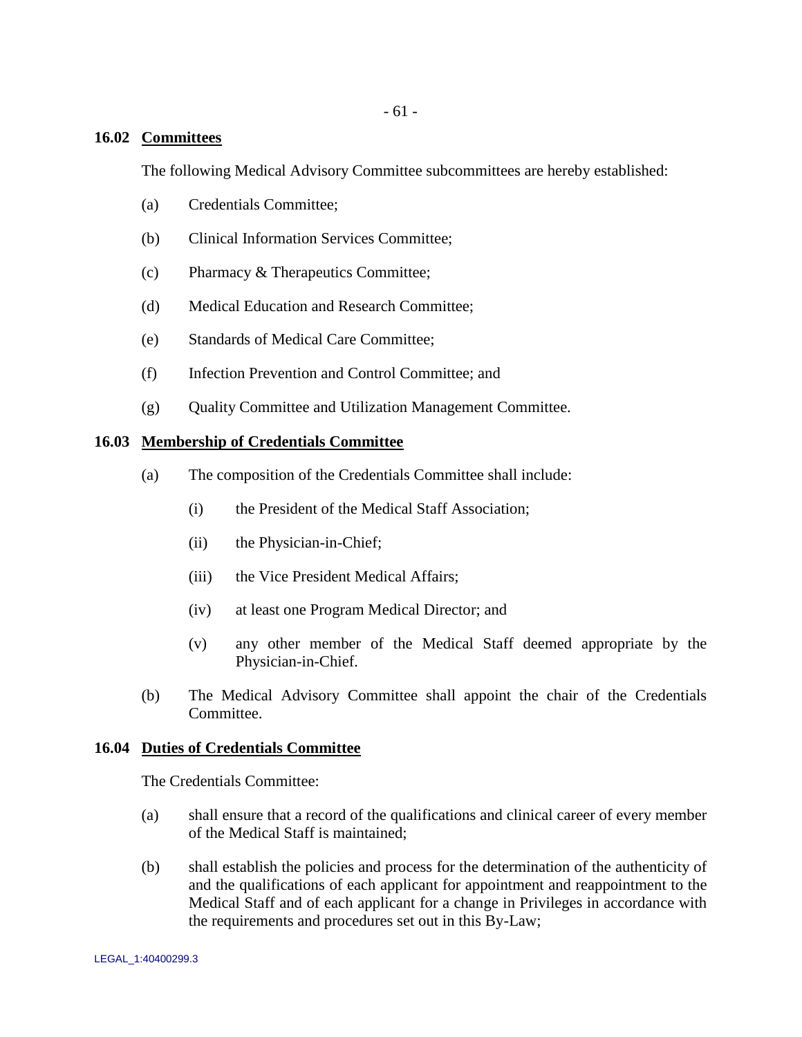## 16.02 Committees

The following Medical Advisory Committee subcommittees are hereby established:

(a) Credentials Committee;

(b) Clinical Information Services Committee;

(c) Pharmacy & Therapeutics Committee;

(d) Medical Education and Research Committee;

(e) Standards of Medical Care Committee;

(f) Infection Prevention and Control Committee; and

(g) Quality Committee and Utilization Management Committee.

## 16.03 Membership of Credentials Committee

(a) The composition of the Credentials Committee shall include:

  (i) the President of the Medical Staff Association;

  (ii) the Physician-in-Chief;

  (iii) the Vice President Medical Affairs;

  (iv) at least one Program Medical Director; and

  (v) any other member of the Medical Staff deemed appropriate by the Physician-in-Chief.

(b) The Medical Advisory Committee shall appoint the chair of the Credentials Committee.

## 16.04 Duties of Credentials Committee

The Credentials Committee:

(a) shall ensure that a record of the qualifications and clinical career of every member of the Medical Staff is maintained;

(b) shall establish the policies and process for the determination of the authenticity of and the qualifications of each applicant for appointment and reappointment to the Medical Staff and of each applicant for a change in Privileges in accordance with the requirements and procedures set out in this By-Law;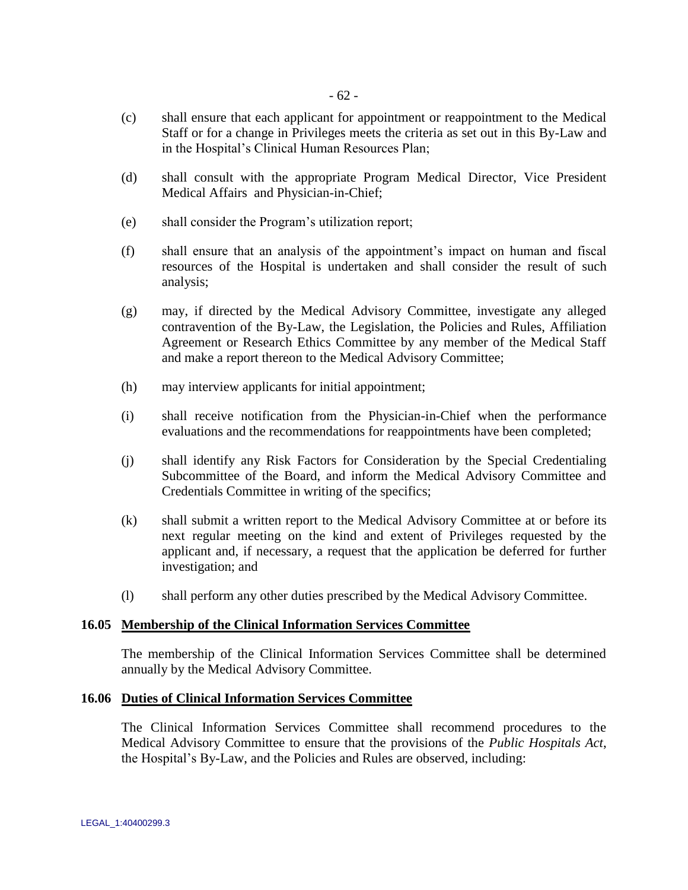(c) shall ensure that each applicant for appointment or reappointment to the Medical Staff or for a change in Privileges meets the criteria as set out in this By-Law and in the Hospital's Clinical Human Resources Plan;

(d) shall consult with the appropriate Program Medical Director, Vice President Medical Affairs and Physician-in-Chief;

(e) shall consider the Program's utilization report;

(f) shall ensure that an analysis of the appointment's impact on human and fiscal resources of the Hospital is undertaken and shall consider the result of such analysis;

(g) may, if directed by the Medical Advisory Committee, investigate any alleged contravention of the By-Law, the Legislation, the Policies and Rules, Affiliation Agreement or Research Ethics Committee by any member of the Medical Staff and make a report thereon to the Medical Advisory Committee;

(h) may interview applicants for initial appointment;

(i) shall receive notification from the Physician-in-Chief when the performance evaluations and the recommendations for reappointments have been completed;

(j) shall identify any Risk Factors for Consideration by the Special Credentialing Subcommittee of the Board, and inform the Medical Advisory Committee and Credentials Committee in writing of the specifics;

(k) shall submit a written report to the Medical Advisory Committee at or before its next regular meeting on the kind and extent of Privileges requested by the applicant and, if necessary, a request that the application be deferred for further investigation; and

(l) shall perform any other duties prescribed by the Medical Advisory Committee.

### 16.05 Membership of the Clinical Information Services Committee

The membership of the Clinical Information Services Committee shall be determined annually by the Medical Advisory Committee.

### 16.06 Duties of Clinical Information Services Committee

The Clinical Information Services Committee shall recommend procedures to the Medical Advisory Committee to ensure that the provisions of the *Public Hospitals Act*, the Hospital's By-Law, and the Policies and Rules are observed, including: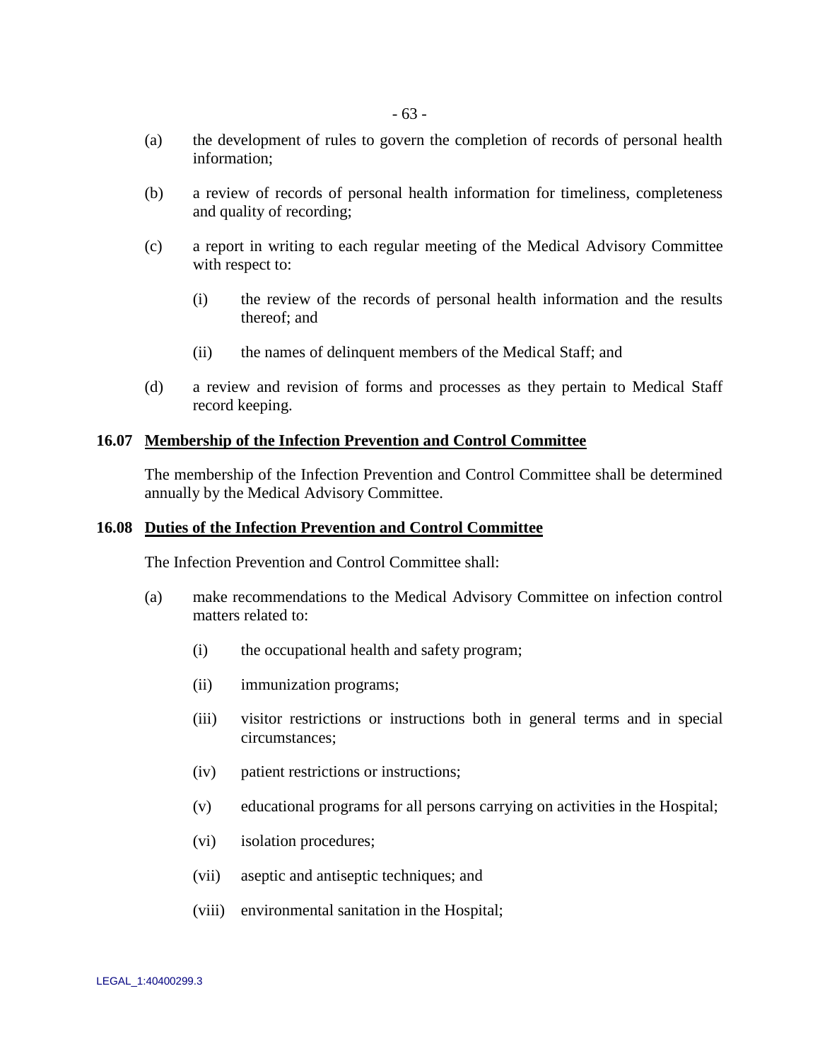(a) the development of rules to govern the completion of records of personal health information;

(b) a review of records of personal health information for timeliness, completeness and quality of recording;

(c) a report in writing to each regular meeting of the Medical Advisory Committee with respect to:

  (i) the review of the records of personal health information and the results thereof; and

  (ii) the names of delinquent members of the Medical Staff; and

(d) a review and revision of forms and processes as they pertain to Medical Staff record keeping.

### 16.07 <u>Membership of the Infection Prevention and Control Committee</u>

The membership of the Infection Prevention and Control Committee shall be determined annually by the Medical Advisory Committee.

### 16.08 <u>Duties of the Infection Prevention and Control Committee</u>

The Infection Prevention and Control Committee shall:

(a) make recommendations to the Medical Advisory Committee on infection control matters related to:

  (i) the occupational health and safety program;

  (ii) immunization programs;

  (iii) visitor restrictions or instructions both in general terms and in special circumstances;

  (iv) patient restrictions or instructions;

  (v) educational programs for all persons carrying on activities in the Hospital;

  (vi) isolation procedures;

  (vii) aseptic and antiseptic techniques; and

  (viii) environmental sanitation in the Hospital;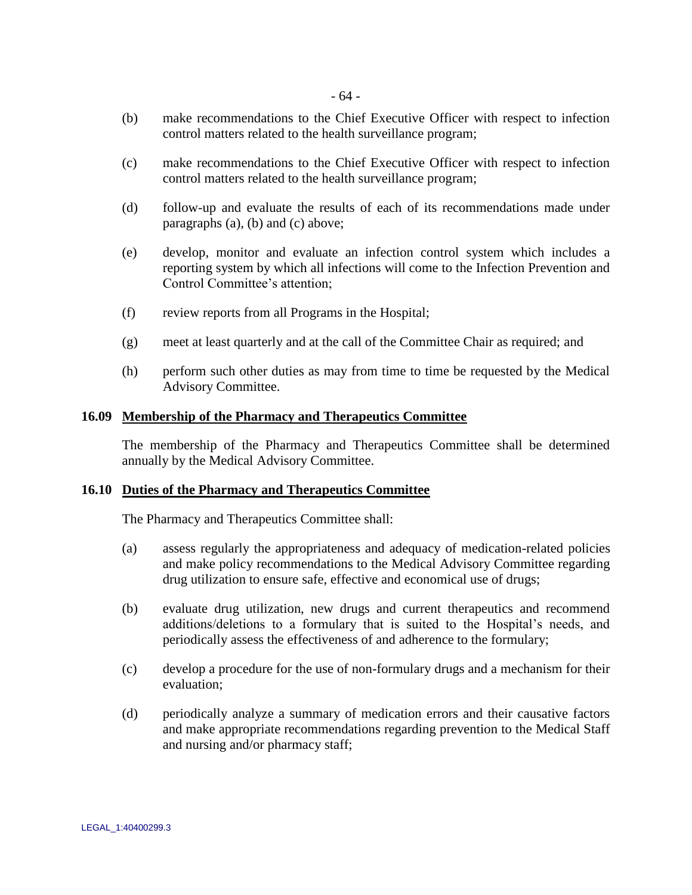(b) make recommendations to the Chief Executive Officer with respect to infection control matters related to the health surveillance program;

(c) make recommendations to the Chief Executive Officer with respect to infection control matters related to the health surveillance program;

(d) follow-up and evaluate the results of each of its recommendations made under paragraphs (a), (b) and (c) above;

(e) develop, monitor and evaluate an infection control system which includes a reporting system by which all infections will come to the Infection Prevention and Control Committee's attention;

(f) review reports from all Programs in the Hospital;

(g) meet at least quarterly and at the call of the Committee Chair as required; and

(h) perform such other duties as may from time to time be requested by the Medical Advisory Committee.

### 16.09 Membership of the Pharmacy and Therapeutics Committee

The membership of the Pharmacy and Therapeutics Committee shall be determined annually by the Medical Advisory Committee.

### 16.10 Duties of the Pharmacy and Therapeutics Committee

The Pharmacy and Therapeutics Committee shall:

(a) assess regularly the appropriateness and adequacy of medication-related policies and make policy recommendations to the Medical Advisory Committee regarding drug utilization to ensure safe, effective and economical use of drugs;

(b) evaluate drug utilization, new drugs and current therapeutics and recommend additions/deletions to a formulary that is suited to the Hospital's needs, and periodically assess the effectiveness of and adherence to the formulary;

(c) develop a procedure for the use of non-formulary drugs and a mechanism for their evaluation;

(d) periodically analyze a summary of medication errors and their causative factors and make appropriate recommendations regarding prevention to the Medical Staff and nursing and/or pharmacy staff;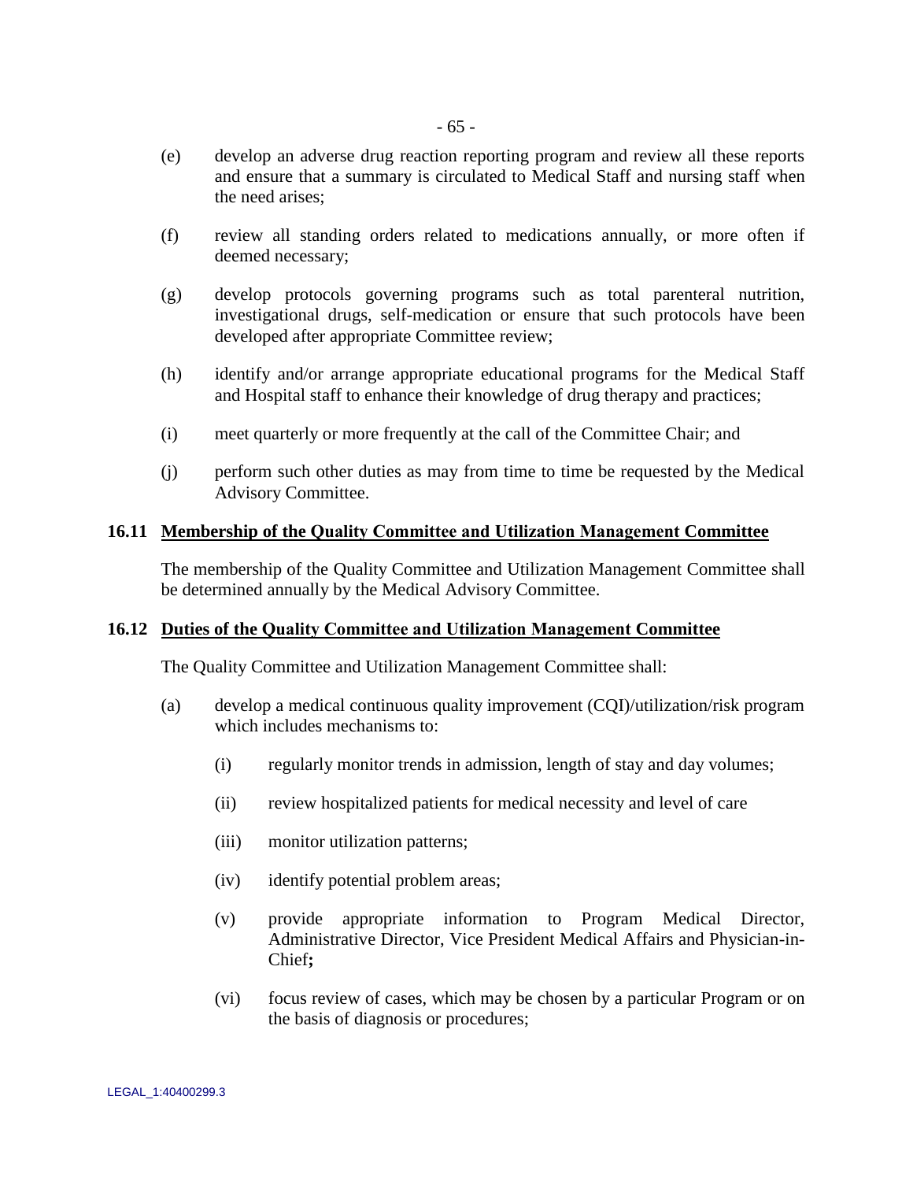(e) develop an adverse drug reaction reporting program and review all these reports and ensure that a summary is circulated to Medical Staff and nursing staff when the need arises;

(f) review all standing orders related to medications annually, or more often if deemed necessary;

(g) develop protocols governing programs such as total parenteral nutrition, investigational drugs, self-medication or ensure that such protocols have been developed after appropriate Committee review;

(h) identify and/or arrange appropriate educational programs for the Medical Staff and Hospital staff to enhance their knowledge of drug therapy and practices;

(i) meet quarterly or more frequently at the call of the Committee Chair; and

(j) perform such other duties as may from time to time be requested by the Medical Advisory Committee.

### 16.11 Membership of the Quality Committee and Utilization Management Committee

The membership of the Quality Committee and Utilization Management Committee shall be determined annually by the Medical Advisory Committee.

### 16.12 Duties of the Quality Committee and Utilization Management Committee

The Quality Committee and Utilization Management Committee shall:

(a) develop a medical continuous quality improvement (CQI)/utilization/risk program which includes mechanisms to:

  (i) regularly monitor trends in admission, length of stay and day volumes;

  (ii) review hospitalized patients for medical necessity and level of care

  (iii) monitor utilization patterns;

  (iv) identify potential problem areas;

  (v) provide appropriate information to Program Medical Director, Administrative Director, Vice President Medical Affairs and Physician-in-Chief**;**

  (vi) focus review of cases, which may be chosen by a particular Program or on the basis of diagnosis or procedures;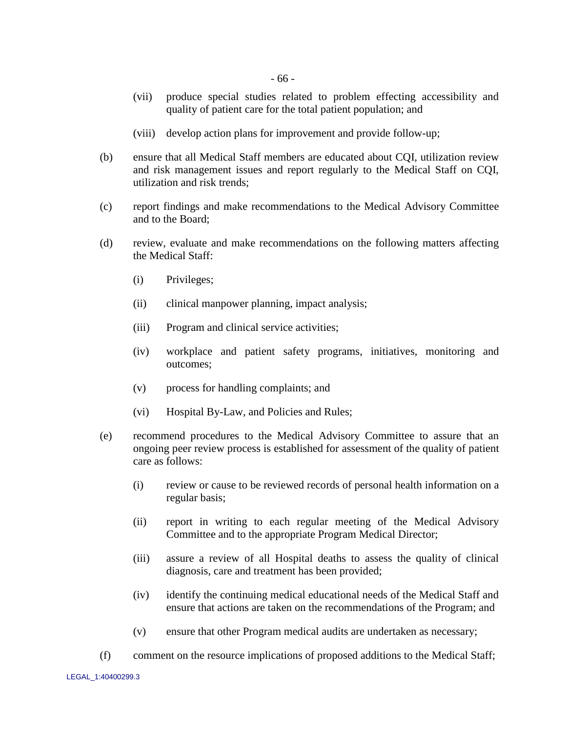(vii) produce special studies related to problem effecting accessibility and quality of patient care for the total patient population; and

(viii) develop action plans for improvement and provide follow-up;

(b) ensure that all Medical Staff members are educated about CQI, utilization review and risk management issues and report regularly to the Medical Staff on CQI, utilization and risk trends;

(c) report findings and make recommendations to the Medical Advisory Committee and to the Board;

(d) review, evaluate and make recommendations on the following matters affecting the Medical Staff:

(i) Privileges;

(ii) clinical manpower planning, impact analysis;

(iii) Program and clinical service activities;

(iv) workplace and patient safety programs, initiatives, monitoring and outcomes;

(v) process for handling complaints; and

(vi) Hospital By-Law, and Policies and Rules;

(e) recommend procedures to the Medical Advisory Committee to assure that an ongoing peer review process is established for assessment of the quality of patient care as follows:

(i) review or cause to be reviewed records of personal health information on a regular basis;

(ii) report in writing to each regular meeting of the Medical Advisory Committee and to the appropriate Program Medical Director;

(iii) assure a review of all Hospital deaths to assess the quality of clinical diagnosis, care and treatment has been provided;

(iv) identify the continuing medical educational needs of the Medical Staff and ensure that actions are taken on the recommendations of the Program; and

(v) ensure that other Program medical audits are undertaken as necessary;

(f) comment on the resource implications of proposed additions to the Medical Staff;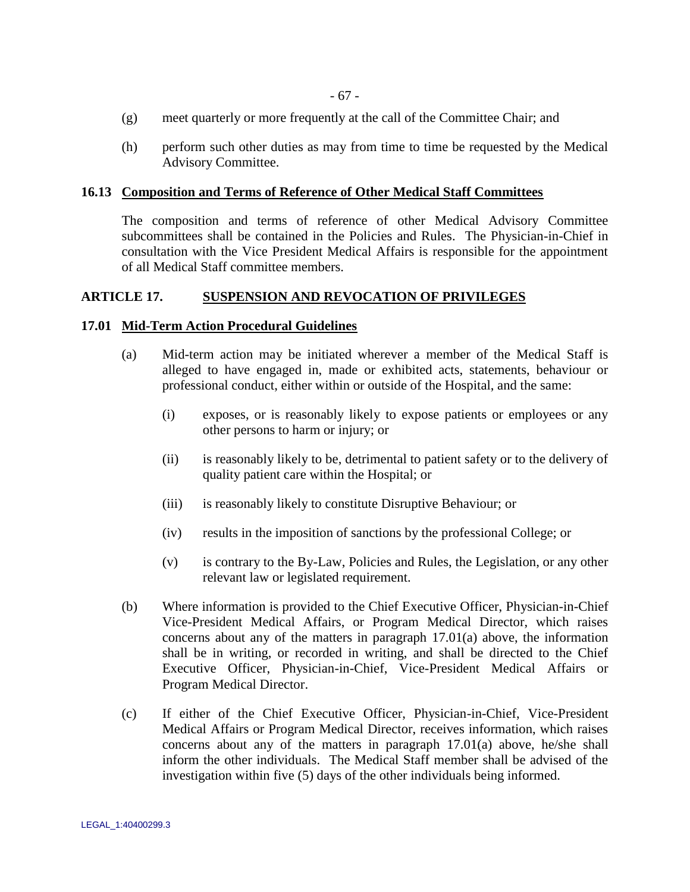(g) meet quarterly or more frequently at the call of the Committee Chair; and

(h) perform such other duties as may from time to time be requested by the Medical Advisory Committee.

### 16.13 Composition and Terms of Reference of Other Medical Staff Committees

The composition and terms of reference of other Medical Advisory Committee subcommittees shall be contained in the Policies and Rules. The Physician-in-Chief in consultation with the Vice President Medical Affairs is responsible for the appointment of all Medical Staff committee members.

## ARTICLE 17. SUSPENSION AND REVOCATION OF PRIVILEGES

### 17.01 Mid-Term Action Procedural Guidelines

(a) Mid-term action may be initiated wherever a member of the Medical Staff is alleged to have engaged in, made or exhibited acts, statements, behaviour or professional conduct, either within or outside of the Hospital, and the same:

  (i) exposes, or is reasonably likely to expose patients or employees or any other persons to harm or injury; or

  (ii) is reasonably likely to be, detrimental to patient safety or to the delivery of quality patient care within the Hospital; or

  (iii) is reasonably likely to constitute Disruptive Behaviour; or

  (iv) results in the imposition of sanctions by the professional College; or

  (v) is contrary to the By-Law, Policies and Rules, the Legislation, or any other relevant law or legislated requirement.

(b) Where information is provided to the Chief Executive Officer, Physician-in-Chief Vice-President Medical Affairs, or Program Medical Director, which raises concerns about any of the matters in paragraph 17.01(a) above, the information shall be in writing, or recorded in writing, and shall be directed to the Chief Executive Officer, Physician-in-Chief, Vice-President Medical Affairs or Program Medical Director.

(c) If either of the Chief Executive Officer, Physician-in-Chief, Vice-President Medical Affairs or Program Medical Director, receives information, which raises concerns about any of the matters in paragraph 17.01(a) above, he/she shall inform the other individuals. The Medical Staff member shall be advised of the investigation within five (5) days of the other individuals being informed.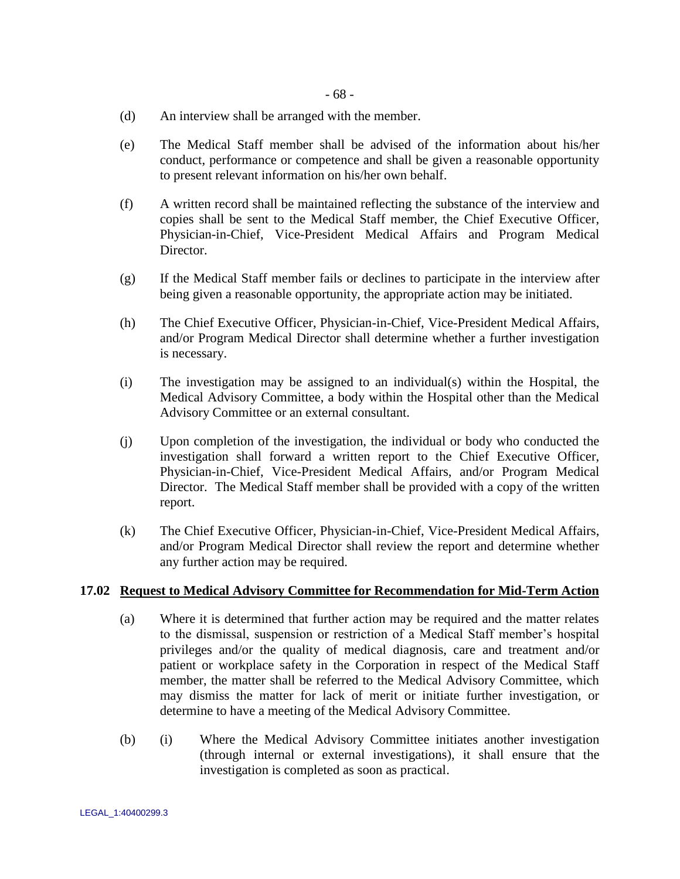(d) An interview shall be arranged with the member.

(e) The Medical Staff member shall be advised of the information about his/her conduct, performance or competence and shall be given a reasonable opportunity to present relevant information on his/her own behalf.

(f) A written record shall be maintained reflecting the substance of the interview and copies shall be sent to the Medical Staff member, the Chief Executive Officer, Physician-in-Chief, Vice-President Medical Affairs and Program Medical Director.

(g) If the Medical Staff member fails or declines to participate in the interview after being given a reasonable opportunity, the appropriate action may be initiated.

(h) The Chief Executive Officer, Physician-in-Chief, Vice-President Medical Affairs, and/or Program Medical Director shall determine whether a further investigation is necessary.

(i) The investigation may be assigned to an individual(s) within the Hospital, the Medical Advisory Committee, a body within the Hospital other than the Medical Advisory Committee or an external consultant.

(j) Upon completion of the investigation, the individual or body who conducted the investigation shall forward a written report to the Chief Executive Officer, Physician-in-Chief, Vice-President Medical Affairs, and/or Program Medical Director. The Medical Staff member shall be provided with a copy of the written report.

(k) The Chief Executive Officer, Physician-in-Chief, Vice-President Medical Affairs, and/or Program Medical Director shall review the report and determine whether any further action may be required.

### 17.02 <u>Request to Medical Advisory Committee for Recommendation for Mid-Term Action</u>

(a) Where it is determined that further action may be required and the matter relates to the dismissal, suspension or restriction of a Medical Staff member's hospital privileges and/or the quality of medical diagnosis, care and treatment and/or patient or workplace safety in the Corporation in respect of the Medical Staff member, the matter shall be referred to the Medical Advisory Committee, which may dismiss the matter for lack of merit or initiate further investigation, or determine to have a meeting of the Medical Advisory Committee.

(b) (i) Where the Medical Advisory Committee initiates another investigation (through internal or external investigations), it shall ensure that the investigation is completed as soon as practical.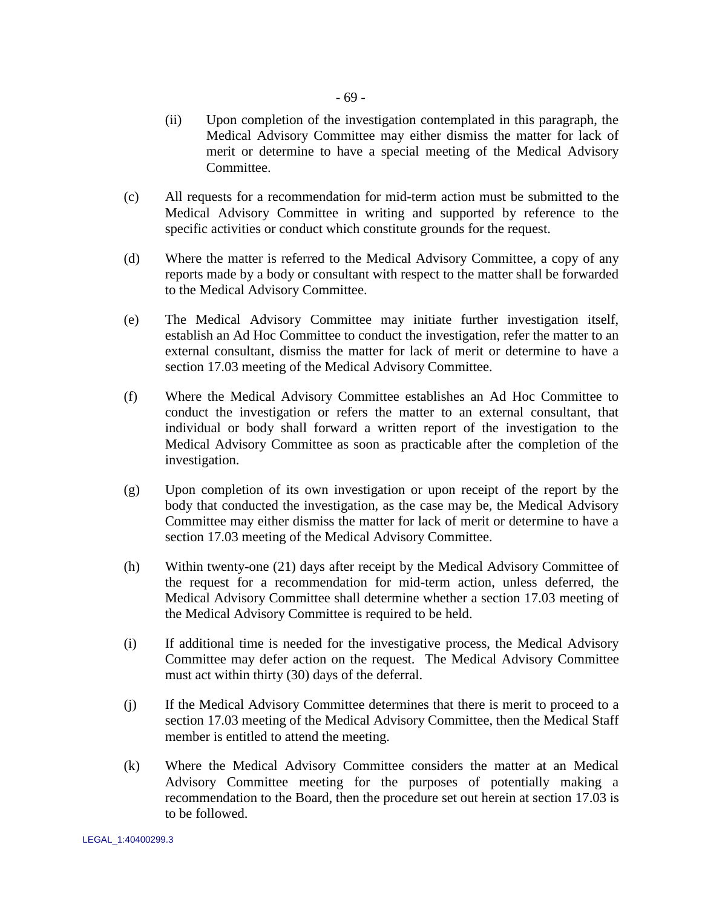(ii) Upon completion of the investigation contemplated in this paragraph, the Medical Advisory Committee may either dismiss the matter for lack of merit or determine to have a special meeting of the Medical Advisory Committee.

(c) All requests for a recommendation for mid-term action must be submitted to the Medical Advisory Committee in writing and supported by reference to the specific activities or conduct which constitute grounds for the request.

(d) Where the matter is referred to the Medical Advisory Committee, a copy of any reports made by a body or consultant with respect to the matter shall be forwarded to the Medical Advisory Committee.

(e) The Medical Advisory Committee may initiate further investigation itself, establish an Ad Hoc Committee to conduct the investigation, refer the matter to an external consultant, dismiss the matter for lack of merit or determine to have a section 17.03 meeting of the Medical Advisory Committee.

(f) Where the Medical Advisory Committee establishes an Ad Hoc Committee to conduct the investigation or refers the matter to an external consultant, that individual or body shall forward a written report of the investigation to the Medical Advisory Committee as soon as practicable after the completion of the investigation.

(g) Upon completion of its own investigation or upon receipt of the report by the body that conducted the investigation, as the case may be, the Medical Advisory Committee may either dismiss the matter for lack of merit or determine to have a section 17.03 meeting of the Medical Advisory Committee.

(h) Within twenty-one (21) days after receipt by the Medical Advisory Committee of the request for a recommendation for mid-term action, unless deferred, the Medical Advisory Committee shall determine whether a section 17.03 meeting of the Medical Advisory Committee is required to be held.

(i) If additional time is needed for the investigative process, the Medical Advisory Committee may defer action on the request. The Medical Advisory Committee must act within thirty (30) days of the deferral.

(j) If the Medical Advisory Committee determines that there is merit to proceed to a section 17.03 meeting of the Medical Advisory Committee, then the Medical Staff member is entitled to attend the meeting.

(k) Where the Medical Advisory Committee considers the matter at an Medical Advisory Committee meeting for the purposes of potentially making a recommendation to the Board, then the procedure set out herein at section 17.03 is to be followed.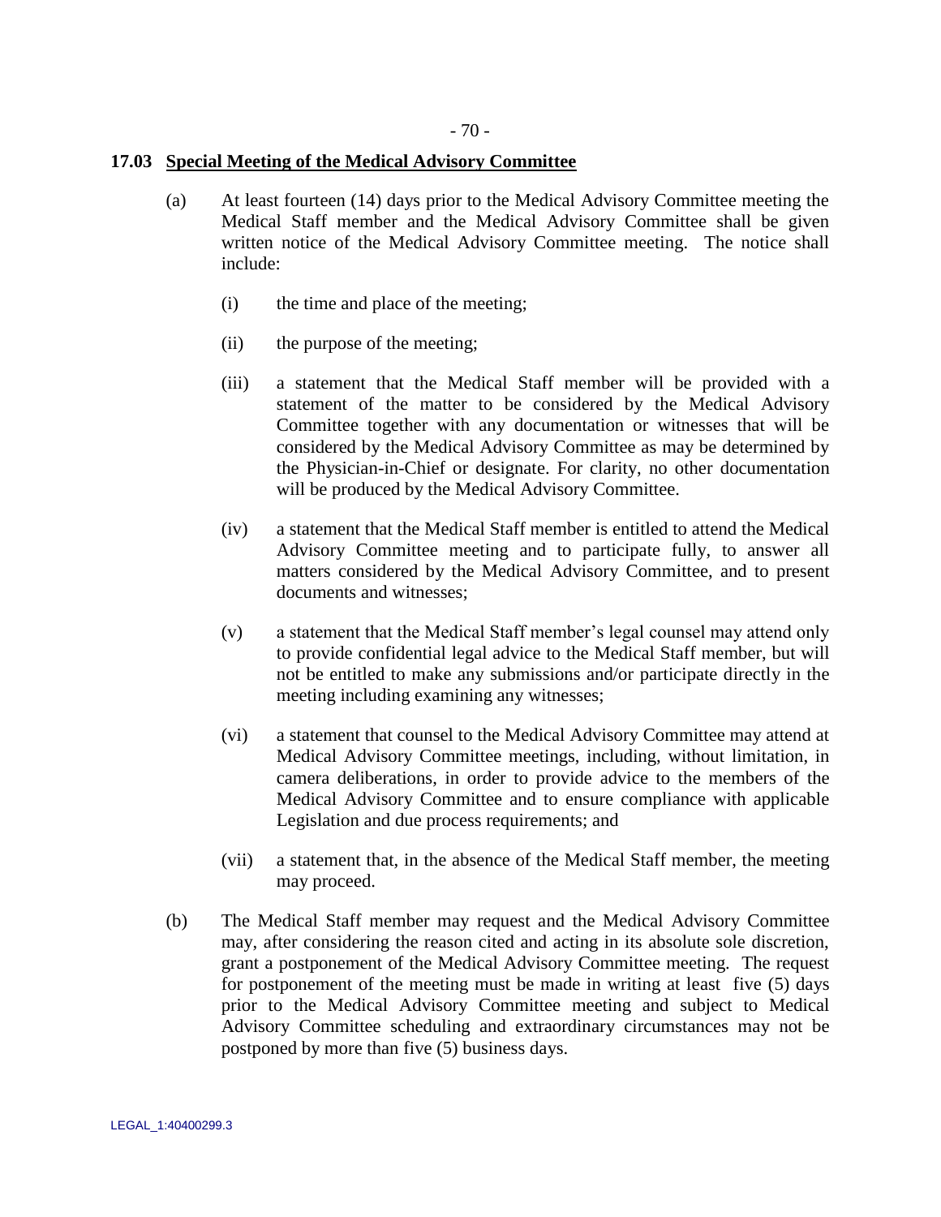### 17.03 Special Meeting of the Medical Advisory Committee

(a) At least fourteen (14) days prior to the Medical Advisory Committee meeting the Medical Staff member and the Medical Advisory Committee shall be given written notice of the Medical Advisory Committee meeting. The notice shall include:

(i) the time and place of the meeting;

(ii) the purpose of the meeting;

(iii) a statement that the Medical Staff member will be provided with a statement of the matter to be considered by the Medical Advisory Committee together with any documentation or witnesses that will be considered by the Medical Advisory Committee as may be determined by the Physician-in-Chief or designate. For clarity, no other documentation will be produced by the Medical Advisory Committee.

(iv) a statement that the Medical Staff member is entitled to attend the Medical Advisory Committee meeting and to participate fully, to answer all matters considered by the Medical Advisory Committee, and to present documents and witnesses;

(v) a statement that the Medical Staff member's legal counsel may attend only to provide confidential legal advice to the Medical Staff member, but will not be entitled to make any submissions and/or participate directly in the meeting including examining any witnesses;

(vi) a statement that counsel to the Medical Advisory Committee may attend at Medical Advisory Committee meetings, including, without limitation, in camera deliberations, in order to provide advice to the members of the Medical Advisory Committee and to ensure compliance with applicable Legislation and due process requirements; and

(vii) a statement that, in the absence of the Medical Staff member, the meeting may proceed.

(b) The Medical Staff member may request and the Medical Advisory Committee may, after considering the reason cited and acting in its absolute sole discretion, grant a postponement of the Medical Advisory Committee meeting. The request for postponement of the meeting must be made in writing at least five (5) days prior to the Medical Advisory Committee meeting and subject to Medical Advisory Committee scheduling and extraordinary circumstances may not be postponed by more than five (5) business days.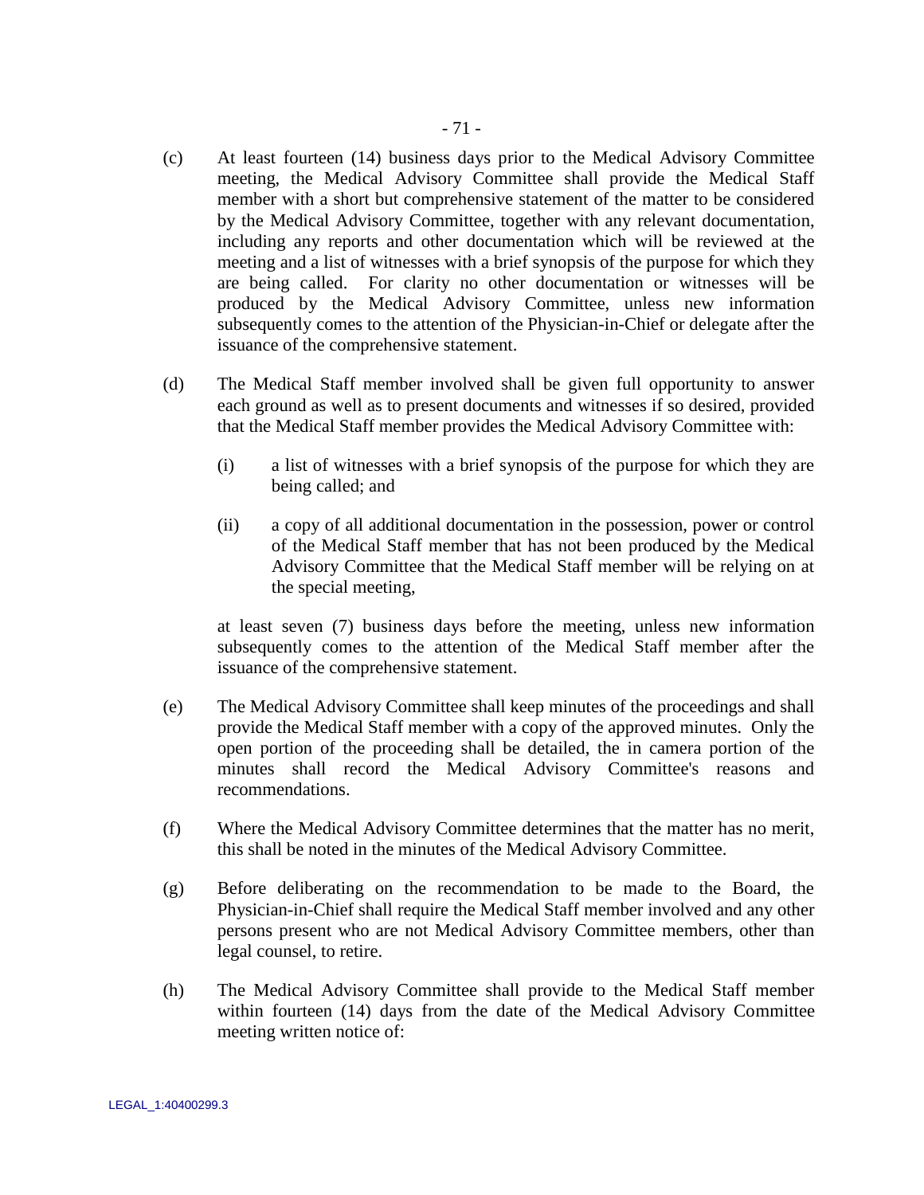(c) At least fourteen (14) business days prior to the Medical Advisory Committee meeting, the Medical Advisory Committee shall provide the Medical Staff member with a short but comprehensive statement of the matter to be considered by the Medical Advisory Committee, together with any relevant documentation, including any reports and other documentation which will be reviewed at the meeting and a list of witnesses with a brief synopsis of the purpose for which they are being called. For clarity no other documentation or witnesses will be produced by the Medical Advisory Committee, unless new information subsequently comes to the attention of the Physician-in-Chief or delegate after the issuance of the comprehensive statement.

(d) The Medical Staff member involved shall be given full opportunity to answer each ground as well as to present documents and witnesses if so desired, provided that the Medical Staff member provides the Medical Advisory Committee with:

(i) a list of witnesses with a brief synopsis of the purpose for which they are being called; and

(ii) a copy of all additional documentation in the possession, power or control of the Medical Staff member that has not been produced by the Medical Advisory Committee that the Medical Staff member will be relying on at the special meeting,

at least seven (7) business days before the meeting, unless new information subsequently comes to the attention of the Medical Staff member after the issuance of the comprehensive statement.

(e) The Medical Advisory Committee shall keep minutes of the proceedings and shall provide the Medical Staff member with a copy of the approved minutes. Only the open portion of the proceeding shall be detailed, the in camera portion of the minutes shall record the Medical Advisory Committee's reasons and recommendations.

(f) Where the Medical Advisory Committee determines that the matter has no merit, this shall be noted in the minutes of the Medical Advisory Committee.

(g) Before deliberating on the recommendation to be made to the Board, the Physician-in-Chief shall require the Medical Staff member involved and any other persons present who are not Medical Advisory Committee members, other than legal counsel, to retire.

(h) The Medical Advisory Committee shall provide to the Medical Staff member within fourteen (14) days from the date of the Medical Advisory Committee meeting written notice of: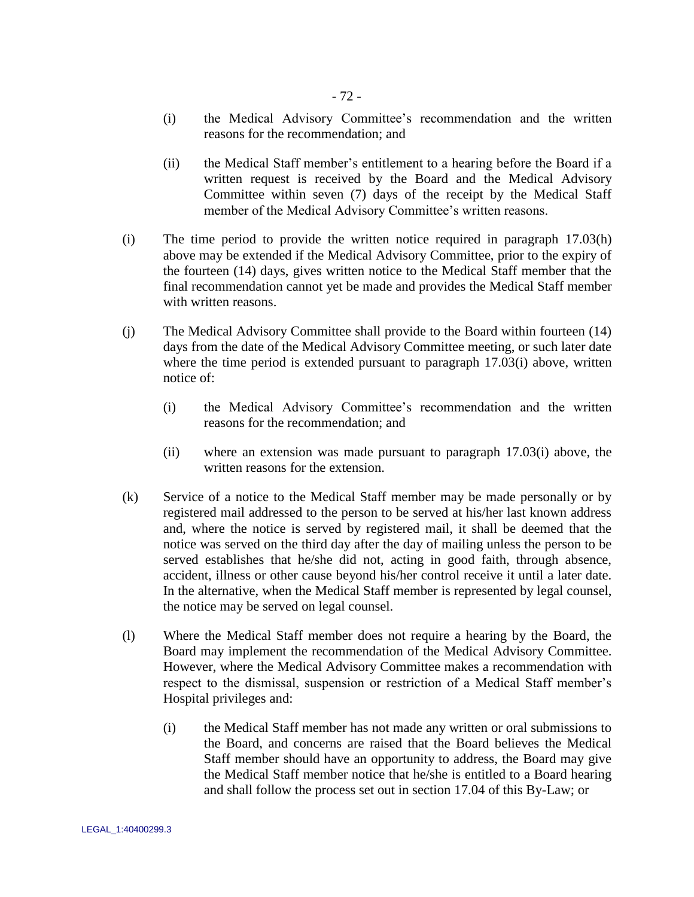(i) the Medical Advisory Committee's recommendation and the written reasons for the recommendation; and

(ii) the Medical Staff member's entitlement to a hearing before the Board if a written request is received by the Board and the Medical Advisory Committee within seven (7) days of the receipt by the Medical Staff member of the Medical Advisory Committee's written reasons.

(i) The time period to provide the written notice required in paragraph 17.03(h) above may be extended if the Medical Advisory Committee, prior to the expiry of the fourteen (14) days, gives written notice to the Medical Staff member that the final recommendation cannot yet be made and provides the Medical Staff member with written reasons.

(j) The Medical Advisory Committee shall provide to the Board within fourteen (14) days from the date of the Medical Advisory Committee meeting, or such later date where the time period is extended pursuant to paragraph 17.03(i) above, written notice of:

(i) the Medical Advisory Committee's recommendation and the written reasons for the recommendation; and

(ii) where an extension was made pursuant to paragraph 17.03(i) above, the written reasons for the extension.

(k) Service of a notice to the Medical Staff member may be made personally or by registered mail addressed to the person to be served at his/her last known address and, where the notice is served by registered mail, it shall be deemed that the notice was served on the third day after the day of mailing unless the person to be served establishes that he/she did not, acting in good faith, through absence, accident, illness or other cause beyond his/her control receive it until a later date. In the alternative, when the Medical Staff member is represented by legal counsel, the notice may be served on legal counsel.

(l) Where the Medical Staff member does not require a hearing by the Board, the Board may implement the recommendation of the Medical Advisory Committee. However, where the Medical Advisory Committee makes a recommendation with respect to the dismissal, suspension or restriction of a Medical Staff member's Hospital privileges and:

(i) the Medical Staff member has not made any written or oral submissions to the Board, and concerns are raised that the Board believes the Medical Staff member should have an opportunity to address, the Board may give the Medical Staff member notice that he/she is entitled to a Board hearing and shall follow the process set out in section 17.04 of this By-Law; or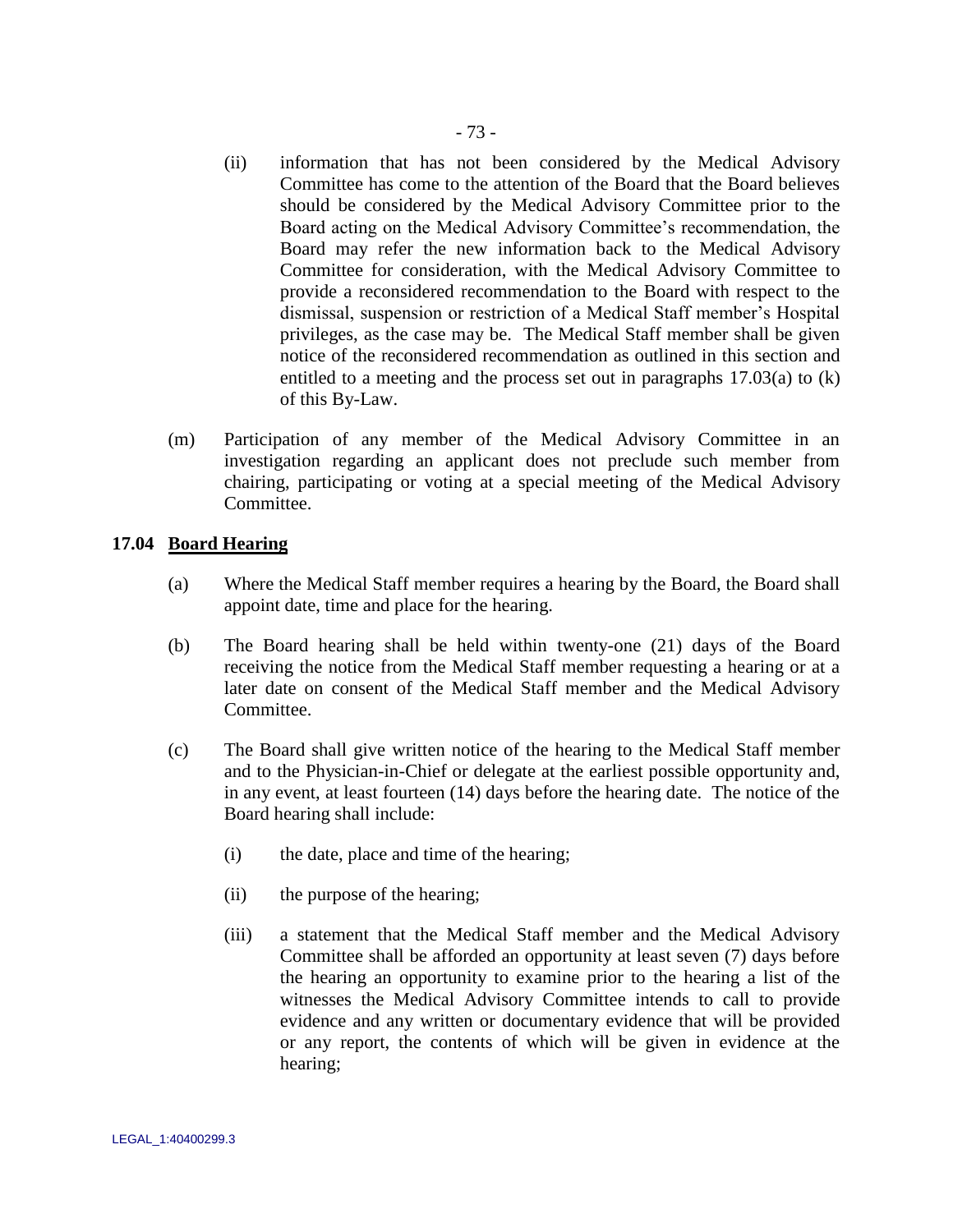(ii) information that has not been considered by the Medical Advisory Committee has come to the attention of the Board that the Board believes should be considered by the Medical Advisory Committee prior to the Board acting on the Medical Advisory Committee's recommendation, the Board may refer the new information back to the Medical Advisory Committee for consideration, with the Medical Advisory Committee to provide a reconsidered recommendation to the Board with respect to the dismissal, suspension or restriction of a Medical Staff member's Hospital privileges, as the case may be. The Medical Staff member shall be given notice of the reconsidered recommendation as outlined in this section and entitled to a meeting and the process set out in paragraphs 17.03(a) to (k) of this By-Law.

(m) Participation of any member of the Medical Advisory Committee in an investigation regarding an applicant does not preclude such member from chairing, participating or voting at a special meeting of the Medical Advisory Committee.

**17.04 <u>Board Hearing</u>**

(a) Where the Medical Staff member requires a hearing by the Board, the Board shall appoint date, time and place for the hearing.

(b) The Board hearing shall be held within twenty-one (21) days of the Board receiving the notice from the Medical Staff member requesting a hearing or at a later date on consent of the Medical Staff member and the Medical Advisory Committee.

(c) The Board shall give written notice of the hearing to the Medical Staff member and to the Physician-in-Chief or delegate at the earliest possible opportunity and, in any event, at least fourteen (14) days before the hearing date. The notice of the Board hearing shall include:

(i) the date, place and time of the hearing;

(ii) the purpose of the hearing;

(iii) a statement that the Medical Staff member and the Medical Advisory Committee shall be afforded an opportunity at least seven (7) days before the hearing an opportunity to examine prior to the hearing a list of the witnesses the Medical Advisory Committee intends to call to provide evidence and any written or documentary evidence that will be provided or any report, the contents of which will be given in evidence at the hearing;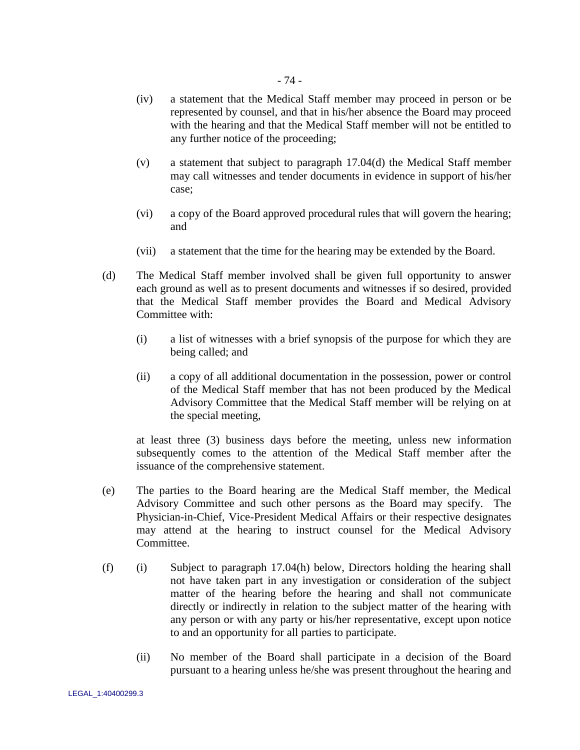(iv) a statement that the Medical Staff member may proceed in person or be represented by counsel, and that in his/her absence the Board may proceed with the hearing and that the Medical Staff member will not be entitled to any further notice of the proceeding;

(v) a statement that subject to paragraph 17.04(d) the Medical Staff member may call witnesses and tender documents in evidence in support of his/her case;

(vi) a copy of the Board approved procedural rules that will govern the hearing; and

(vii) a statement that the time for the hearing may be extended by the Board.

(d) The Medical Staff member involved shall be given full opportunity to answer each ground as well as to present documents and witnesses if so desired, provided that the Medical Staff member provides the Board and Medical Advisory Committee with:

(i) a list of witnesses with a brief synopsis of the purpose for which they are being called; and

(ii) a copy of all additional documentation in the possession, power or control of the Medical Staff member that has not been produced by the Medical Advisory Committee that the Medical Staff member will be relying on at the special meeting,

at least three (3) business days before the meeting, unless new information subsequently comes to the attention of the Medical Staff member after the issuance of the comprehensive statement.

(e) The parties to the Board hearing are the Medical Staff member, the Medical Advisory Committee and such other persons as the Board may specify. The Physician-in-Chief, Vice-President Medical Affairs or their respective designates may attend at the hearing to instruct counsel for the Medical Advisory Committee.

(f) (i) Subject to paragraph 17.04(h) below, Directors holding the hearing shall not have taken part in any investigation or consideration of the subject matter of the hearing before the hearing and shall not communicate directly or indirectly in relation to the subject matter of the hearing with any person or with any party or his/her representative, except upon notice to and an opportunity for all parties to participate.

(ii) No member of the Board shall participate in a decision of the Board pursuant to a hearing unless he/she was present throughout the hearing and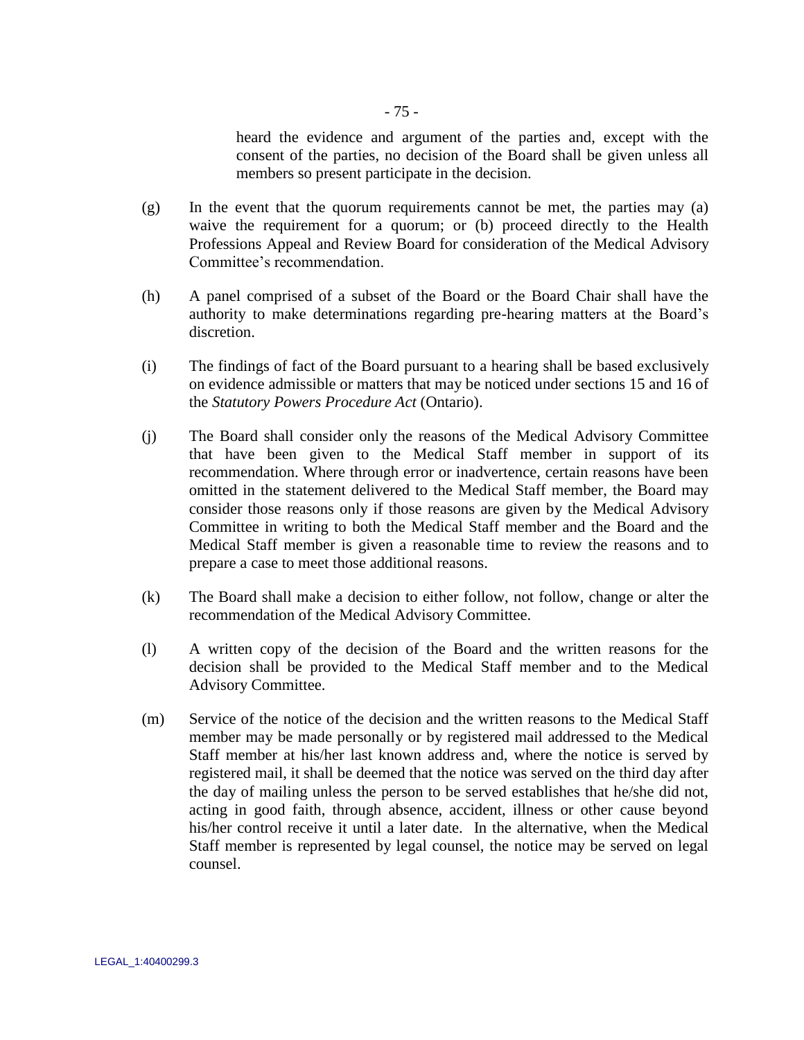heard the evidence and argument of the parties and, except with the consent of the parties, no decision of the Board shall be given unless all members so present participate in the decision.

(g) In the event that the quorum requirements cannot be met, the parties may (a) waive the requirement for a quorum; or (b) proceed directly to the Health Professions Appeal and Review Board for consideration of the Medical Advisory Committee's recommendation.

(h) A panel comprised of a subset of the Board or the Board Chair shall have the authority to make determinations regarding pre-hearing matters at the Board's discretion.

(i) The findings of fact of the Board pursuant to a hearing shall be based exclusively on evidence admissible or matters that may be noticed under sections 15 and 16 of the *Statutory Powers Procedure Act* (Ontario).

(j) The Board shall consider only the reasons of the Medical Advisory Committee that have been given to the Medical Staff member in support of its recommendation. Where through error or inadvertence, certain reasons have been omitted in the statement delivered to the Medical Staff member, the Board may consider those reasons only if those reasons are given by the Medical Advisory Committee in writing to both the Medical Staff member and the Board and the Medical Staff member is given a reasonable time to review the reasons and to prepare a case to meet those additional reasons.

(k) The Board shall make a decision to either follow, not follow, change or alter the recommendation of the Medical Advisory Committee.

(l) A written copy of the decision of the Board and the written reasons for the decision shall be provided to the Medical Staff member and to the Medical Advisory Committee.

(m) Service of the notice of the decision and the written reasons to the Medical Staff member may be made personally or by registered mail addressed to the Medical Staff member at his/her last known address and, where the notice is served by registered mail, it shall be deemed that the notice was served on the third day after the day of mailing unless the person to be served establishes that he/she did not, acting in good faith, through absence, accident, illness or other cause beyond his/her control receive it until a later date. In the alternative, when the Medical Staff member is represented by legal counsel, the notice may be served on legal counsel.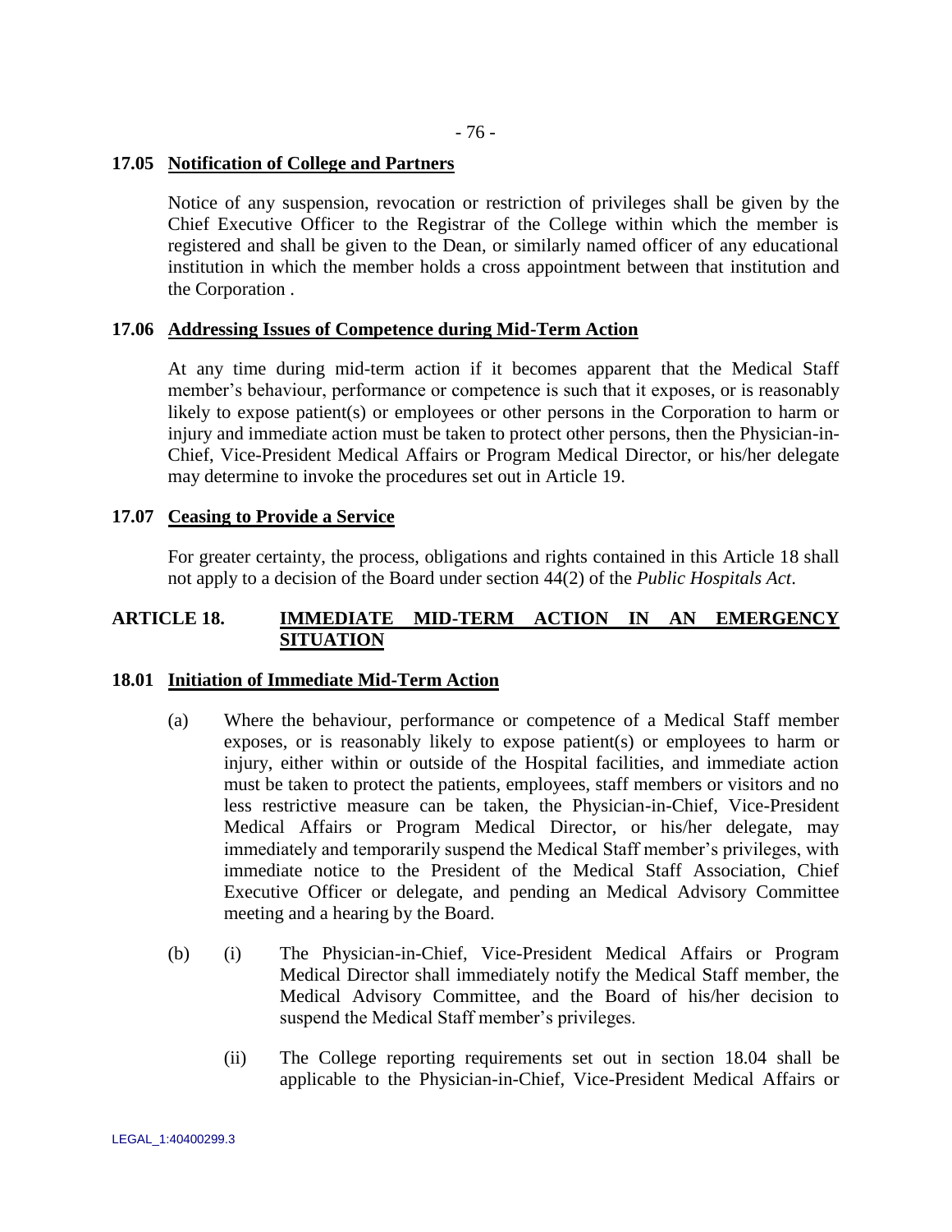### 17.05 Notification of College and Partners

Notice of any suspension, revocation or restriction of privileges shall be given by the Chief Executive Officer to the Registrar of the College within which the member is registered and shall be given to the Dean, or similarly named officer of any educational institution in which the member holds a cross appointment between that institution and the Corporation .

### 17.06 Addressing Issues of Competence during Mid-Term Action

At any time during mid-term action if it becomes apparent that the Medical Staff member's behaviour, performance or competence is such that it exposes, or is reasonably likely to expose patient(s) or employees or other persons in the Corporation to harm or injury and immediate action must be taken to protect other persons, then the Physician-in-Chief, Vice-President Medical Affairs or Program Medical Director, or his/her delegate may determine to invoke the procedures set out in Article 19.

### 17.07 Ceasing to Provide a Service

For greater certainty, the process, obligations and rights contained in this Article 18 shall not apply to a decision of the Board under section 44(2) of the *Public Hospitals Act*.

## ARTICLE 18. IMMEDIATE MID-TERM ACTION IN AN EMERGENCY SITUATION

### 18.01 Initiation of Immediate Mid-Term Action

(a) Where the behaviour, performance or competence of a Medical Staff member exposes, or is reasonably likely to expose patient(s) or employees to harm or injury, either within or outside of the Hospital facilities, and immediate action must be taken to protect the patients, employees, staff members or visitors and no less restrictive measure can be taken, the Physician-in-Chief, Vice-President Medical Affairs or Program Medical Director, or his/her delegate, may immediately and temporarily suspend the Medical Staff member's privileges, with immediate notice to the President of the Medical Staff Association, Chief Executive Officer or delegate, and pending an Medical Advisory Committee meeting and a hearing by the Board.

(b) (i) The Physician-in-Chief, Vice-President Medical Affairs or Program Medical Director shall immediately notify the Medical Staff member, the Medical Advisory Committee, and the Board of his/her decision to suspend the Medical Staff member's privileges.

(ii) The College reporting requirements set out in section 18.04 shall be applicable to the Physician-in-Chief, Vice-President Medical Affairs or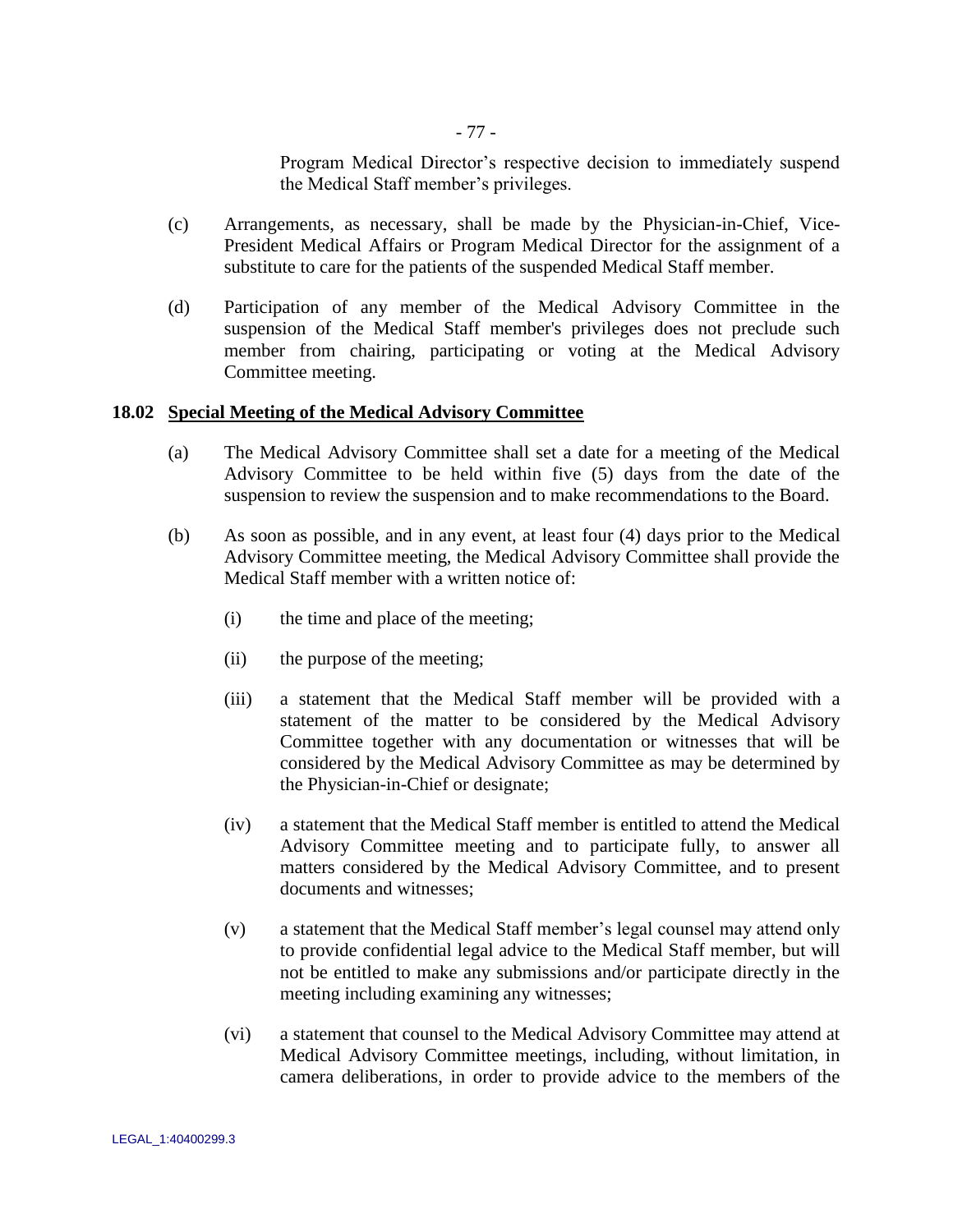Program Medical Director's respective decision to immediately suspend the Medical Staff member's privileges.

(c) Arrangements, as necessary, shall be made by the Physician-in-Chief, Vice-President Medical Affairs or Program Medical Director for the assignment of a substitute to care for the patients of the suspended Medical Staff member.

(d) Participation of any member of the Medical Advisory Committee in the suspension of the Medical Staff member's privileges does not preclude such member from chairing, participating or voting at the Medical Advisory Committee meeting.

### 18.02 Special Meeting of the Medical Advisory Committee

(a) The Medical Advisory Committee shall set a date for a meeting of the Medical Advisory Committee to be held within five (5) days from the date of the suspension to review the suspension and to make recommendations to the Board.

(b) As soon as possible, and in any event, at least four (4) days prior to the Medical Advisory Committee meeting, the Medical Advisory Committee shall provide the Medical Staff member with a written notice of:

(i) the time and place of the meeting;

(ii) the purpose of the meeting;

(iii) a statement that the Medical Staff member will be provided with a statement of the matter to be considered by the Medical Advisory Committee together with any documentation or witnesses that will be considered by the Medical Advisory Committee as may be determined by the Physician-in-Chief or designate;

(iv) a statement that the Medical Staff member is entitled to attend the Medical Advisory Committee meeting and to participate fully, to answer all matters considered by the Medical Advisory Committee, and to present documents and witnesses;

(v) a statement that the Medical Staff member's legal counsel may attend only to provide confidential legal advice to the Medical Staff member, but will not be entitled to make any submissions and/or participate directly in the meeting including examining any witnesses;

(vi) a statement that counsel to the Medical Advisory Committee may attend at Medical Advisory Committee meetings, including, without limitation, in camera deliberations, in order to provide advice to the members of the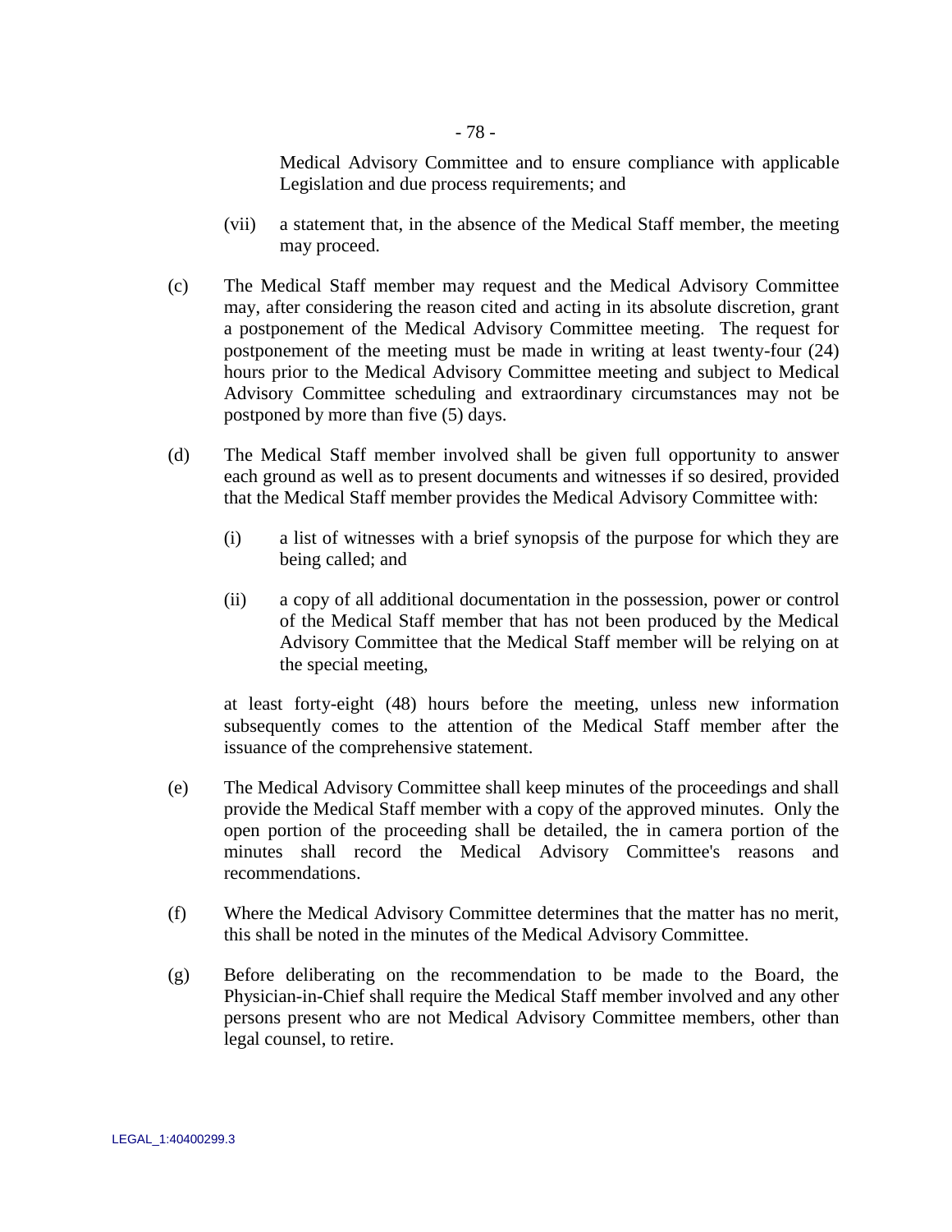Medical Advisory Committee and to ensure compliance with applicable Legislation and due process requirements; and

(vii) a statement that, in the absence of the Medical Staff member, the meeting may proceed.

(c) The Medical Staff member may request and the Medical Advisory Committee may, after considering the reason cited and acting in its absolute discretion, grant a postponement of the Medical Advisory Committee meeting. The request for postponement of the meeting must be made in writing at least twenty-four (24) hours prior to the Medical Advisory Committee meeting and subject to Medical Advisory Committee scheduling and extraordinary circumstances may not be postponed by more than five (5) days.

(d) The Medical Staff member involved shall be given full opportunity to answer each ground as well as to present documents and witnesses if so desired, provided that the Medical Staff member provides the Medical Advisory Committee with:

(i) a list of witnesses with a brief synopsis of the purpose for which they are being called; and

(ii) a copy of all additional documentation in the possession, power or control of the Medical Staff member that has not been produced by the Medical Advisory Committee that the Medical Staff member will be relying on at the special meeting,

at least forty-eight (48) hours before the meeting, unless new information subsequently comes to the attention of the Medical Staff member after the issuance of the comprehensive statement.

(e) The Medical Advisory Committee shall keep minutes of the proceedings and shall provide the Medical Staff member with a copy of the approved minutes. Only the open portion of the proceeding shall be detailed, the in camera portion of the minutes shall record the Medical Advisory Committee's reasons and recommendations.

(f) Where the Medical Advisory Committee determines that the matter has no merit, this shall be noted in the minutes of the Medical Advisory Committee.

(g) Before deliberating on the recommendation to be made to the Board, the Physician-in-Chief shall require the Medical Staff member involved and any other persons present who are not Medical Advisory Committee members, other than legal counsel, to retire.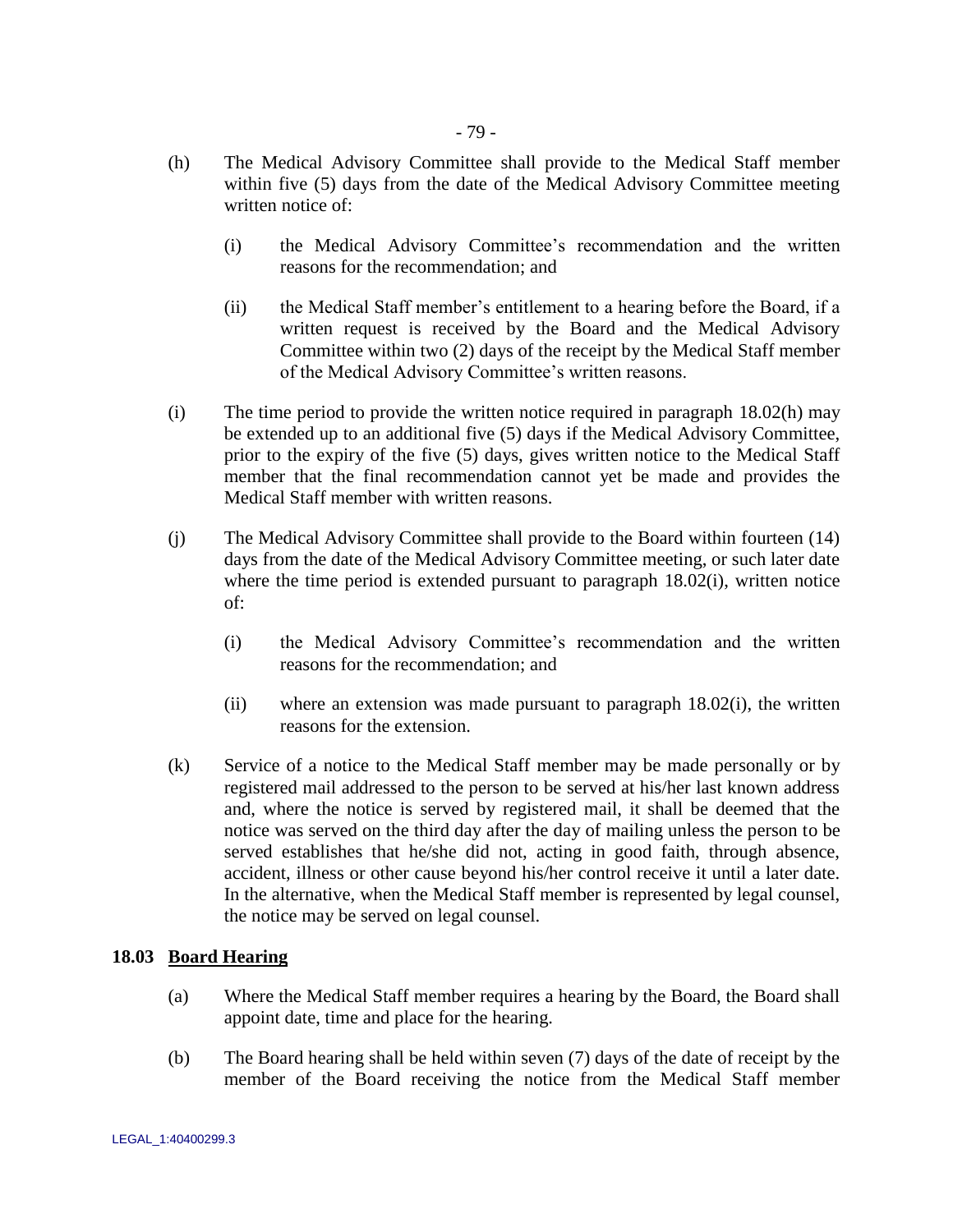(h) The Medical Advisory Committee shall provide to the Medical Staff member within five (5) days from the date of the Medical Advisory Committee meeting written notice of:

 (i) the Medical Advisory Committee's recommendation and the written reasons for the recommendation; and

 (ii) the Medical Staff member's entitlement to a hearing before the Board, if a written request is received by the Board and the Medical Advisory Committee within two (2) days of the receipt by the Medical Staff member of the Medical Advisory Committee's written reasons.

(i) The time period to provide the written notice required in paragraph 18.02(h) may be extended up to an additional five (5) days if the Medical Advisory Committee, prior to the expiry of the five (5) days, gives written notice to the Medical Staff member that the final recommendation cannot yet be made and provides the Medical Staff member with written reasons.

(j) The Medical Advisory Committee shall provide to the Board within fourteen (14) days from the date of the Medical Advisory Committee meeting, or such later date where the time period is extended pursuant to paragraph 18.02(i), written notice of:

 (i) the Medical Advisory Committee's recommendation and the written reasons for the recommendation; and

 (ii) where an extension was made pursuant to paragraph 18.02(i), the written reasons for the extension.

(k) Service of a notice to the Medical Staff member may be made personally or by registered mail addressed to the person to be served at his/her last known address and, where the notice is served by registered mail, it shall be deemed that the notice was served on the third day after the day of mailing unless the person to be served establishes that he/she did not, acting in good faith, through absence, accident, illness or other cause beyond his/her control receive it until a later date. In the alternative, when the Medical Staff member is represented by legal counsel, the notice may be served on legal counsel.

**18.03 Board Hearing**

(a) Where the Medical Staff member requires a hearing by the Board, the Board shall appoint date, time and place for the hearing.

(b) The Board hearing shall be held within seven (7) days of the date of receipt by the member of the Board receiving the notice from the Medical Staff member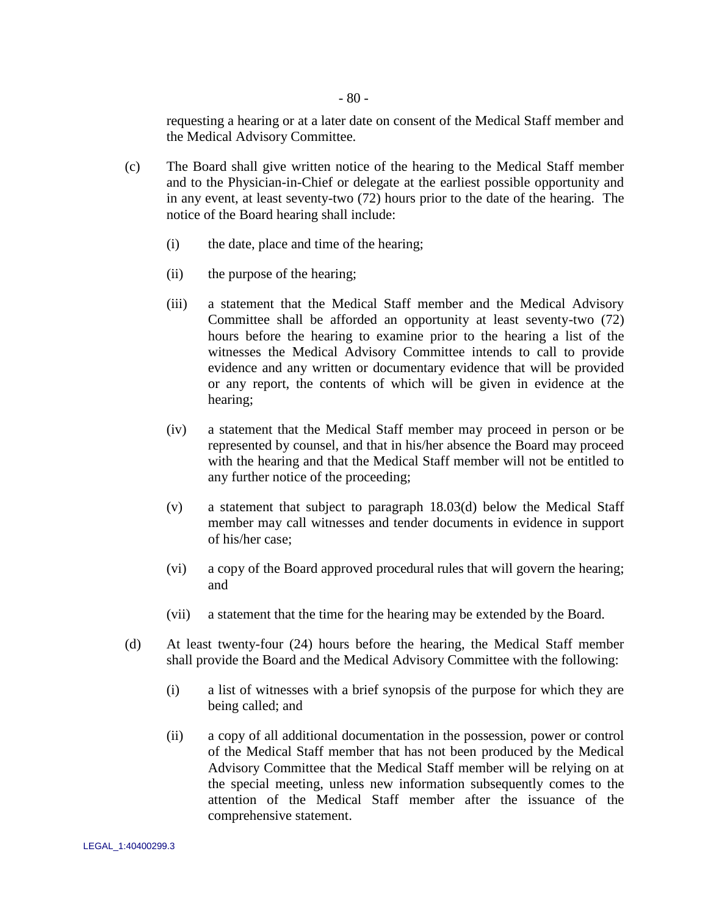requesting a hearing or at a later date on consent of the Medical Staff member and the Medical Advisory Committee.

(c) The Board shall give written notice of the hearing to the Medical Staff member and to the Physician-in-Chief or delegate at the earliest possible opportunity and in any event, at least seventy-two (72) hours prior to the date of the hearing. The notice of the Board hearing shall include:

  (i) the date, place and time of the hearing;

  (ii) the purpose of the hearing;

  (iii) a statement that the Medical Staff member and the Medical Advisory Committee shall be afforded an opportunity at least seventy-two (72) hours before the hearing to examine prior to the hearing a list of the witnesses the Medical Advisory Committee intends to call to provide evidence and any written or documentary evidence that will be provided or any report, the contents of which will be given in evidence at the hearing;

  (iv) a statement that the Medical Staff member may proceed in person or be represented by counsel, and that in his/her absence the Board may proceed with the hearing and that the Medical Staff member will not be entitled to any further notice of the proceeding;

  (v) a statement that subject to paragraph 18.03(d) below the Medical Staff member may call witnesses and tender documents in evidence in support of his/her case;

  (vi) a copy of the Board approved procedural rules that will govern the hearing; and

  (vii) a statement that the time for the hearing may be extended by the Board.

(d) At least twenty-four (24) hours before the hearing, the Medical Staff member shall provide the Board and the Medical Advisory Committee with the following:

  (i) a list of witnesses with a brief synopsis of the purpose for which they are being called; and

  (ii) a copy of all additional documentation in the possession, power or control of the Medical Staff member that has not been produced by the Medical Advisory Committee that the Medical Staff member will be relying on at the special meeting, unless new information subsequently comes to the attention of the Medical Staff member after the issuance of the comprehensive statement.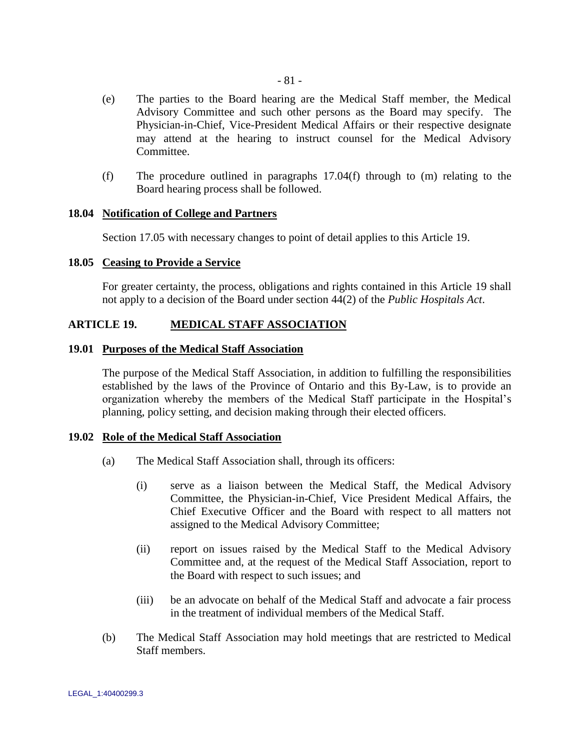(e) The parties to the Board hearing are the Medical Staff member, the Medical Advisory Committee and such other persons as the Board may specify. The Physician-in-Chief, Vice-President Medical Affairs or their respective designate may attend at the hearing to instruct counsel for the Medical Advisory Committee.

(f) The procedure outlined in paragraphs 17.04(f) through to (m) relating to the Board hearing process shall be followed.

**18.04 Notification of College and Partners**

Section 17.05 with necessary changes to point of detail applies to this Article 19.

**18.05 Ceasing to Provide a Service**

For greater certainty, the process, obligations and rights contained in this Article 19 shall not apply to a decision of the Board under section 44(2) of the *Public Hospitals Act*.

## ARTICLE 19. MEDICAL STAFF ASSOCIATION

**19.01 Purposes of the Medical Staff Association**

The purpose of the Medical Staff Association, in addition to fulfilling the responsibilities established by the laws of the Province of Ontario and this By-Law, is to provide an organization whereby the members of the Medical Staff participate in the Hospital's planning, policy setting, and decision making through their elected officers.

**19.02 Role of the Medical Staff Association**

(a) The Medical Staff Association shall, through its officers:

(i) serve as a liaison between the Medical Staff, the Medical Advisory Committee, the Physician-in-Chief, Vice President Medical Affairs, the Chief Executive Officer and the Board with respect to all matters not assigned to the Medical Advisory Committee;

(ii) report on issues raised by the Medical Staff to the Medical Advisory Committee and, at the request of the Medical Staff Association, report to the Board with respect to such issues; and

(iii) be an advocate on behalf of the Medical Staff and advocate a fair process in the treatment of individual members of the Medical Staff.

(b) The Medical Staff Association may hold meetings that are restricted to Medical Staff members.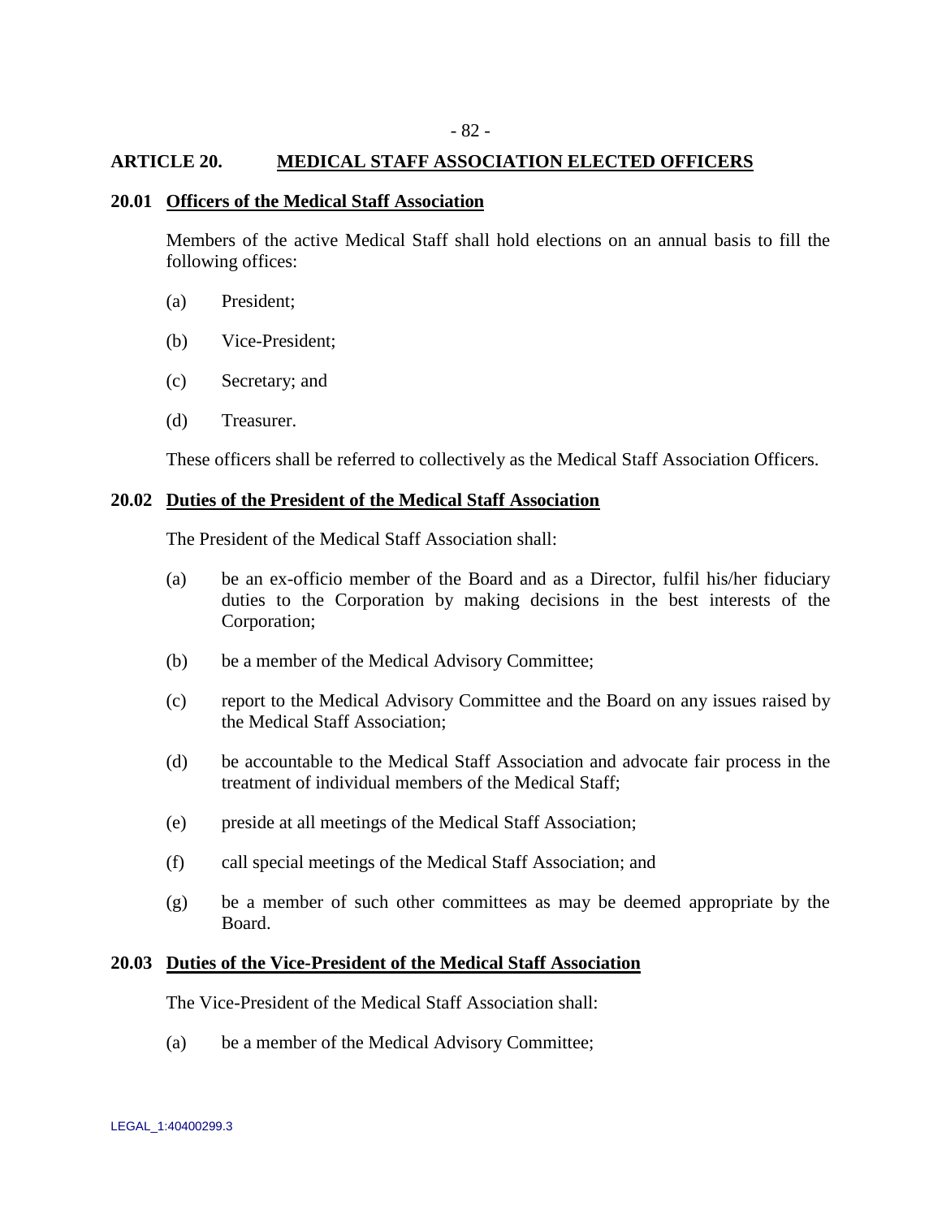## ARTICLE 20. MEDICAL STAFF ASSOCIATION ELECTED OFFICERS

### 20.01 Officers of the Medical Staff Association

Members of the active Medical Staff shall hold elections on an annual basis to fill the following offices:

(a) President;

(b) Vice-President;

(c) Secretary; and

(d) Treasurer.

These officers shall be referred to collectively as the Medical Staff Association Officers.

### 20.02 Duties of the President of the Medical Staff Association

The President of the Medical Staff Association shall:

(a) be an ex-officio member of the Board and as a Director, fulfil his/her fiduciary duties to the Corporation by making decisions in the best interests of the Corporation;

(b) be a member of the Medical Advisory Committee;

(c) report to the Medical Advisory Committee and the Board on any issues raised by the Medical Staff Association;

(d) be accountable to the Medical Staff Association and advocate fair process in the treatment of individual members of the Medical Staff;

(e) preside at all meetings of the Medical Staff Association;

(f) call special meetings of the Medical Staff Association; and

(g) be a member of such other committees as may be deemed appropriate by the Board.

### 20.03 Duties of the Vice-President of the Medical Staff Association

The Vice-President of the Medical Staff Association shall:

(a) be a member of the Medical Advisory Committee;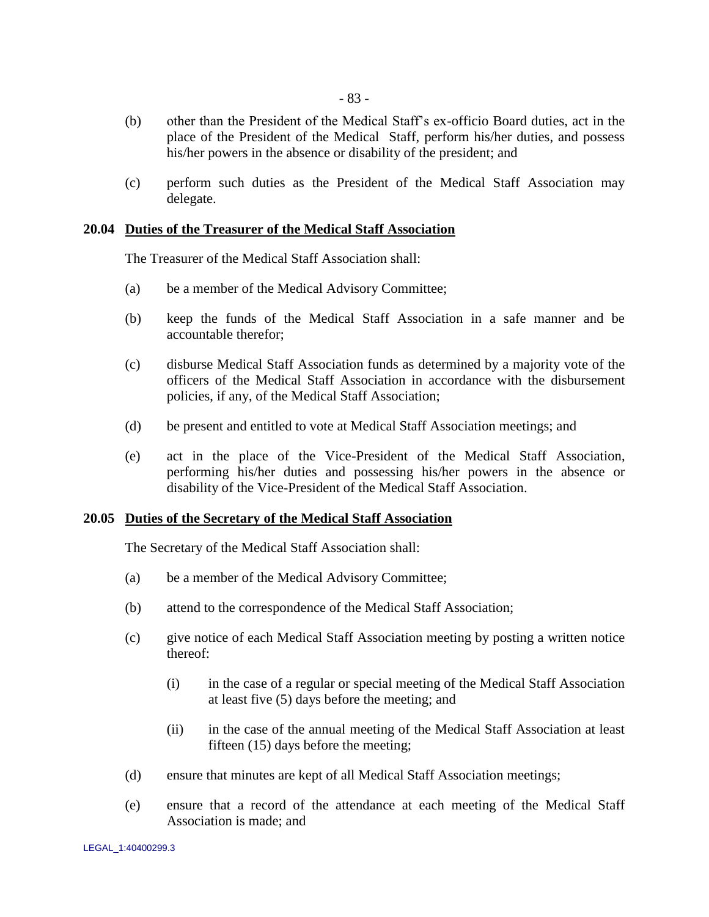(b) other than the President of the Medical Staff's ex-officio Board duties, act in the place of the President of the Medical Staff, perform his/her duties, and possess his/her powers in the absence or disability of the president; and

(c) perform such duties as the President of the Medical Staff Association may delegate.

### 20.04 Duties of the Treasurer of the Medical Staff Association

The Treasurer of the Medical Staff Association shall:

(a) be a member of the Medical Advisory Committee;

(b) keep the funds of the Medical Staff Association in a safe manner and be accountable therefor;

(c) disburse Medical Staff Association funds as determined by a majority vote of the officers of the Medical Staff Association in accordance with the disbursement policies, if any, of the Medical Staff Association;

(d) be present and entitled to vote at Medical Staff Association meetings; and

(e) act in the place of the Vice-President of the Medical Staff Association, performing his/her duties and possessing his/her powers in the absence or disability of the Vice-President of the Medical Staff Association.

### 20.05 Duties of the Secretary of the Medical Staff Association

The Secretary of the Medical Staff Association shall:

(a) be a member of the Medical Advisory Committee;

(b) attend to the correspondence of the Medical Staff Association;

(c) give notice of each Medical Staff Association meeting by posting a written notice thereof:

  (i) in the case of a regular or special meeting of the Medical Staff Association at least five (5) days before the meeting; and

  (ii) in the case of the annual meeting of the Medical Staff Association at least fifteen (15) days before the meeting;

(d) ensure that minutes are kept of all Medical Staff Association meetings;

(e) ensure that a record of the attendance at each meeting of the Medical Staff Association is made; and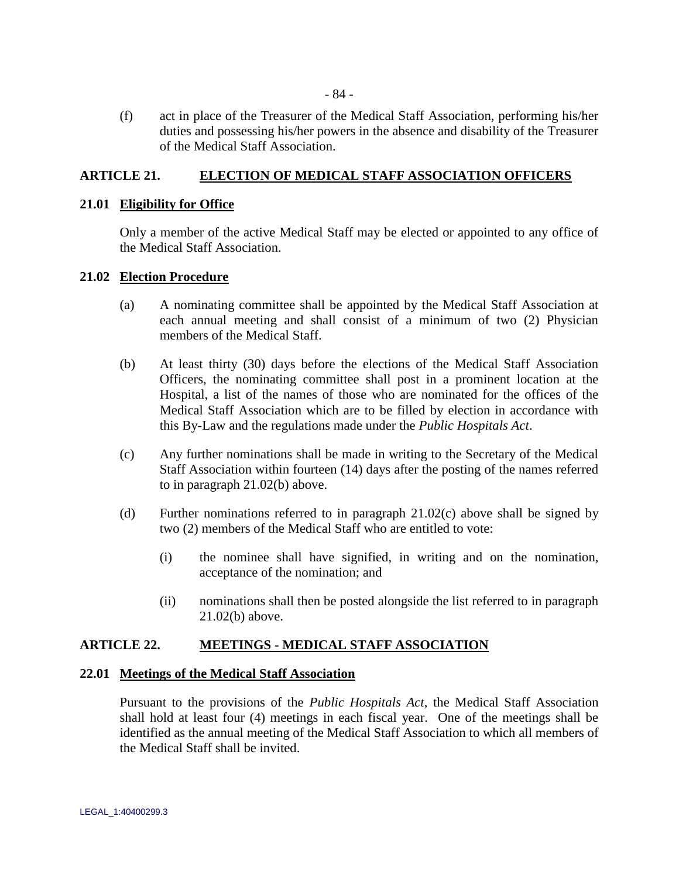(f) act in place of the Treasurer of the Medical Staff Association, performing his/her duties and possessing his/her powers in the absence and disability of the Treasurer of the Medical Staff Association.

## ARTICLE 21. ELECTION OF MEDICAL STAFF ASSOCIATION OFFICERS

### 21.01 Eligibility for Office

Only a member of the active Medical Staff may be elected or appointed to any office of the Medical Staff Association.

### 21.02 Election Procedure

(a) A nominating committee shall be appointed by the Medical Staff Association at each annual meeting and shall consist of a minimum of two (2) Physician members of the Medical Staff.

(b) At least thirty (30) days before the elections of the Medical Staff Association Officers, the nominating committee shall post in a prominent location at the Hospital, a list of the names of those who are nominated for the offices of the Medical Staff Association which are to be filled by election in accordance with this By-Law and the regulations made under the *Public Hospitals Act*.

(c) Any further nominations shall be made in writing to the Secretary of the Medical Staff Association within fourteen (14) days after the posting of the names referred to in paragraph 21.02(b) above.

(d) Further nominations referred to in paragraph 21.02(c) above shall be signed by two (2) members of the Medical Staff who are entitled to vote:

  (i) the nominee shall have signified, in writing and on the nomination, acceptance of the nomination; and

  (ii) nominations shall then be posted alongside the list referred to in paragraph 21.02(b) above.

## ARTICLE 22. MEETINGS - MEDICAL STAFF ASSOCIATION

### 22.01 Meetings of the Medical Staff Association

Pursuant to the provisions of the *Public Hospitals Act*, the Medical Staff Association shall hold at least four (4) meetings in each fiscal year. One of the meetings shall be identified as the annual meeting of the Medical Staff Association to which all members of the Medical Staff shall be invited.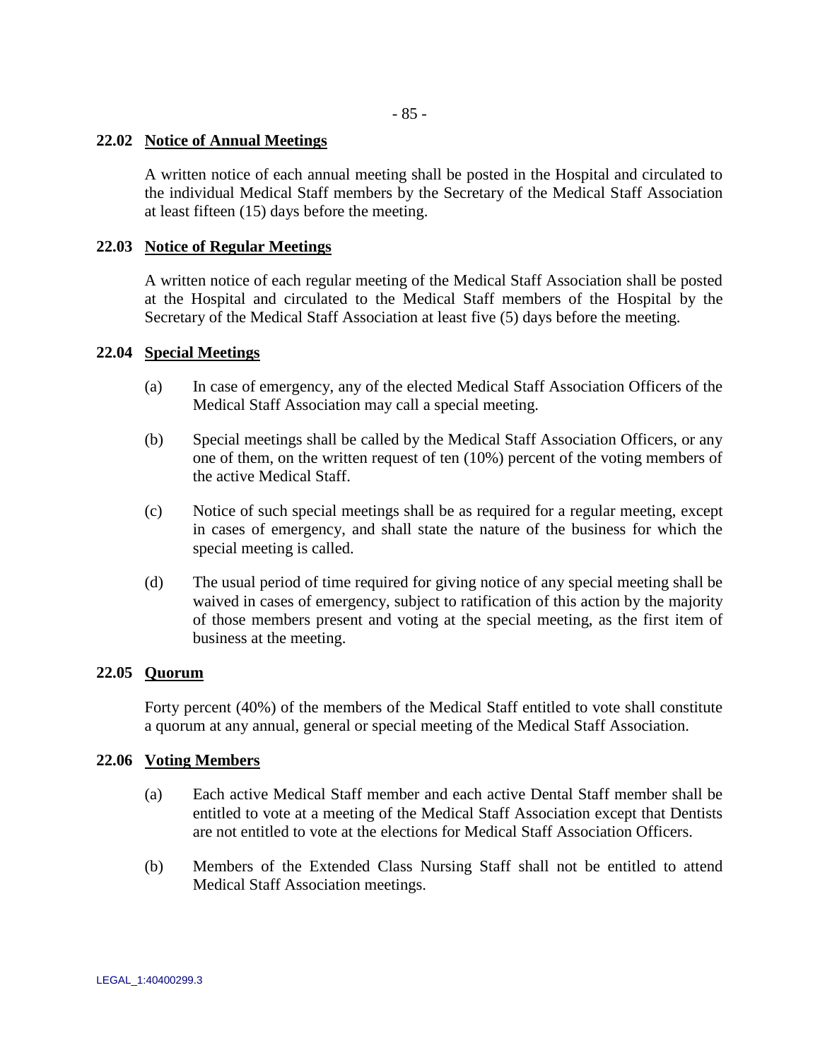### 22.02 Notice of Annual Meetings

A written notice of each annual meeting shall be posted in the Hospital and circulated to the individual Medical Staff members by the Secretary of the Medical Staff Association at least fifteen (15) days before the meeting.

### 22.03 Notice of Regular Meetings

A written notice of each regular meeting of the Medical Staff Association shall be posted at the Hospital and circulated to the Medical Staff members of the Hospital by the Secretary of the Medical Staff Association at least five (5) days before the meeting.

### 22.04 Special Meetings

(a) In case of emergency, any of the elected Medical Staff Association Officers of the Medical Staff Association may call a special meeting.

(b) Special meetings shall be called by the Medical Staff Association Officers, or any one of them, on the written request of ten (10%) percent of the voting members of the active Medical Staff.

(c) Notice of such special meetings shall be as required for a regular meeting, except in cases of emergency, and shall state the nature of the business for which the special meeting is called.

(d) The usual period of time required for giving notice of any special meeting shall be waived in cases of emergency, subject to ratification of this action by the majority of those members present and voting at the special meeting, as the first item of business at the meeting.

### 22.05 Quorum

Forty percent (40%) of the members of the Medical Staff entitled to vote shall constitute a quorum at any annual, general or special meeting of the Medical Staff Association.

### 22.06 Voting Members

(a) Each active Medical Staff member and each active Dental Staff member shall be entitled to vote at a meeting of the Medical Staff Association except that Dentists are not entitled to vote at the elections for Medical Staff Association Officers.

(b) Members of the Extended Class Nursing Staff shall not be entitled to attend Medical Staff Association meetings.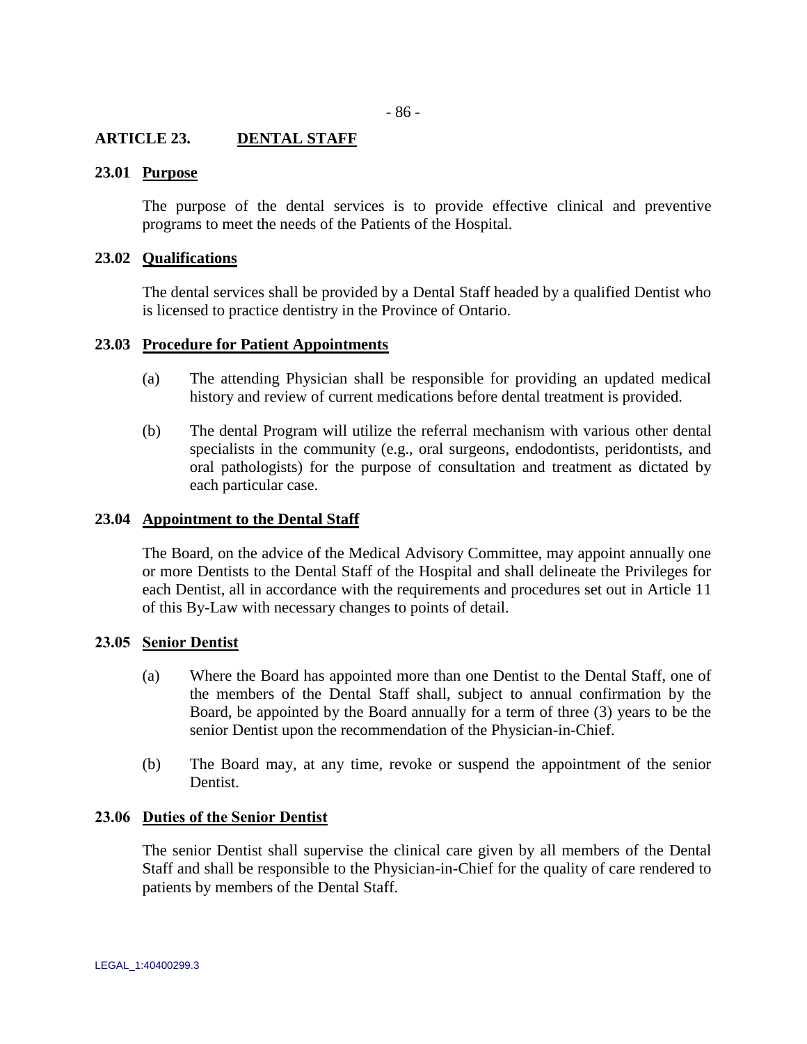## ARTICLE 23. DENTAL STAFF

### 23.01 Purpose

The purpose of the dental services is to provide effective clinical and preventive programs to meet the needs of the Patients of the Hospital.

### 23.02 Qualifications

The dental services shall be provided by a Dental Staff headed by a qualified Dentist who is licensed to practice dentistry in the Province of Ontario.

### 23.03 Procedure for Patient Appointments

(a) The attending Physician shall be responsible for providing an updated medical history and review of current medications before dental treatment is provided.

(b) The dental Program will utilize the referral mechanism with various other dental specialists in the community (e.g., oral surgeons, endodontists, peridontists, and oral pathologists) for the purpose of consultation and treatment as dictated by each particular case.

### 23.04 Appointment to the Dental Staff

The Board, on the advice of the Medical Advisory Committee, may appoint annually one or more Dentists to the Dental Staff of the Hospital and shall delineate the Privileges for each Dentist, all in accordance with the requirements and procedures set out in Article 11 of this By-Law with necessary changes to points of detail.

### 23.05 Senior Dentist

(a) Where the Board has appointed more than one Dentist to the Dental Staff, one of the members of the Dental Staff shall, subject to annual confirmation by the Board, be appointed by the Board annually for a term of three (3) years to be the senior Dentist upon the recommendation of the Physician-in-Chief.

(b) The Board may, at any time, revoke or suspend the appointment of the senior Dentist.

### 23.06 Duties of the Senior Dentist

The senior Dentist shall supervise the clinical care given by all members of the Dental Staff and shall be responsible to the Physician-in-Chief for the quality of care rendered to patients by members of the Dental Staff.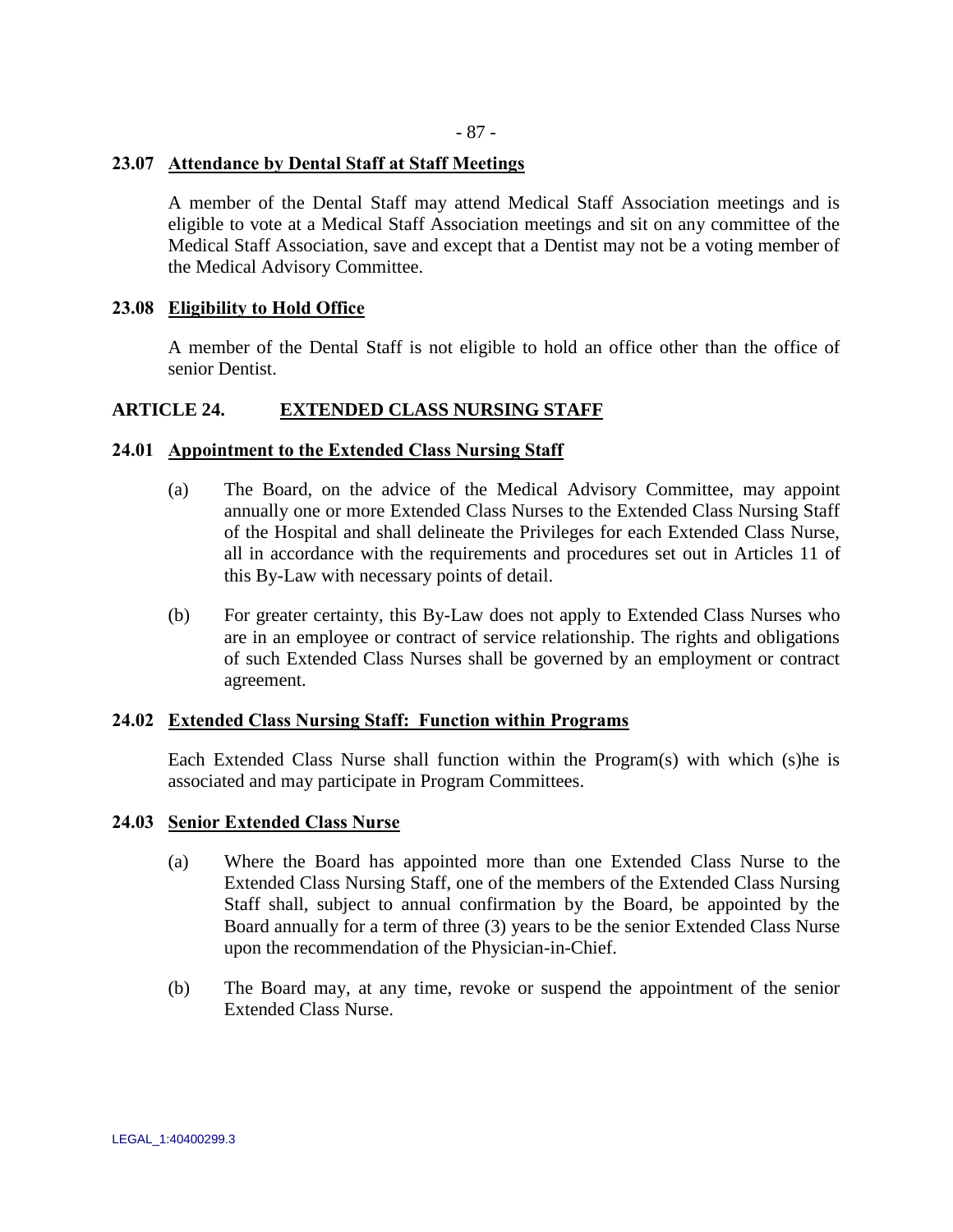### 23.07 Attendance by Dental Staff at Staff Meetings

A member of the Dental Staff may attend Medical Staff Association meetings and is eligible to vote at a Medical Staff Association meetings and sit on any committee of the Medical Staff Association, save and except that a Dentist may not be a voting member of the Medical Advisory Committee.

### 23.08 Eligibility to Hold Office

A member of the Dental Staff is not eligible to hold an office other than the office of senior Dentist.

## ARTICLE 24. EXTENDED CLASS NURSING STAFF

### 24.01 Appointment to the Extended Class Nursing Staff

(a) The Board, on the advice of the Medical Advisory Committee, may appoint annually one or more Extended Class Nurses to the Extended Class Nursing Staff of the Hospital and shall delineate the Privileges for each Extended Class Nurse, all in accordance with the requirements and procedures set out in Articles 11 of this By-Law with necessary points of detail.

(b) For greater certainty, this By-Law does not apply to Extended Class Nurses who are in an employee or contract of service relationship. The rights and obligations of such Extended Class Nurses shall be governed by an employment or contract agreement.

### 24.02 Extended Class Nursing Staff: Function within Programs

Each Extended Class Nurse shall function within the Program(s) with which (s)he is associated and may participate in Program Committees.

### 24.03 Senior Extended Class Nurse

(a) Where the Board has appointed more than one Extended Class Nurse to the Extended Class Nursing Staff, one of the members of the Extended Class Nursing Staff shall, subject to annual confirmation by the Board, be appointed by the Board annually for a term of three (3) years to be the senior Extended Class Nurse upon the recommendation of the Physician-in-Chief.

(b) The Board may, at any time, revoke or suspend the appointment of the senior Extended Class Nurse.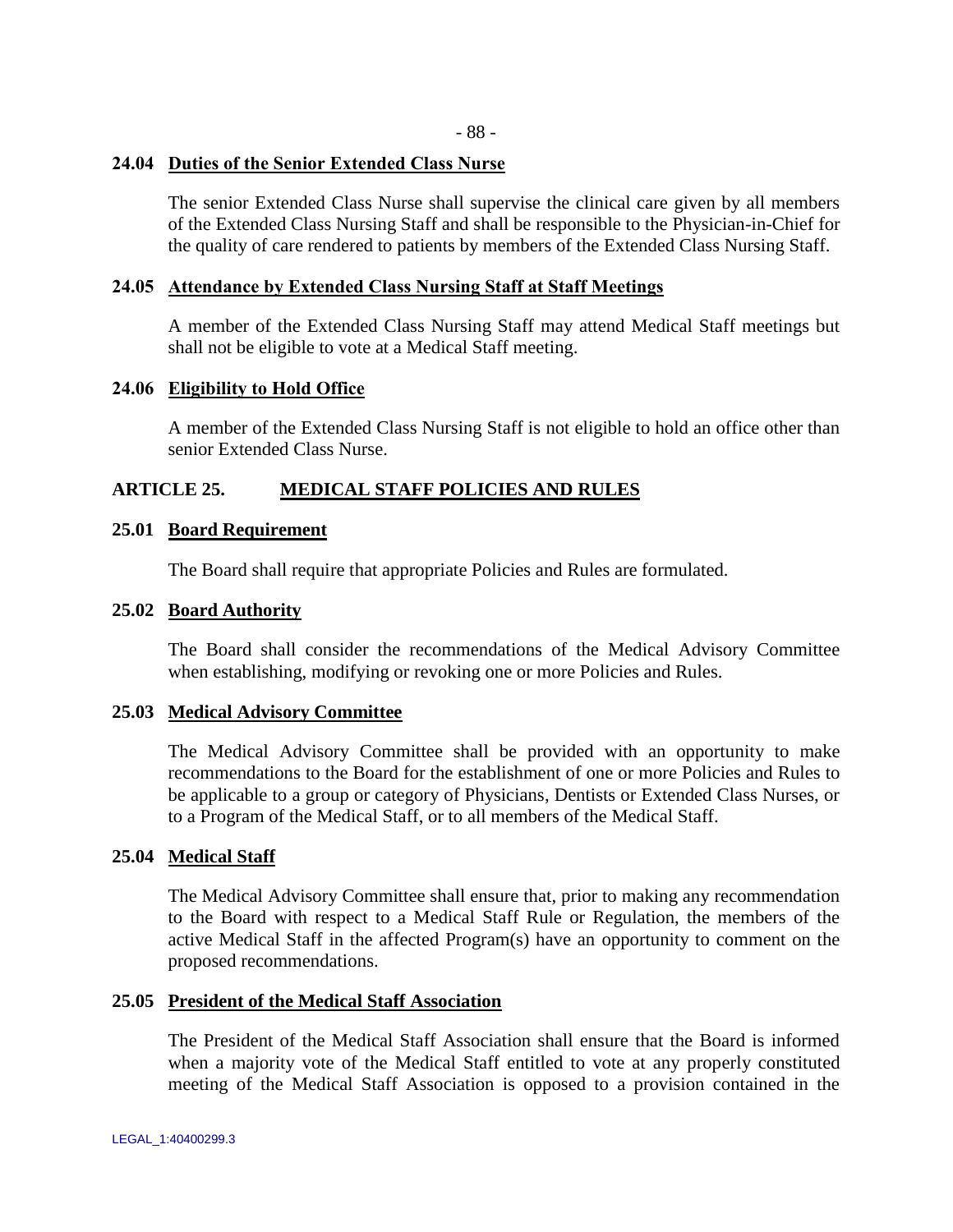### 24.04 Duties of the Senior Extended Class Nurse

The senior Extended Class Nurse shall supervise the clinical care given by all members of the Extended Class Nursing Staff and shall be responsible to the Physician-in-Chief for the quality of care rendered to patients by members of the Extended Class Nursing Staff.

### 24.05 Attendance by Extended Class Nursing Staff at Staff Meetings

A member of the Extended Class Nursing Staff may attend Medical Staff meetings but shall not be eligible to vote at a Medical Staff meeting.

### 24.06 Eligibility to Hold Office

A member of the Extended Class Nursing Staff is not eligible to hold an office other than senior Extended Class Nurse.

## ARTICLE 25. MEDICAL STAFF POLICIES AND RULES

### 25.01 Board Requirement

The Board shall require that appropriate Policies and Rules are formulated.

### 25.02 Board Authority

The Board shall consider the recommendations of the Medical Advisory Committee when establishing, modifying or revoking one or more Policies and Rules.

### 25.03 Medical Advisory Committee

The Medical Advisory Committee shall be provided with an opportunity to make recommendations to the Board for the establishment of one or more Policies and Rules to be applicable to a group or category of Physicians, Dentists or Extended Class Nurses, or to a Program of the Medical Staff, or to all members of the Medical Staff.

### 25.04 Medical Staff

The Medical Advisory Committee shall ensure that, prior to making any recommendation to the Board with respect to a Medical Staff Rule or Regulation, the members of the active Medical Staff in the affected Program(s) have an opportunity to comment on the proposed recommendations.

### 25.05 President of the Medical Staff Association

The President of the Medical Staff Association shall ensure that the Board is informed when a majority vote of the Medical Staff entitled to vote at any properly constituted meeting of the Medical Staff Association is opposed to a provision contained in the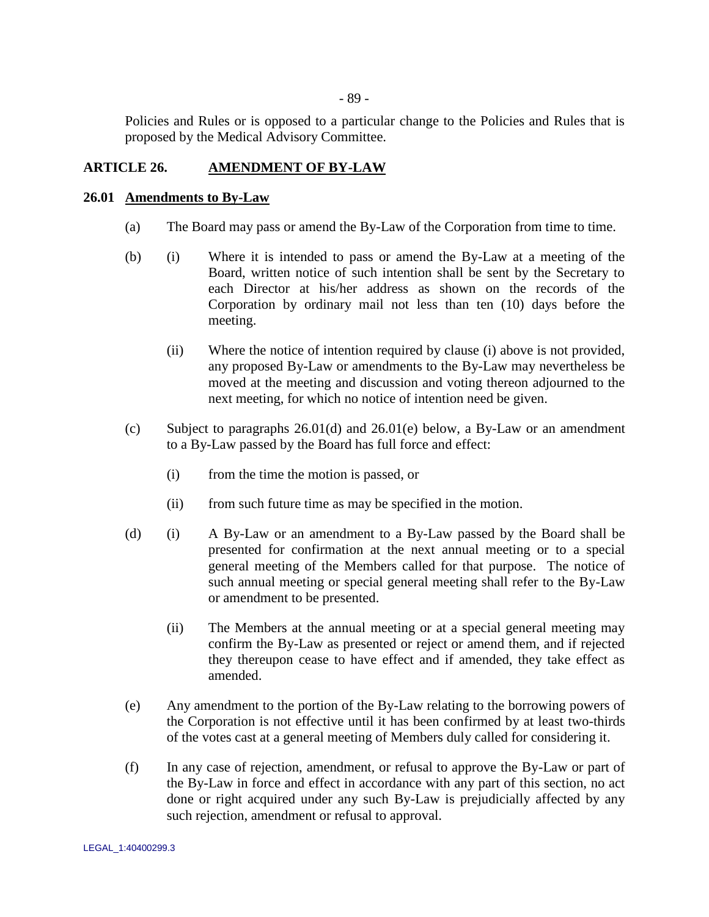Policies and Rules or is opposed to a particular change to the Policies and Rules that is proposed by the Medical Advisory Committee.

## ARTICLE 26. AMENDMENT OF BY-LAW

### 26.01 Amendments to By-Law

(a) The Board may pass or amend the By-Law of the Corporation from time to time.

(b) (i) Where it is intended to pass or amend the By-Law at a meeting of the Board, written notice of such intention shall be sent by the Secretary to each Director at his/her address as shown on the records of the Corporation by ordinary mail not less than ten (10) days before the meeting.

(ii) Where the notice of intention required by clause (i) above is not provided, any proposed By-Law or amendments to the By-Law may nevertheless be moved at the meeting and discussion and voting thereon adjourned to the next meeting, for which no notice of intention need be given.

(c) Subject to paragraphs 26.01(d) and 26.01(e) below, a By-Law or an amendment to a By-Law passed by the Board has full force and effect:

(i) from the time the motion is passed, or

(ii) from such future time as may be specified in the motion.

(d) (i) A By-Law or an amendment to a By-Law passed by the Board shall be presented for confirmation at the next annual meeting or to a special general meeting of the Members called for that purpose. The notice of such annual meeting or special general meeting shall refer to the By-Law or amendment to be presented.

(ii) The Members at the annual meeting or at a special general meeting may confirm the By-Law as presented or reject or amend them, and if rejected they thereupon cease to have effect and if amended, they take effect as amended.

(e) Any amendment to the portion of the By-Law relating to the borrowing powers of the Corporation is not effective until it has been confirmed by at least two-thirds of the votes cast at a general meeting of Members duly called for considering it.

(f) In any case of rejection, amendment, or refusal to approve the By-Law or part of the By-Law in force and effect in accordance with any part of this section, no act done or right acquired under any such By-Law is prejudicially affected by any such rejection, amendment or refusal to approval.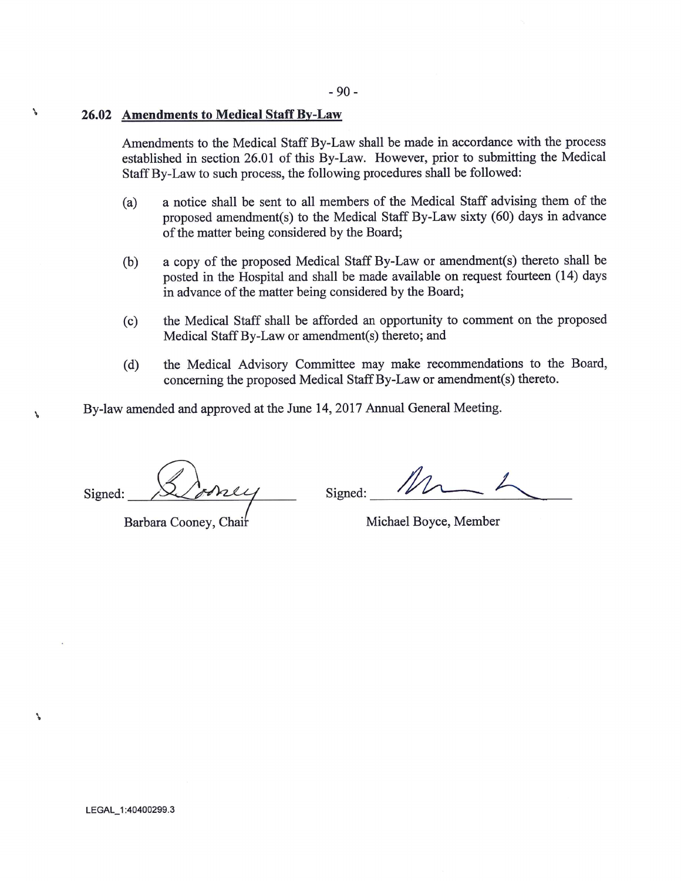### 26.02 Amendments to Medical Staff By-Law

Amendments to the Medical Staff By-Law shall be made in accordance with the process established in section 26.01 of this By-Law. However, prior to submitting the Medical Staff By-Law to such process, the following procedures shall be followed:

(a) a notice shall be sent to all members of the Medical Staff advising them of the proposed amendment(s) to the Medical Staff By-Law sixty (60) days in advance of the matter being considered by the Board;

(b) a copy of the proposed Medical Staff By-Law or amendment(s) thereto shall be posted in the Hospital and shall be made available on request fourteen (14) days in advance of the matter being considered by the Board;

(c) the Medical Staff shall be afforded an opportunity to comment on the proposed Medical Staff By-Law or amendment(s) thereto; and

(d) the Medical Advisory Committee may make recommendations to the Board, concerning the proposed Medical Staff By-Law or amendment(s) thereto.

By-law amended and approved at the June 14, 2017 Annual General Meeting.

Signed: ____________________ Barbara Cooney, Chair

Signed: ____________________ Michael Boyce, Member

LEGAL_1:40400299.3